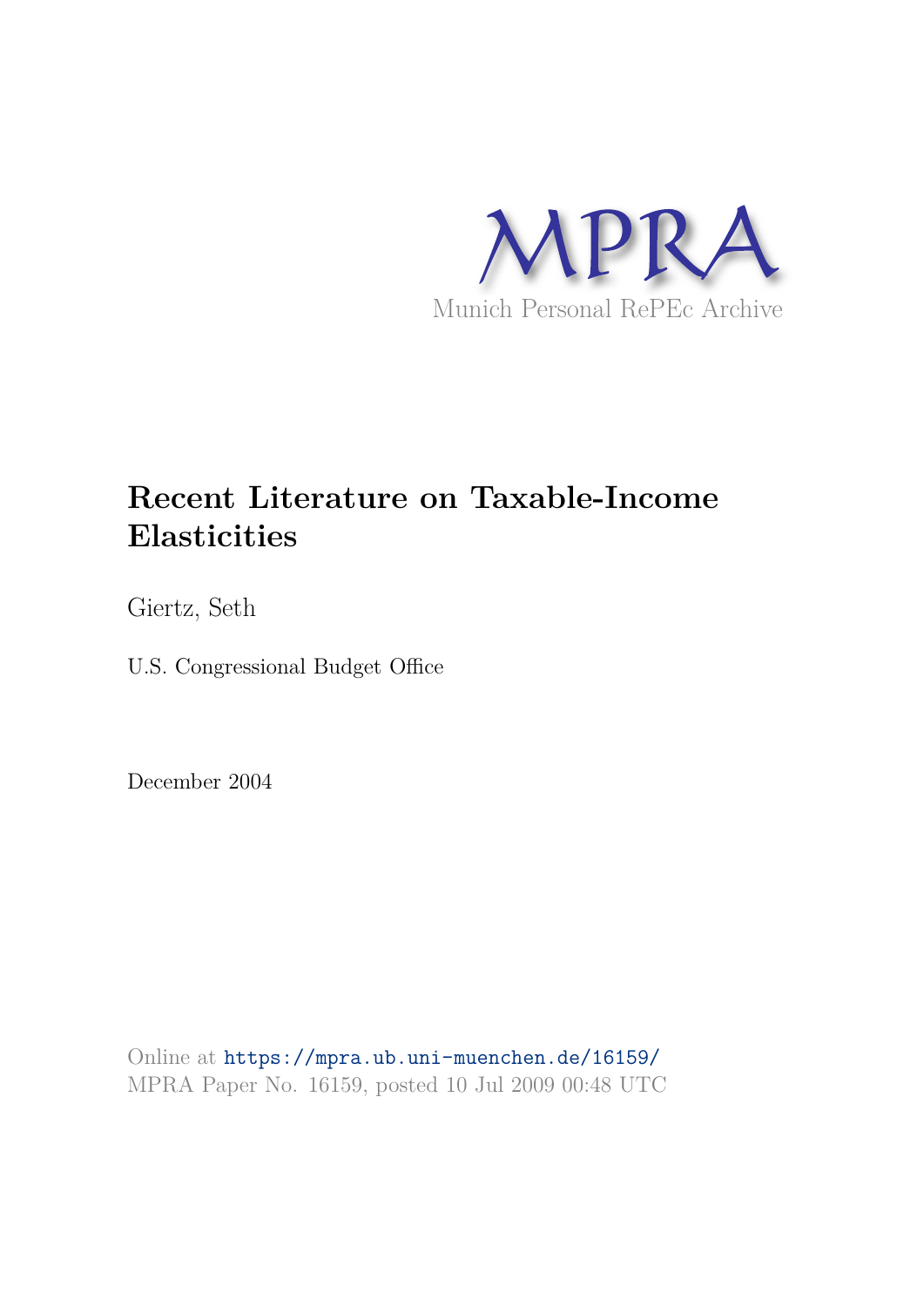MPRA

Munich Personal RePEc Archive

# Recent Literature on Taxable-Income Elasticities

Giertz, Seth

U.S. Congressional Budget Office

December 2004

Online at https://mpra.ub.uni-muenchen.de/16159/
MPRA Paper No. 16159, posted 10 Jul 2009 00:48 UTC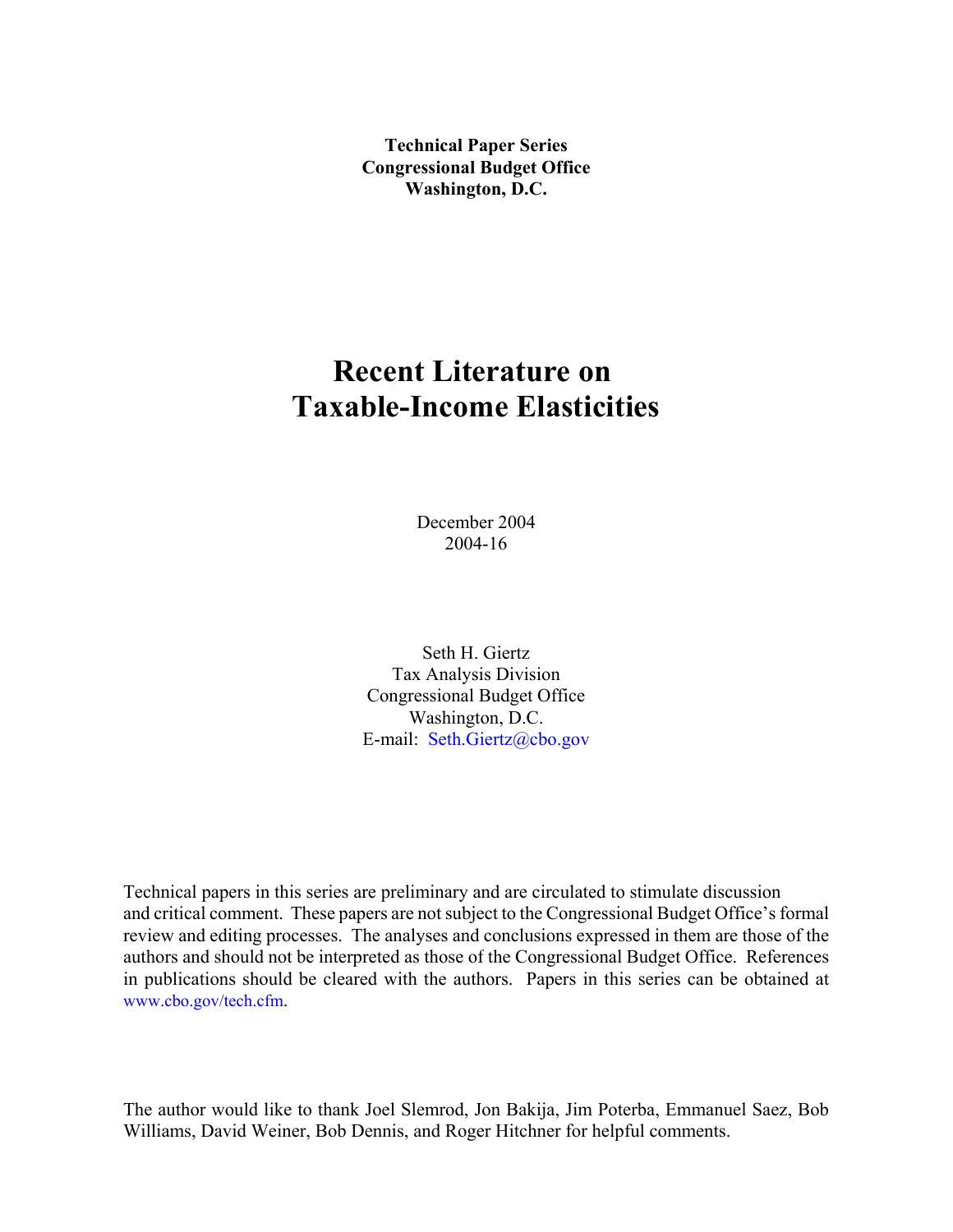**Technical Paper Series**
**Congressional Budget Office**
**Washington, D.C.**

# Recent Literature on Taxable-Income Elasticities

December 2004
2004-16

Seth H. Giertz
Tax Analysis Division
Congressional Budget Office
Washington, D.C.
E-mail: Seth.Giertz@cbo.gov

Technical papers in this series are preliminary and are circulated to stimulate discussion and critical comment. These papers are not subject to the Congressional Budget Office's formal review and editing processes. The analyses and conclusions expressed in them are those of the authors and should not be interpreted as those of the Congressional Budget Office. References in publications should be cleared with the authors. Papers in this series can be obtained at www.cbo.gov/tech.cfm.

The author would like to thank Joel Slemrod, Jon Bakija, Jim Poterba, Emmanuel Saez, Bob Williams, David Weiner, Bob Dennis, and Roger Hitchner for helpful comments.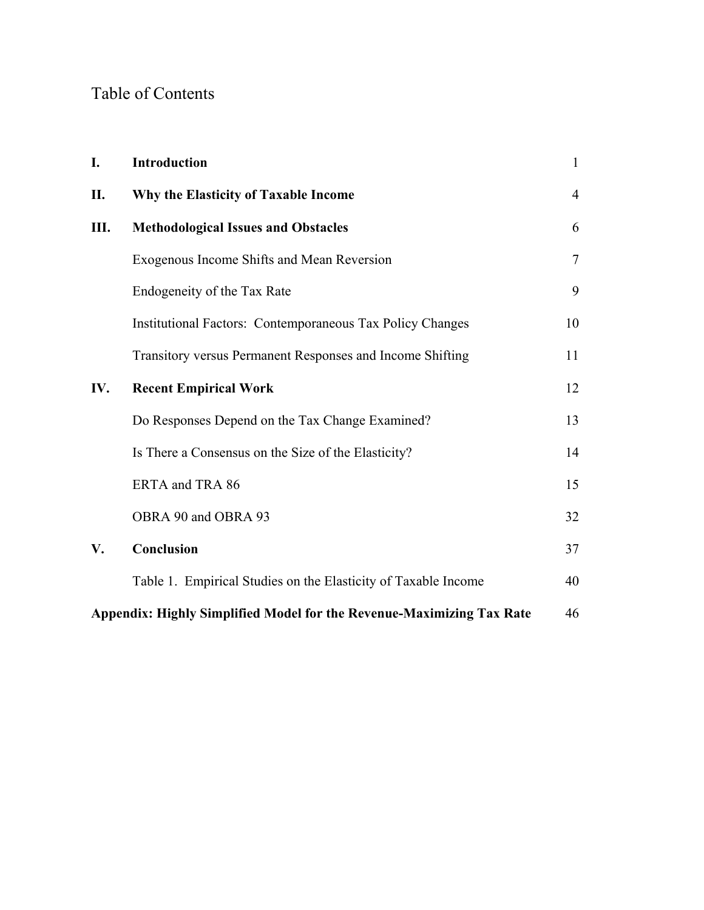# Table of Contents

| | | |
|---|---|---|
| **I.** | **Introduction** | 1 |
| **II.** | **Why the Elasticity of Taxable Income** | 4 |
| **III.** | **Methodological Issues and Obstacles** | 6 |
| | Exogenous Income Shifts and Mean Reversion | 7 |
| | Endogeneity of the Tax Rate | 9 |
| | Institutional Factors: Contemporaneous Tax Policy Changes | 10 |
| | Transitory versus Permanent Responses and Income Shifting | 11 |
| **IV.** | **Recent Empirical Work** | 12 |
| | Do Responses Depend on the Tax Change Examined? | 13 |
| | Is There a Consensus on the Size of the Elasticity? | 14 |
| | ERTA and TRA 86 | 15 |
| | OBRA 90 and OBRA 93 | 32 |
| **V.** | **Conclusion** | 37 |
| | Table 1. Empirical Studies on the Elasticity of Taxable Income | 40 |
| **Appendix: Highly Simplified Model for the Revenue-Maximizing Tax Rate** | | 46 |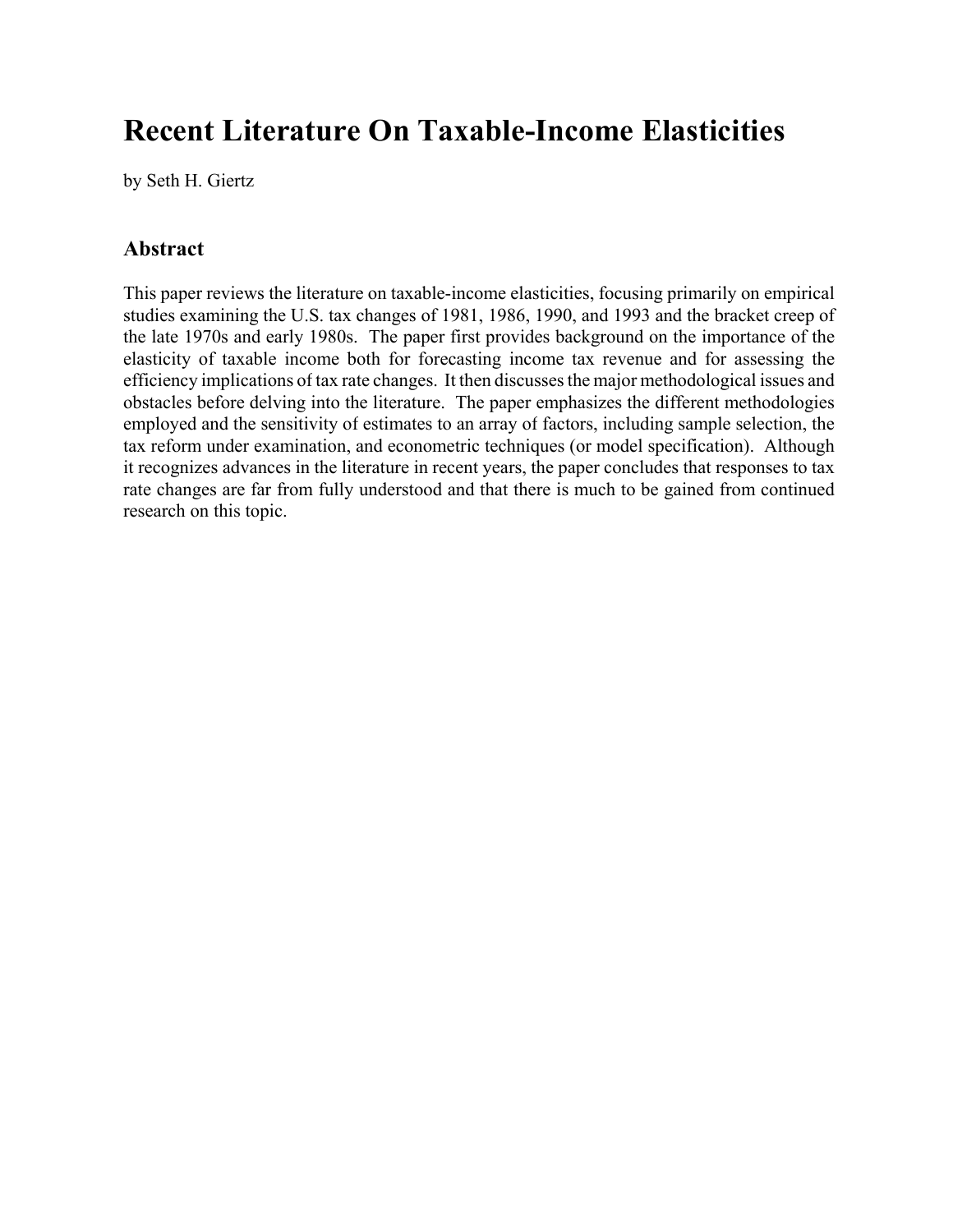# Recent Literature On Taxable-Income Elasticities

by Seth H. Giertz

## Abstract

This paper reviews the literature on taxable-income elasticities, focusing primarily on empirical studies examining the U.S. tax changes of 1981, 1986, 1990, and 1993 and the bracket creep of the late 1970s and early 1980s. The paper first provides background on the importance of the elasticity of taxable income both for forecasting income tax revenue and for assessing the efficiency implications of tax rate changes. It then discusses the major methodological issues and obstacles before delving into the literature. The paper emphasizes the different methodologies employed and the sensitivity of estimates to an array of factors, including sample selection, the tax reform under examination, and econometric techniques (or model specification). Although it recognizes advances in the literature in recent years, the paper concludes that responses to tax rate changes are far from fully understood and that there is much to be gained from continued research on this topic.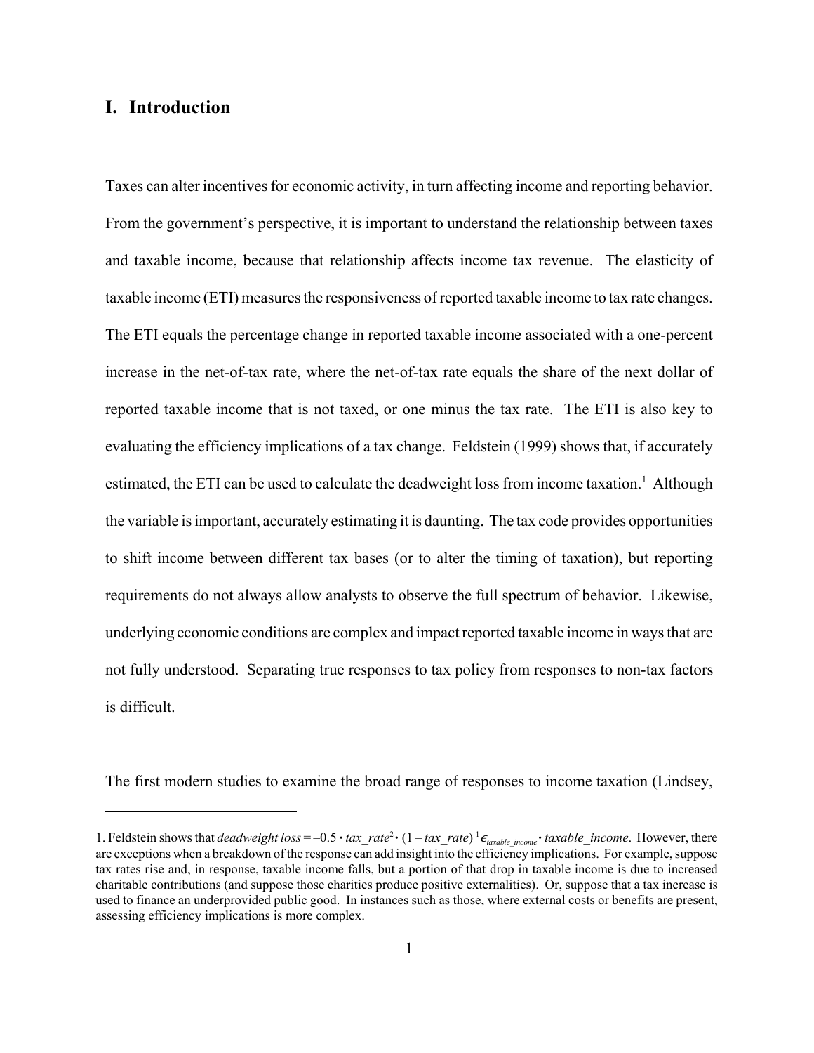## I. Introduction

Taxes can alter incentives for economic activity, in turn affecting income and reporting behavior. From the government's perspective, it is important to understand the relationship between taxes and taxable income, because that relationship affects income tax revenue. The elasticity of taxable income (ETI) measures the responsiveness of reported taxable income to tax rate changes. The ETI equals the percentage change in reported taxable income associated with a one-percent increase in the net-of-tax rate, where the net-of-tax rate equals the share of the next dollar of reported taxable income that is not taxed, or one minus the tax rate. The ETI is also key to evaluating the efficiency implications of a tax change. Feldstein (1999) shows that, if accurately estimated, the ETI can be used to calculate the deadweight loss from income taxation.[1] Although the variable is important, accurately estimating it is daunting. The tax code provides opportunities to shift income between different tax bases (or to alter the timing of taxation), but reporting requirements do not always allow analysts to observe the full spectrum of behavior. Likewise, underlying economic conditions are complex and impact reported taxable income in ways that are not fully understood. Separating true responses to tax policy from responses to non-tax factors is difficult.

The first modern studies to examine the broad range of responses to income taxation (Lindsey,

---

1. Feldstein shows that $deadweight\ loss = -0.5 \cdot tax\_rate^2 \cdot (1 - tax\_rate)^{-1} \epsilon_{taxable\_income} \cdot taxable\_income$. However, there are exceptions when a breakdown of the response can add insight into the efficiency implications. For example, suppose tax rates rise and, in response, taxable income falls, but a portion of that drop in taxable income is due to increased charitable contributions (and suppose those charities produce positive externalities). Or, suppose that a tax increase is used to finance an underprovided public good. In instances such as those, where external costs or benefits are present, assessing efficiency implications is more complex.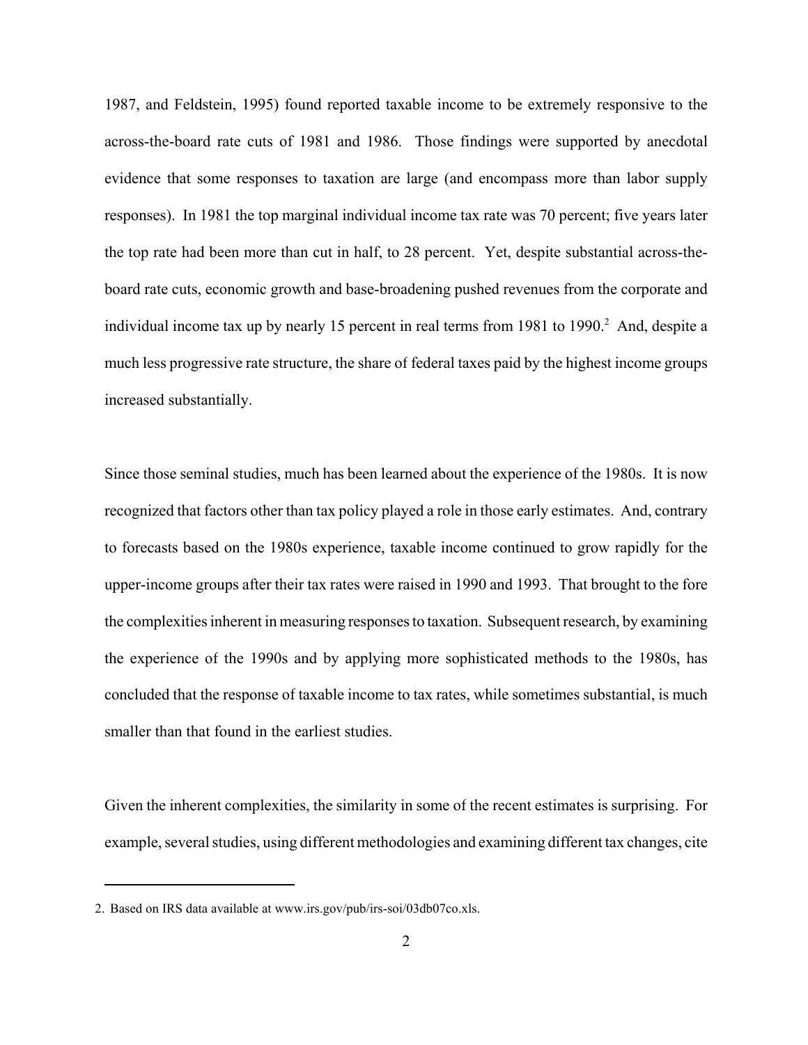1987, and Feldstein, 1995) found reported taxable income to be extremely responsive to the across-the-board rate cuts of 1981 and 1986. Those findings were supported by anecdotal evidence that some responses to taxation are large (and encompass more than labor supply responses). In 1981 the top marginal individual income tax rate was 70 percent; five years later the top rate had been more than cut in half, to 28 percent. Yet, despite substantial across-the-board rate cuts, economic growth and base-broadening pushed revenues from the corporate and individual income tax up by nearly 15 percent in real terms from 1981 to 1990.[2] And, despite a much less progressive rate structure, the share of federal taxes paid by the highest income groups increased substantially.

Since those seminal studies, much has been learned about the experience of the 1980s. It is now recognized that factors other than tax policy played a role in those early estimates. And, contrary to forecasts based on the 1980s experience, taxable income continued to grow rapidly for the upper-income groups after their tax rates were raised in 1990 and 1993. That brought to the fore the complexities inherent in measuring responses to taxation. Subsequent research, by examining the experience of the 1990s and by applying more sophisticated methods to the 1980s, has concluded that the response of taxable income to tax rates, while sometimes substantial, is much smaller than that found in the earliest studies.

Given the inherent complexities, the similarity in some of the recent estimates is surprising. For example, several studies, using different methodologies and examining different tax changes, cite

---

2. Based on IRS data available at www.irs.gov/pub/irs-soi/03db07co.xls.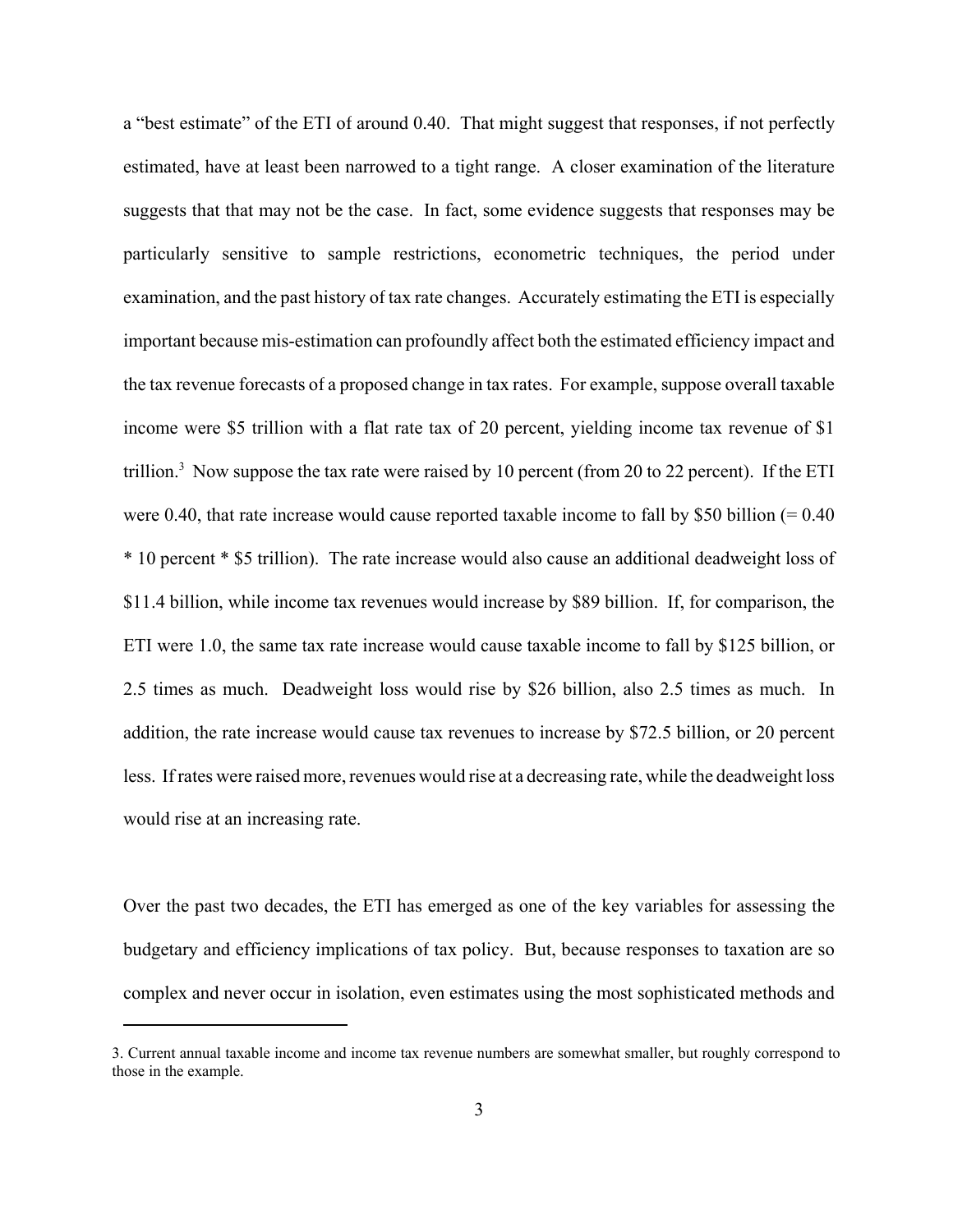a "best estimate" of the ETI of around 0.40. That might suggest that responses, if not perfectly estimated, have at least been narrowed to a tight range. A closer examination of the literature suggests that that may not be the case. In fact, some evidence suggests that responses may be particularly sensitive to sample restrictions, econometric techniques, the period under examination, and the past history of tax rate changes. Accurately estimating the ETI is especially important because mis-estimation can profoundly affect both the estimated efficiency impact and the tax revenue forecasts of a proposed change in tax rates. For example, suppose overall taxable income were $5 trillion with a flat rate tax of 20 percent, yielding income tax revenue of $1 trillion.[3] Now suppose the tax rate were raised by 10 percent (from 20 to 22 percent). If the ETI were 0.40, that rate increase would cause reported taxable income to fall by $50 billion (= 0.40 * 10 percent * $5 trillion). The rate increase would also cause an additional deadweight loss of $11.4 billion, while income tax revenues would increase by $89 billion. If, for comparison, the ETI were 1.0, the same tax rate increase would cause taxable income to fall by $125 billion, or 2.5 times as much. Deadweight loss would rise by $26 billion, also 2.5 times as much. In addition, the rate increase would cause tax revenues to increase by $72.5 billion, or 20 percent less. If rates were raised more, revenues would rise at a decreasing rate, while the deadweight loss would rise at an increasing rate.

Over the past two decades, the ETI has emerged as one of the key variables for assessing the budgetary and efficiency implications of tax policy. But, because responses to taxation are so complex and never occur in isolation, even estimates using the most sophisticated methods and

3. Current annual taxable income and income tax revenue numbers are somewhat smaller, but roughly correspond to those in the example.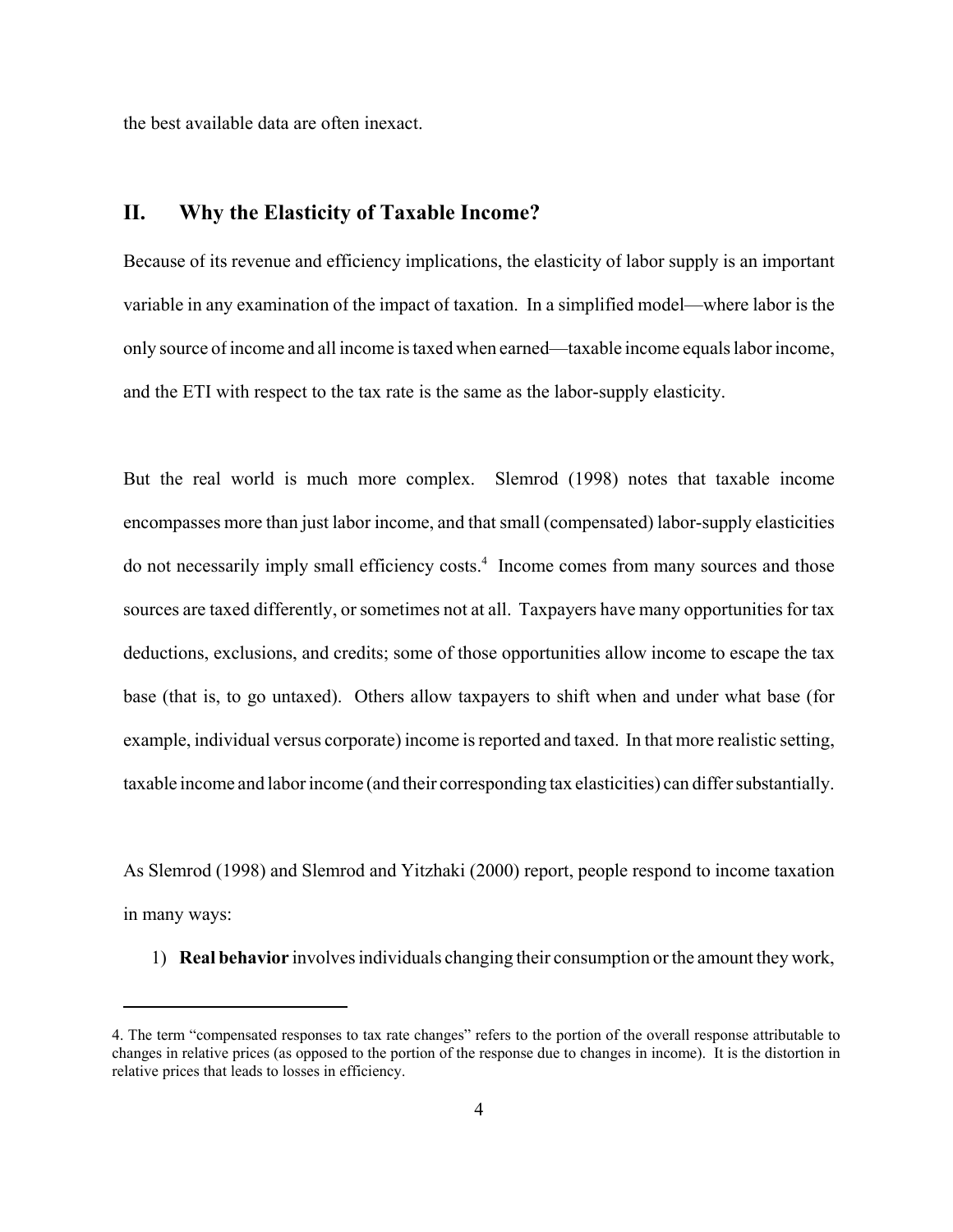the best available data are often inexact.

## II. Why the Elasticity of Taxable Income?

Because of its revenue and efficiency implications, the elasticity of labor supply is an important variable in any examination of the impact of taxation. In a simplified model—where labor is the only source of income and all income is taxed when earned—taxable income equals labor income, and the ETI with respect to the tax rate is the same as the labor-supply elasticity.

But the real world is much more complex. Slemrod (1998) notes that taxable income encompasses more than just labor income, and that small (compensated) labor-supply elasticities do not necessarily imply small efficiency costs.[4] Income comes from many sources and those sources are taxed differently, or sometimes not at all. Taxpayers have many opportunities for tax deductions, exclusions, and credits; some of those opportunities allow income to escape the tax base (that is, to go untaxed). Others allow taxpayers to shift when and under what base (for example, individual versus corporate) income is reported and taxed. In that more realistic setting, taxable income and labor income (and their corresponding tax elasticities) can differ substantially.

As Slemrod (1998) and Slemrod and Yitzhaki (2000) report, people respond to income taxation in many ways:

1) **Real behavior** involves individuals changing their consumption or the amount they work,

4. The term "compensated responses to tax rate changes" refers to the portion of the overall response attributable to changes in relative prices (as opposed to the portion of the response due to changes in income). It is the distortion in relative prices that leads to losses in efficiency.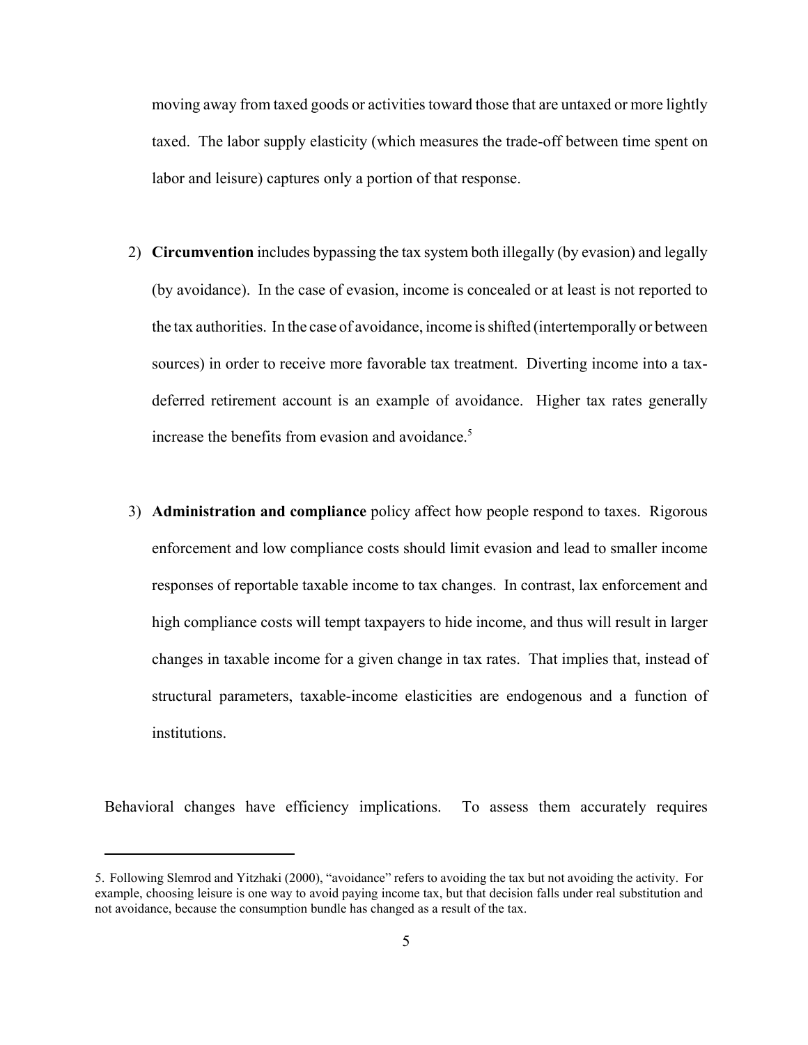moving away from taxed goods or activities toward those that are untaxed or more lightly taxed. The labor supply elasticity (which measures the trade-off between time spent on labor and leisure) captures only a portion of that response.

2) **Circumvention** includes bypassing the tax system both illegally (by evasion) and legally (by avoidance). In the case of evasion, income is concealed or at least is not reported to the tax authorities. In the case of avoidance, income is shifted (intertemporally or between sources) in order to receive more favorable tax treatment. Diverting income into a tax-deferred retirement account is an example of avoidance. Higher tax rates generally increase the benefits from evasion and avoidance.[5]

3) **Administration and compliance** policy affect how people respond to taxes. Rigorous enforcement and low compliance costs should limit evasion and lead to smaller income responses of reportable taxable income to tax changes. In contrast, lax enforcement and high compliance costs will tempt taxpayers to hide income, and thus will result in larger changes in taxable income for a given change in tax rates. That implies that, instead of structural parameters, taxable-income elasticities are endogenous and a function of institutions.

Behavioral changes have efficiency implications. To assess them accurately requires

---

5. Following Slemrod and Yitzhaki (2000), "avoidance" refers to avoiding the tax but not avoiding the activity. For example, choosing leisure is one way to avoid paying income tax, but that decision falls under real substitution and not avoidance, because the consumption bundle has changed as a result of the tax.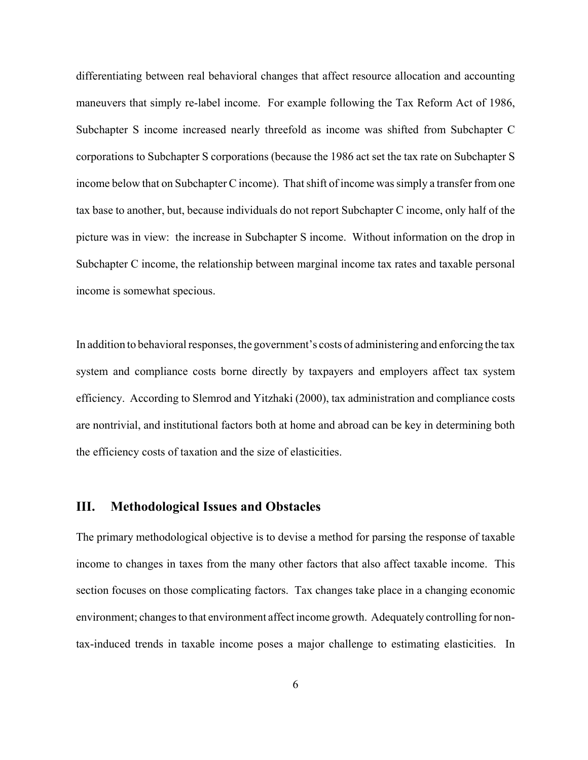differentiating between real behavioral changes that affect resource allocation and accounting maneuvers that simply re-label income. For example following the Tax Reform Act of 1986, Subchapter S income increased nearly threefold as income was shifted from Subchapter C corporations to Subchapter S corporations (because the 1986 act set the tax rate on Subchapter S income below that on Subchapter C income). That shift of income was simply a transfer from one tax base to another, but, because individuals do not report Subchapter C income, only half of the picture was in view: the increase in Subchapter S income. Without information on the drop in Subchapter C income, the relationship between marginal income tax rates and taxable personal income is somewhat specious.

In addition to behavioral responses, the government's costs of administering and enforcing the tax system and compliance costs borne directly by taxpayers and employers affect tax system efficiency. According to Slemrod and Yitzhaki (2000), tax administration and compliance costs are nontrivial, and institutional factors both at home and abroad can be key in determining both the efficiency costs of taxation and the size of elasticities.

## III. Methodological Issues and Obstacles

The primary methodological objective is to devise a method for parsing the response of taxable income to changes in taxes from the many other factors that also affect taxable income. This section focuses on those complicating factors. Tax changes take place in a changing economic environment; changes to that environment affect income growth. Adequately controlling for non-tax-induced trends in taxable income poses a major challenge to estimating elasticities. In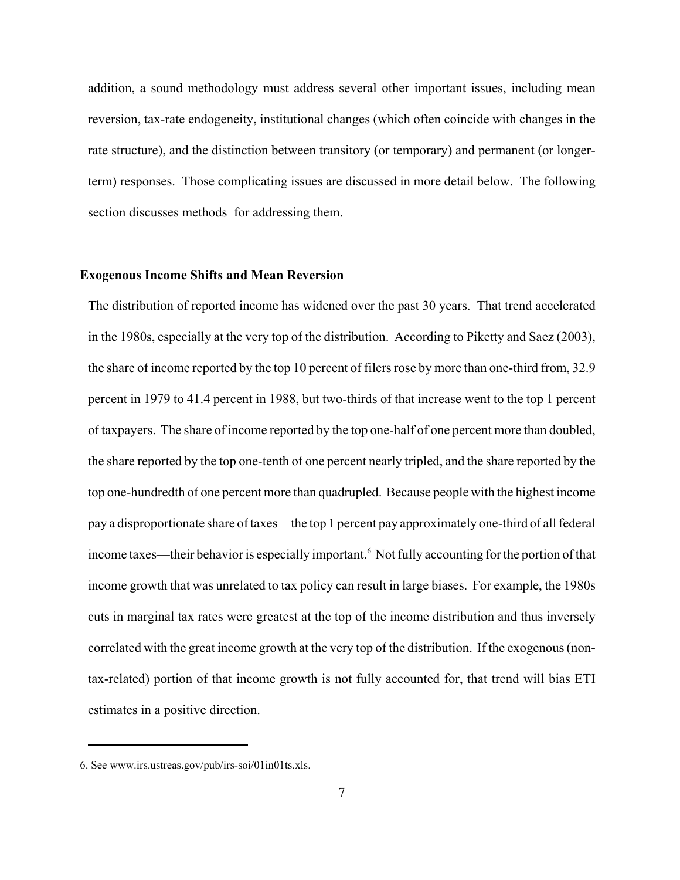addition, a sound methodology must address several other important issues, including mean reversion, tax-rate endogeneity, institutional changes (which often coincide with changes in the rate structure), and the distinction between transitory (or temporary) and permanent (or longer-term) responses. Those complicating issues are discussed in more detail below. The following section discusses methods for addressing them.

### Exogenous Income Shifts and Mean Reversion

The distribution of reported income has widened over the past 30 years. That trend accelerated in the 1980s, especially at the very top of the distribution. According to Piketty and Saez (2003), the share of income reported by the top 10 percent of filers rose by more than one-third from, 32.9 percent in 1979 to 41.4 percent in 1988, but two-thirds of that increase went to the top 1 percent of taxpayers. The share of income reported by the top one-half of one percent more than doubled, the share reported by the top one-tenth of one percent nearly tripled, and the share reported by the top one-hundredth of one percent more than quadrupled. Because people with the highest income pay a disproportionate share of taxes—the top 1 percent pay approximately one-third of all federal income taxes—their behavior is especially important.[6] Not fully accounting for the portion of that income growth that was unrelated to tax policy can result in large biases. For example, the 1980s cuts in marginal tax rates were greatest at the top of the income distribution and thus inversely correlated with the great income growth at the very top of the distribution. If the exogenous (non-tax-related) portion of that income growth is not fully accounted for, that trend will bias ETI estimates in a positive direction.

---

6. See www.irs.ustreas.gov/pub/irs-soi/01in01ts.xls.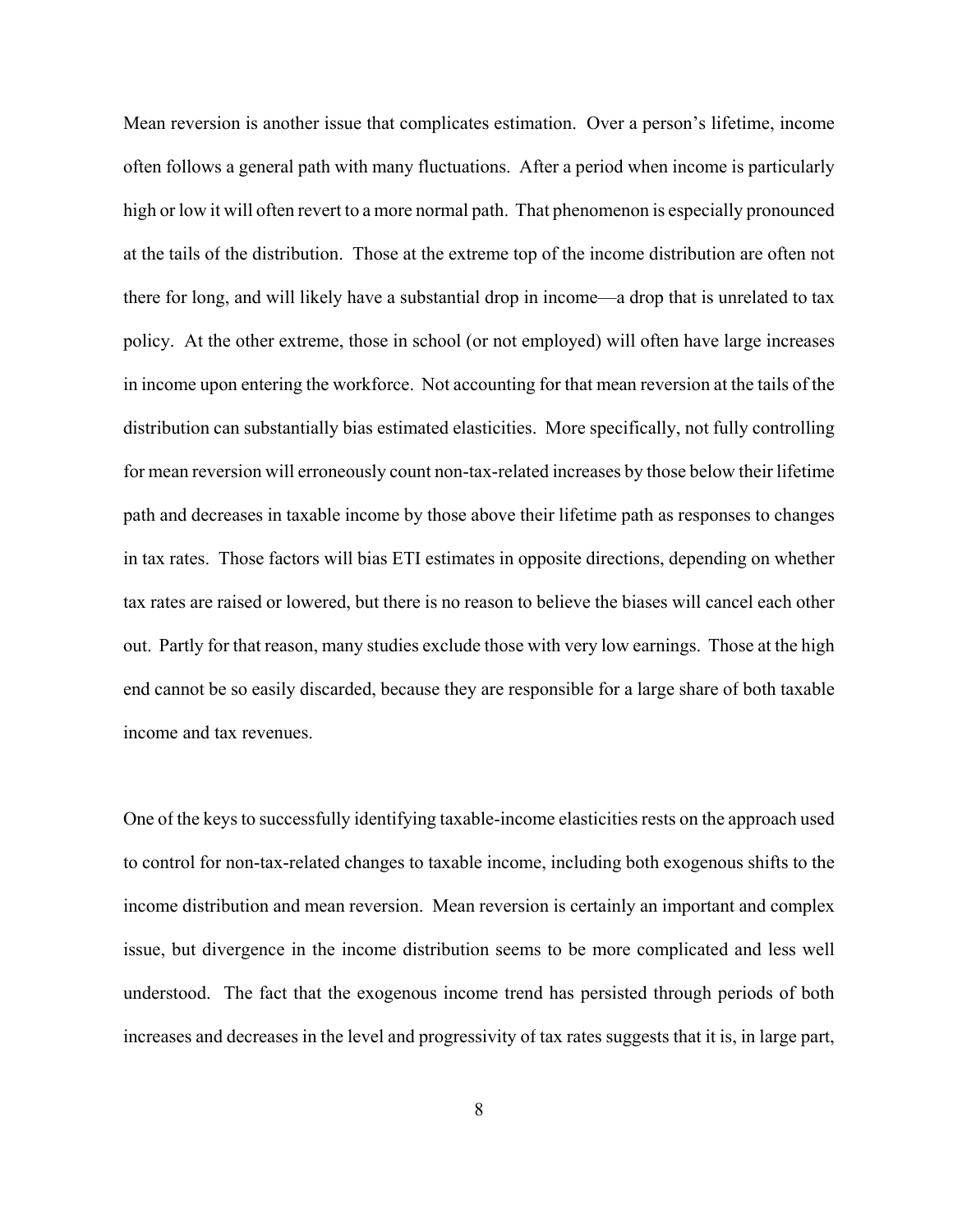Mean reversion is another issue that complicates estimation. Over a person's lifetime, income often follows a general path with many fluctuations. After a period when income is particularly high or low it will often revert to a more normal path. That phenomenon is especially pronounced at the tails of the distribution. Those at the extreme top of the income distribution are often not there for long, and will likely have a substantial drop in income—a drop that is unrelated to tax policy. At the other extreme, those in school (or not employed) will often have large increases in income upon entering the workforce. Not accounting for that mean reversion at the tails of the distribution can substantially bias estimated elasticities. More specifically, not fully controlling for mean reversion will erroneously count non-tax-related increases by those below their lifetime path and decreases in taxable income by those above their lifetime path as responses to changes in tax rates. Those factors will bias ETI estimates in opposite directions, depending on whether tax rates are raised or lowered, but there is no reason to believe the biases will cancel each other out. Partly for that reason, many studies exclude those with very low earnings. Those at the high end cannot be so easily discarded, because they are responsible for a large share of both taxable income and tax revenues.

One of the keys to successfully identifying taxable-income elasticities rests on the approach used to control for non-tax-related changes to taxable income, including both exogenous shifts to the income distribution and mean reversion. Mean reversion is certainly an important and complex issue, but divergence in the income distribution seems to be more complicated and less well understood. The fact that the exogenous income trend has persisted through periods of both increases and decreases in the level and progressivity of tax rates suggests that it is, in large part,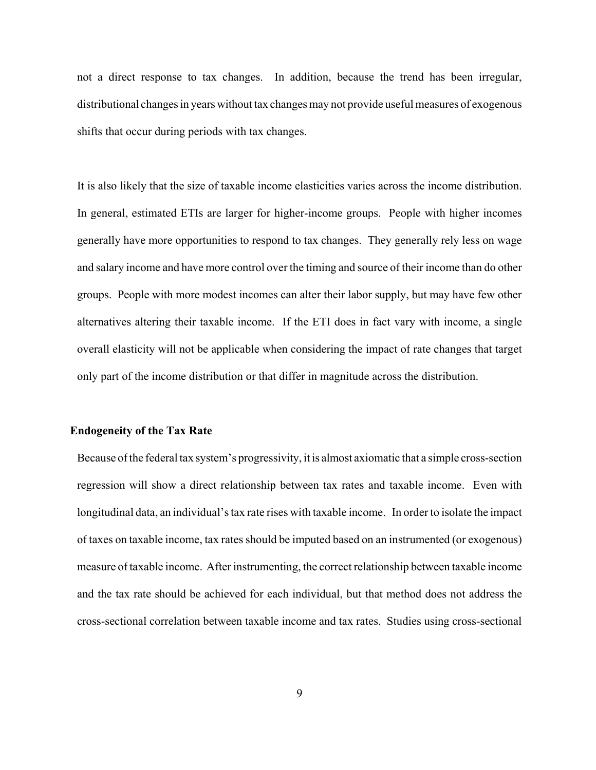not a direct response to tax changes. In addition, because the trend has been irregular, distributional changes in years without tax changes may not provide useful measures of exogenous shifts that occur during periods with tax changes.

It is also likely that the size of taxable income elasticities varies across the income distribution. In general, estimated ETIs are larger for higher-income groups. People with higher incomes generally have more opportunities to respond to tax changes. They generally rely less on wage and salary income and have more control over the timing and source of their income than do other groups. People with more modest incomes can alter their labor supply, but may have few other alternatives altering their taxable income. If the ETI does in fact vary with income, a single overall elasticity will not be applicable when considering the impact of rate changes that target only part of the income distribution or that differ in magnitude across the distribution.

### Endogeneity of the Tax Rate

Because of the federal tax system's progressivity, it is almost axiomatic that a simple cross-section regression will show a direct relationship between tax rates and taxable income. Even with longitudinal data, an individual's tax rate rises with taxable income. In order to isolate the impact of taxes on taxable income, tax rates should be imputed based on an instrumented (or exogenous) measure of taxable income. After instrumenting, the correct relationship between taxable income and the tax rate should be achieved for each individual, but that method does not address the cross-sectional correlation between taxable income and tax rates. Studies using cross-sectional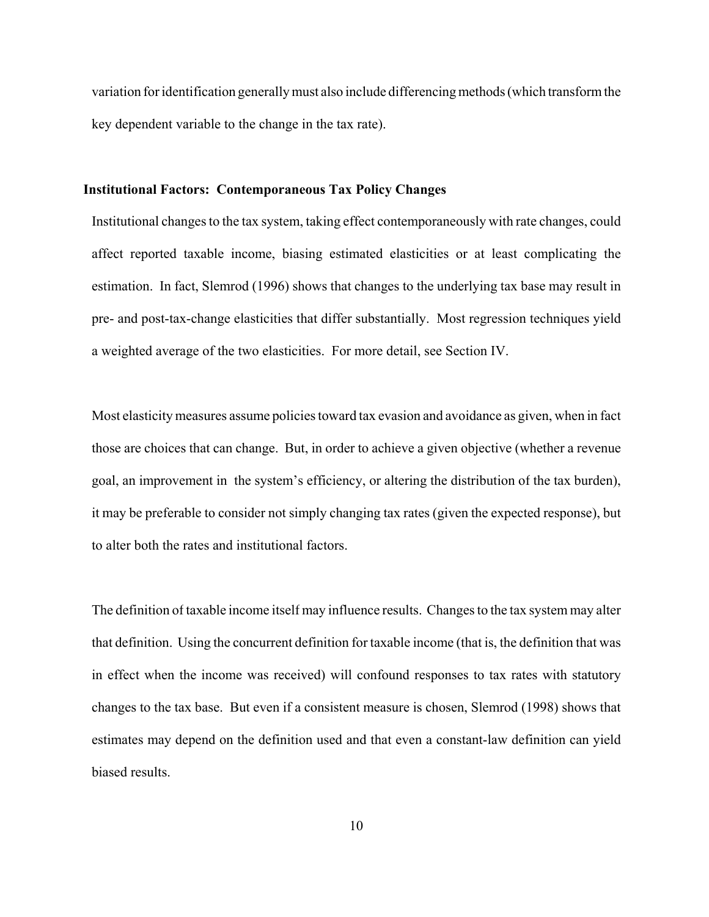variation for identification generally must also include differencing methods (which transform the key dependent variable to the change in the tax rate).

### Institutional Factors: Contemporaneous Tax Policy Changes

Institutional changes to the tax system, taking effect contemporaneously with rate changes, could affect reported taxable income, biasing estimated elasticities or at least complicating the estimation. In fact, Slemrod (1996) shows that changes to the underlying tax base may result in pre- and post-tax-change elasticities that differ substantially. Most regression techniques yield a weighted average of the two elasticities. For more detail, see Section IV.

Most elasticity measures assume policies toward tax evasion and avoidance as given, when in fact those are choices that can change. But, in order to achieve a given objective (whether a revenue goal, an improvement in the system's efficiency, or altering the distribution of the tax burden), it may be preferable to consider not simply changing tax rates (given the expected response), but to alter both the rates and institutional factors.

The definition of taxable income itself may influence results. Changes to the tax system may alter that definition. Using the concurrent definition for taxable income (that is, the definition that was in effect when the income was received) will confound responses to tax rates with statutory changes to the tax base. But even if a consistent measure is chosen, Slemrod (1998) shows that estimates may depend on the definition used and that even a constant-law definition can yield biased results.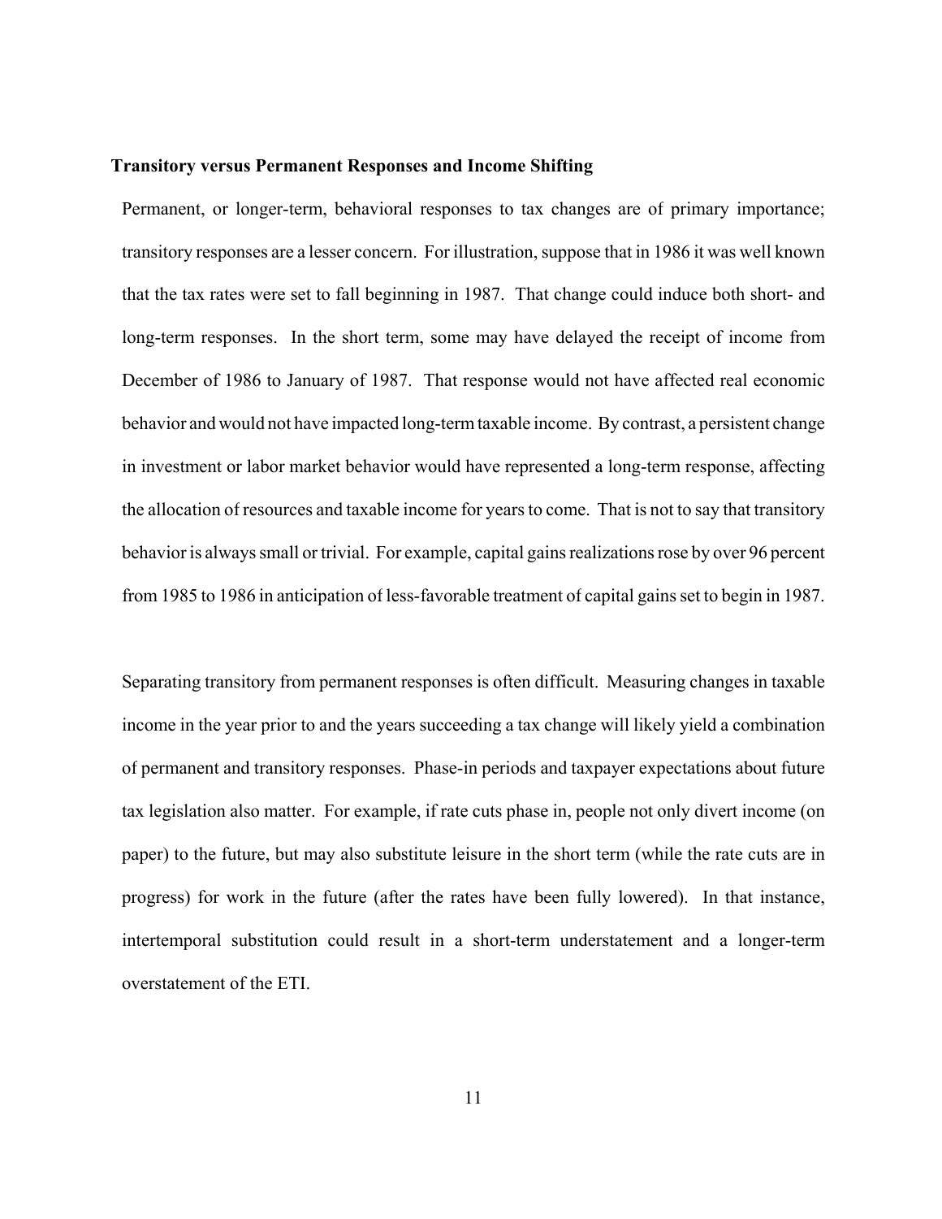### Transitory versus Permanent Responses and Income Shifting

Permanent, or longer-term, behavioral responses to tax changes are of primary importance; transitory responses are a lesser concern. For illustration, suppose that in 1986 it was well known that the tax rates were set to fall beginning in 1987. That change could induce both short- and long-term responses. In the short term, some may have delayed the receipt of income from December of 1986 to January of 1987. That response would not have affected real economic behavior and would not have impacted long-term taxable income. By contrast, a persistent change in investment or labor market behavior would have represented a long-term response, affecting the allocation of resources and taxable income for years to come. That is not to say that transitory behavior is always small or trivial. For example, capital gains realizations rose by over 96 percent from 1985 to 1986 in anticipation of less-favorable treatment of capital gains set to begin in 1987.

Separating transitory from permanent responses is often difficult. Measuring changes in taxable income in the year prior to and the years succeeding a tax change will likely yield a combination of permanent and transitory responses. Phase-in periods and taxpayer expectations about future tax legislation also matter. For example, if rate cuts phase in, people not only divert income (on paper) to the future, but may also substitute leisure in the short term (while the rate cuts are in progress) for work in the future (after the rates have been fully lowered). In that instance, intertemporal substitution could result in a short-term understatement and a longer-term overstatement of the ETI.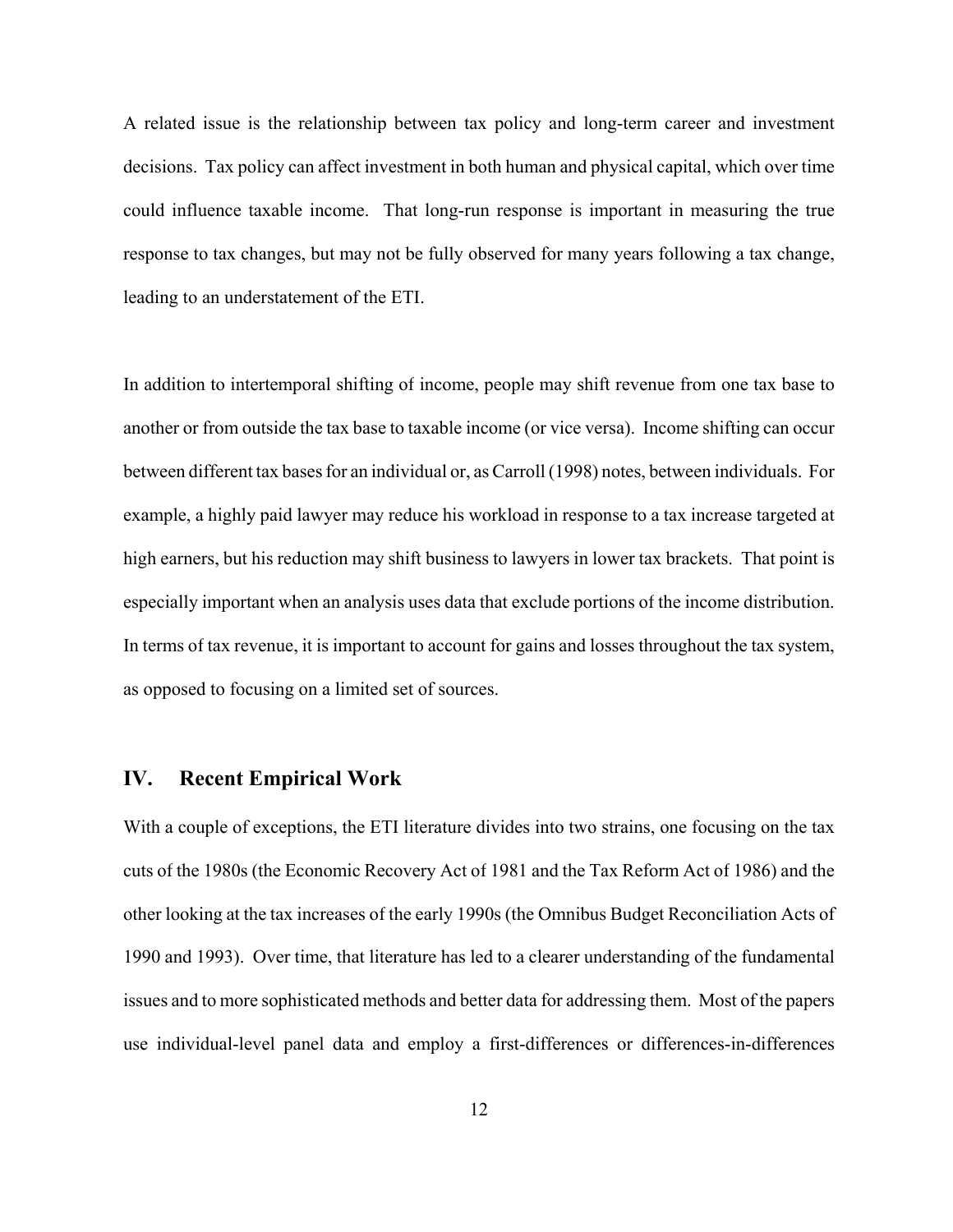A related issue is the relationship between tax policy and long-term career and investment decisions. Tax policy can affect investment in both human and physical capital, which over time could influence taxable income. That long-run response is important in measuring the true response to tax changes, but may not be fully observed for many years following a tax change, leading to an understatement of the ETI.

In addition to intertemporal shifting of income, people may shift revenue from one tax base to another or from outside the tax base to taxable income (or vice versa). Income shifting can occur between different tax bases for an individual or, as Carroll (1998) notes, between individuals. For example, a highly paid lawyer may reduce his workload in response to a tax increase targeted at high earners, but his reduction may shift business to lawyers in lower tax brackets. That point is especially important when an analysis uses data that exclude portions of the income distribution. In terms of tax revenue, it is important to account for gains and losses throughout the tax system, as opposed to focusing on a limited set of sources.

## IV. Recent Empirical Work

With a couple of exceptions, the ETI literature divides into two strains, one focusing on the tax cuts of the 1980s (the Economic Recovery Act of 1981 and the Tax Reform Act of 1986) and the other looking at the tax increases of the early 1990s (the Omnibus Budget Reconciliation Acts of 1990 and 1993). Over time, that literature has led to a clearer understanding of the fundamental issues and to more sophisticated methods and better data for addressing them. Most of the papers use individual-level panel data and employ a first-differences or differences-in-differences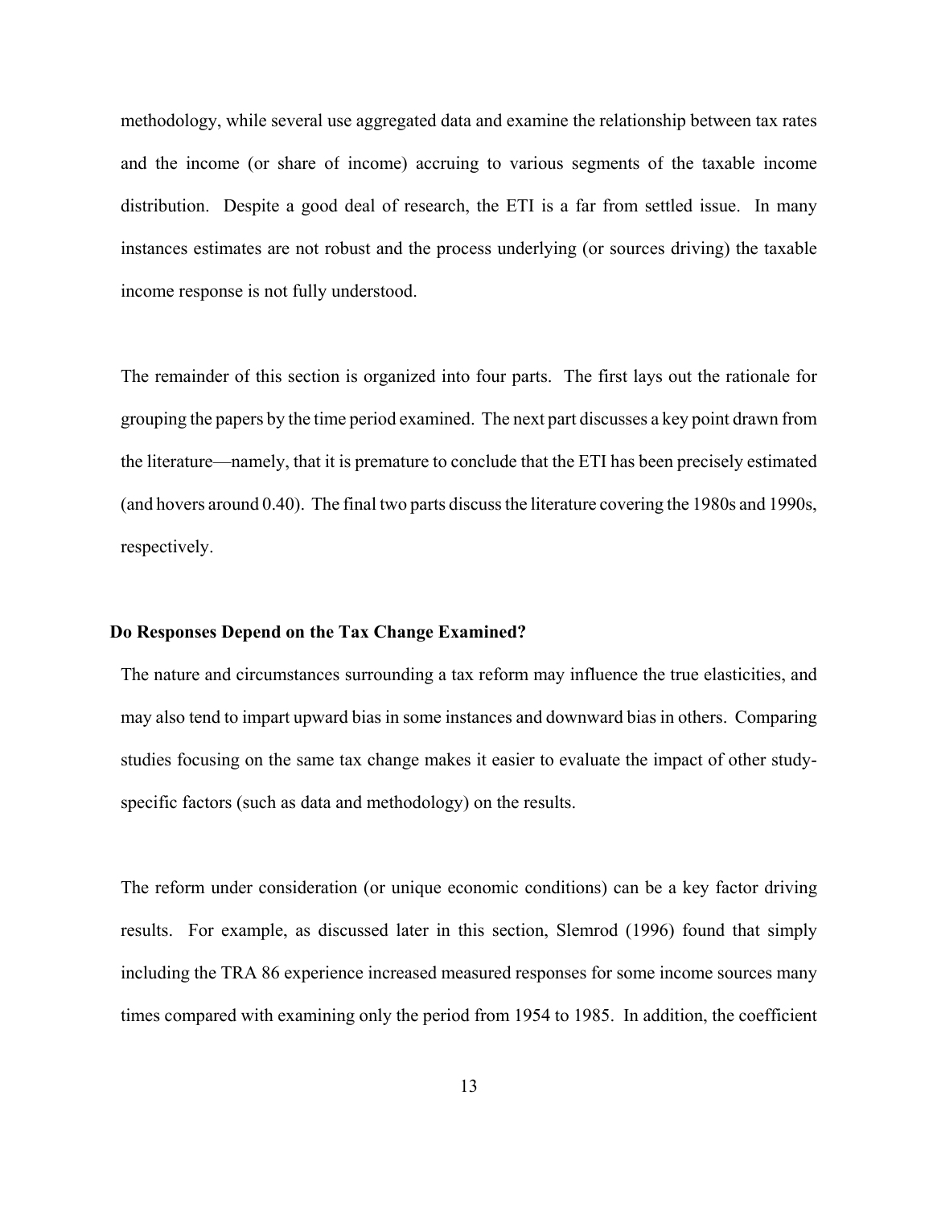methodology, while several use aggregated data and examine the relationship between tax rates and the income (or share of income) accruing to various segments of the taxable income distribution. Despite a good deal of research, the ETI is a far from settled issue. In many instances estimates are not robust and the process underlying (or sources driving) the taxable income response is not fully understood.

The remainder of this section is organized into four parts. The first lays out the rationale for grouping the papers by the time period examined. The next part discusses a key point drawn from the literature—namely, that it is premature to conclude that the ETI has been precisely estimated (and hovers around 0.40). The final two parts discuss the literature covering the 1980s and 1990s, respectively.

### Do Responses Depend on the Tax Change Examined?

The nature and circumstances surrounding a tax reform may influence the true elasticities, and may also tend to impart upward bias in some instances and downward bias in others. Comparing studies focusing on the same tax change makes it easier to evaluate the impact of other study-specific factors (such as data and methodology) on the results.

The reform under consideration (or unique economic conditions) can be a key factor driving results. For example, as discussed later in this section, Slemrod (1996) found that simply including the TRA 86 experience increased measured responses for some income sources many times compared with examining only the period from 1954 to 1985. In addition, the coefficient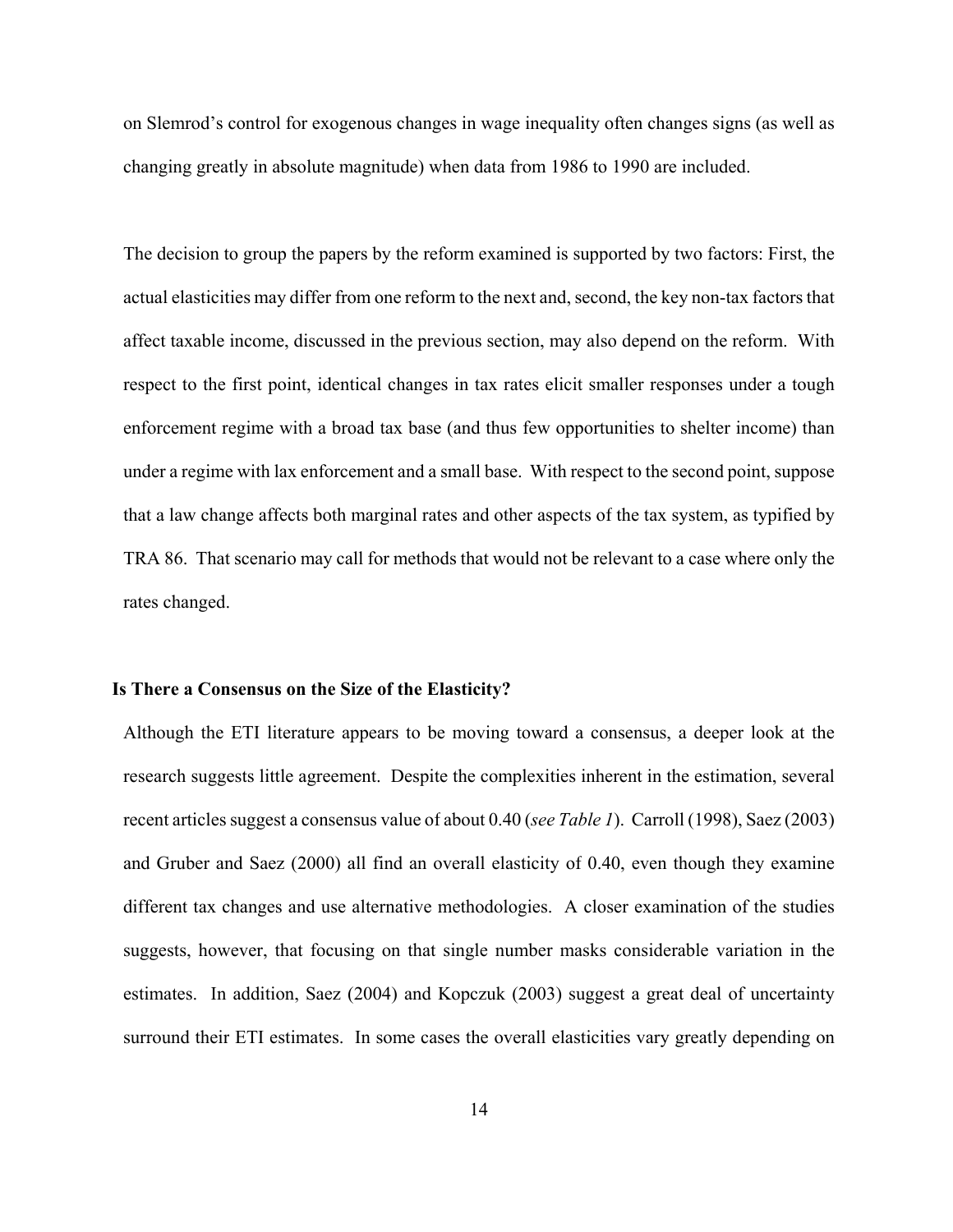on Slemrod's control for exogenous changes in wage inequality often changes signs (as well as changing greatly in absolute magnitude) when data from 1986 to 1990 are included.

The decision to group the papers by the reform examined is supported by two factors: First, the actual elasticities may differ from one reform to the next and, second, the key non-tax factors that affect taxable income, discussed in the previous section, may also depend on the reform. With respect to the first point, identical changes in tax rates elicit smaller responses under a tough enforcement regime with a broad tax base (and thus few opportunities to shelter income) than under a regime with lax enforcement and a small base. With respect to the second point, suppose that a law change affects both marginal rates and other aspects of the tax system, as typified by TRA 86. That scenario may call for methods that would not be relevant to a case where only the rates changed.

## Is There a Consensus on the Size of the Elasticity?

Although the ETI literature appears to be moving toward a consensus, a deeper look at the research suggests little agreement. Despite the complexities inherent in the estimation, several recent articles suggest a consensus value of about 0.40 (*see Table 1*). Carroll (1998), Saez (2003) and Gruber and Saez (2000) all find an overall elasticity of 0.40, even though they examine different tax changes and use alternative methodologies. A closer examination of the studies suggests, however, that focusing on that single number masks considerable variation in the estimates. In addition, Saez (2004) and Kopczuk (2003) suggest a great deal of uncertainty surround their ETI estimates. In some cases the overall elasticities vary greatly depending on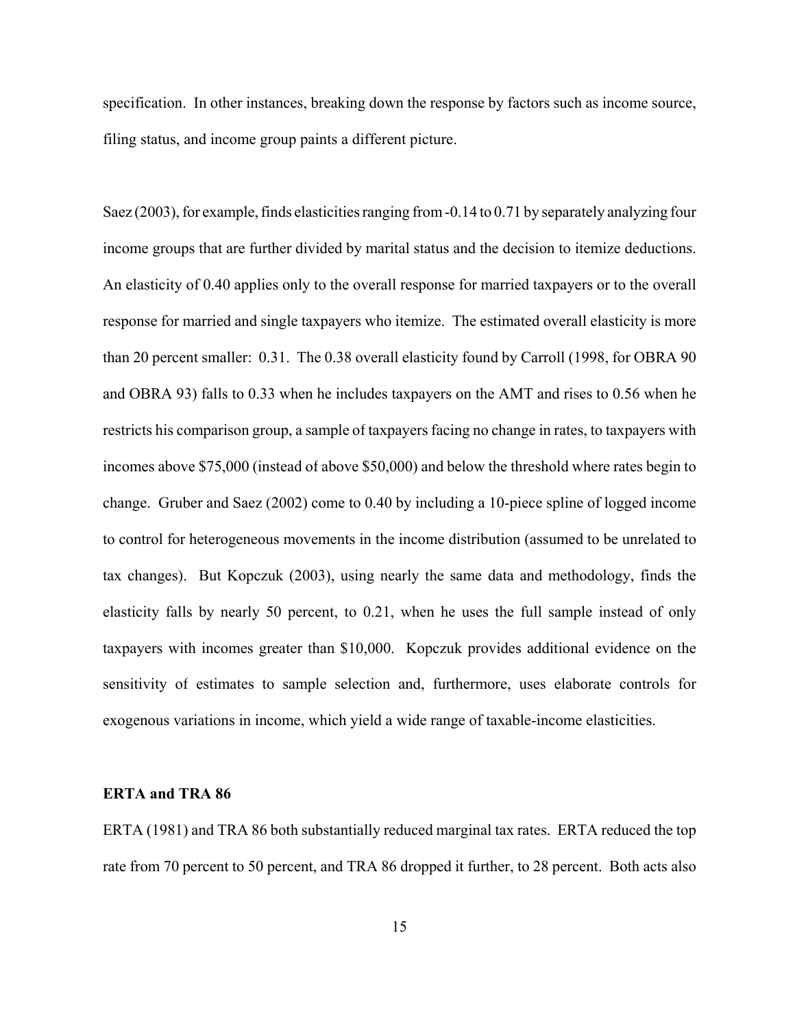specification. In other instances, breaking down the response by factors such as income source, filing status, and income group paints a different picture.

Saez (2003), for example, finds elasticities ranging from -0.14 to 0.71 by separately analyzing four income groups that are further divided by marital status and the decision to itemize deductions. An elasticity of 0.40 applies only to the overall response for married taxpayers or to the overall response for married and single taxpayers who itemize. The estimated overall elasticity is more than 20 percent smaller: 0.31. The 0.38 overall elasticity found by Carroll (1998, for OBRA 90 and OBRA 93) falls to 0.33 when he includes taxpayers on the AMT and rises to 0.56 when he restricts his comparison group, a sample of taxpayers facing no change in rates, to taxpayers with incomes above $75,000 (instead of above $50,000) and below the threshold where rates begin to change. Gruber and Saez (2002) come to 0.40 by including a 10-piece spline of logged income to control for heterogeneous movements in the income distribution (assumed to be unrelated to tax changes). But Kopczuk (2003), using nearly the same data and methodology, finds the elasticity falls by nearly 50 percent, to 0.21, when he uses the full sample instead of only taxpayers with incomes greater than $10,000. Kopczuk provides additional evidence on the sensitivity of estimates to sample selection and, furthermore, uses elaborate controls for exogenous variations in income, which yield a wide range of taxable-income elasticities.

**ERTA and TRA 86**

ERTA (1981) and TRA 86 both substantially reduced marginal tax rates. ERTA reduced the top rate from 70 percent to 50 percent, and TRA 86 dropped it further, to 28 percent. Both acts also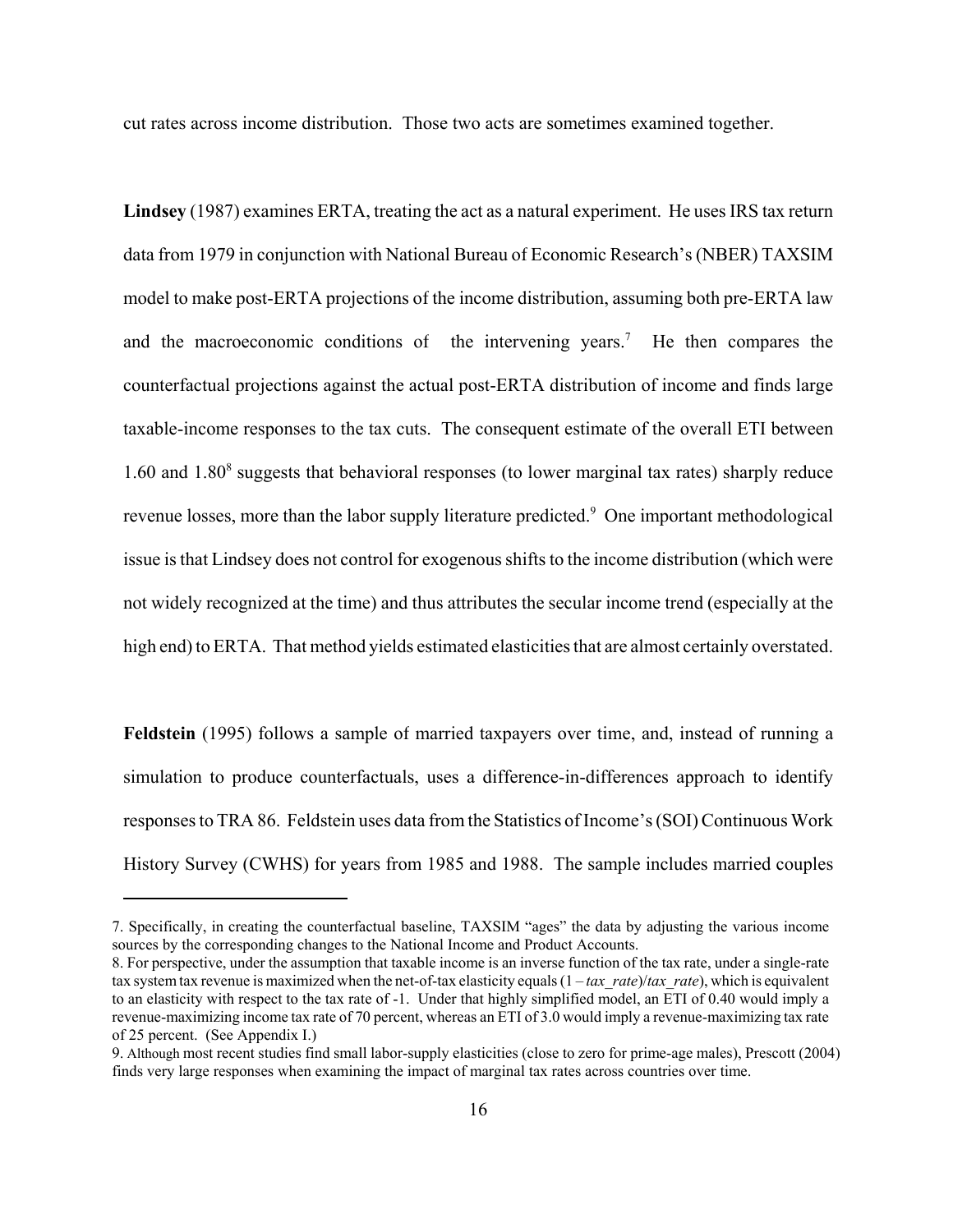cut rates across income distribution. Those two acts are sometimes examined together.

**Lindsey** (1987) examines ERTA, treating the act as a natural experiment. He uses IRS tax return data from 1979 in conjunction with National Bureau of Economic Research's (NBER) TAXSIM model to make post-ERTA projections of the income distribution, assuming both pre-ERTA law and the macroeconomic conditions of the intervening years.[7] He then compares the counterfactual projections against the actual post-ERTA distribution of income and finds large taxable-income responses to the tax cuts. The consequent estimate of the overall ETI between 1.60 and 1.80[8] suggests that behavioral responses (to lower marginal tax rates) sharply reduce revenue losses, more than the labor supply literature predicted.[9] One important methodological issue is that Lindsey does not control for exogenous shifts to the income distribution (which were not widely recognized at the time) and thus attributes the secular income trend (especially at the high end) to ERTA. That method yields estimated elasticities that are almost certainly overstated.

**Feldstein** (1995) follows a sample of married taxpayers over time, and, instead of running a simulation to produce counterfactuals, uses a difference-in-differences approach to identify responses to TRA 86. Feldstein uses data from the Statistics of Income's (SOI) Continuous Work History Survey (CWHS) for years from 1985 and 1988. The sample includes married couples

---

7. Specifically, in creating the counterfactual baseline, TAXSIM "ages" the data by adjusting the various income sources by the corresponding changes to the National Income and Product Accounts.

8. For perspective, under the assumption that taxable income is an inverse function of the tax rate, under a single-rate tax system tax revenue is maximized when the net-of-tax elasticity equals $(1 - tax\_rate)/tax\_rate$, which is equivalent to an elasticity with respect to the tax rate of -1. Under that highly simplified model, an ETI of 0.40 would imply a revenue-maximizing income tax rate of 70 percent, whereas an ETI of 3.0 would imply a revenue-maximizing tax rate of 25 percent. (See Appendix I.)

9. Although most recent studies find small labor-supply elasticities (close to zero for prime-age males), Prescott (2004) finds very large responses when examining the impact of marginal tax rates across countries over time.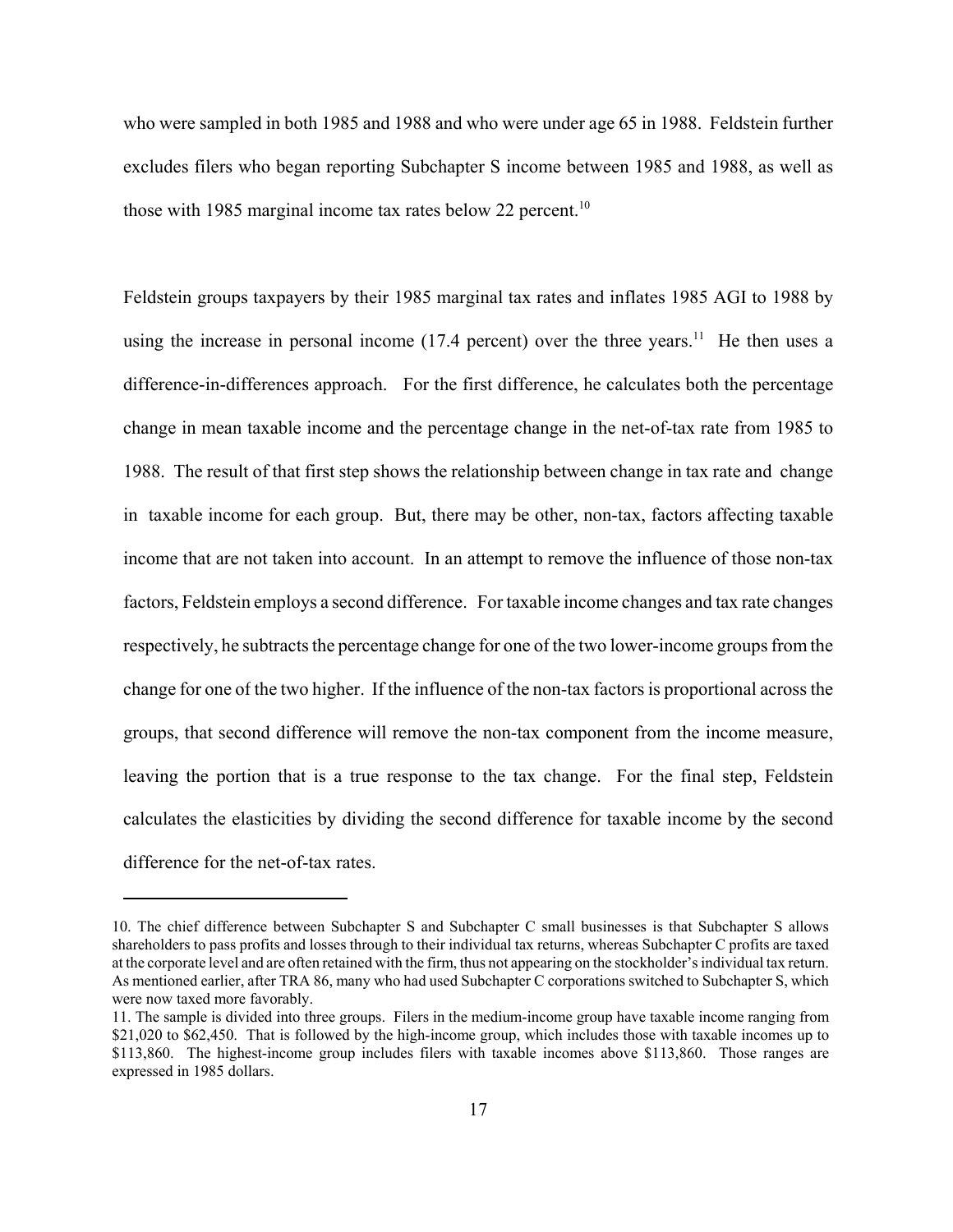who were sampled in both 1985 and 1988 and who were under age 65 in 1988. Feldstein further excludes filers who began reporting Subchapter S income between 1985 and 1988, as well as those with 1985 marginal income tax rates below 22 percent.[10]

Feldstein groups taxpayers by their 1985 marginal tax rates and inflates 1985 AGI to 1988 by using the increase in personal income (17.4 percent) over the three years.[11] He then uses a difference-in-differences approach. For the first difference, he calculates both the percentage change in mean taxable income and the percentage change in the net-of-tax rate from 1985 to 1988. The result of that first step shows the relationship between change in tax rate and change in taxable income for each group. But, there may be other, non-tax, factors affecting taxable income that are not taken into account. In an attempt to remove the influence of those non-tax factors, Feldstein employs a second difference. For taxable income changes and tax rate changes respectively, he subtracts the percentage change for one of the two lower-income groups from the change for one of the two higher. If the influence of the non-tax factors is proportional across the groups, that second difference will remove the non-tax component from the income measure, leaving the portion that is a true response to the tax change. For the final step, Feldstein calculates the elasticities by dividing the second difference for taxable income by the second difference for the net-of-tax rates.

---

10. The chief difference between Subchapter S and Subchapter C small businesses is that Subchapter S allows shareholders to pass profits and losses through to their individual tax returns, whereas Subchapter C profits are taxed at the corporate level and are often retained with the firm, thus not appearing on the stockholder's individual tax return. As mentioned earlier, after TRA 86, many who had used Subchapter C corporations switched to Subchapter S, which were now taxed more favorably.

11. The sample is divided into three groups. Filers in the medium-income group have taxable income ranging from $21,020 to $62,450. That is followed by the high-income group, which includes those with taxable incomes up to $113,860. The highest-income group includes filers with taxable incomes above $113,860. Those ranges are expressed in 1985 dollars.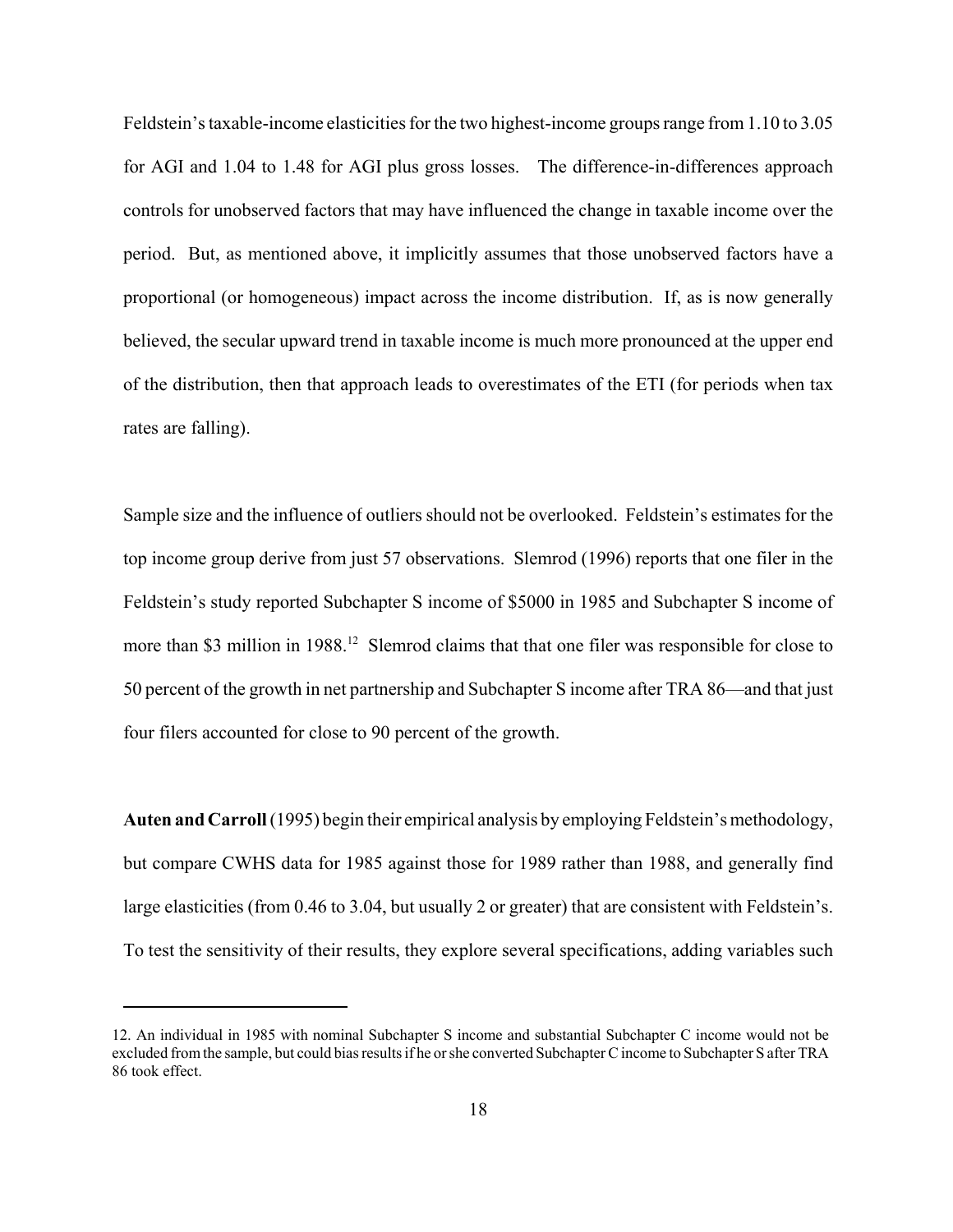Feldstein's taxable-income elasticities for the two highest-income groups range from 1.10 to 3.05 for AGI and 1.04 to 1.48 for AGI plus gross losses. The difference-in-differences approach controls for unobserved factors that may have influenced the change in taxable income over the period. But, as mentioned above, it implicitly assumes that those unobserved factors have a proportional (or homogeneous) impact across the income distribution. If, as is now generally believed, the secular upward trend in taxable income is much more pronounced at the upper end of the distribution, then that approach leads to overestimates of the ETI (for periods when tax rates are falling).

Sample size and the influence of outliers should not be overlooked. Feldstein's estimates for the top income group derive from just 57 observations. Slemrod (1996) reports that one filer in the Feldstein's study reported Subchapter S income of $5000 in 1985 and Subchapter S income of more than $3 million in 1988.[12] Slemrod claims that that one filer was responsible for close to 50 percent of the growth in net partnership and Subchapter S income after TRA 86—and that just four filers accounted for close to 90 percent of the growth.

**Auten and Carroll** (1995) begin their empirical analysis by employing Feldstein's methodology, but compare CWHS data for 1985 against those for 1989 rather than 1988, and generally find large elasticities (from 0.46 to 3.04, but usually 2 or greater) that are consistent with Feldstein's. To test the sensitivity of their results, they explore several specifications, adding variables such

---

12. An individual in 1985 with nominal Subchapter S income and substantial Subchapter C income would not be excluded from the sample, but could bias results if he or she converted Subchapter C income to Subchapter S after TRA 86 took effect.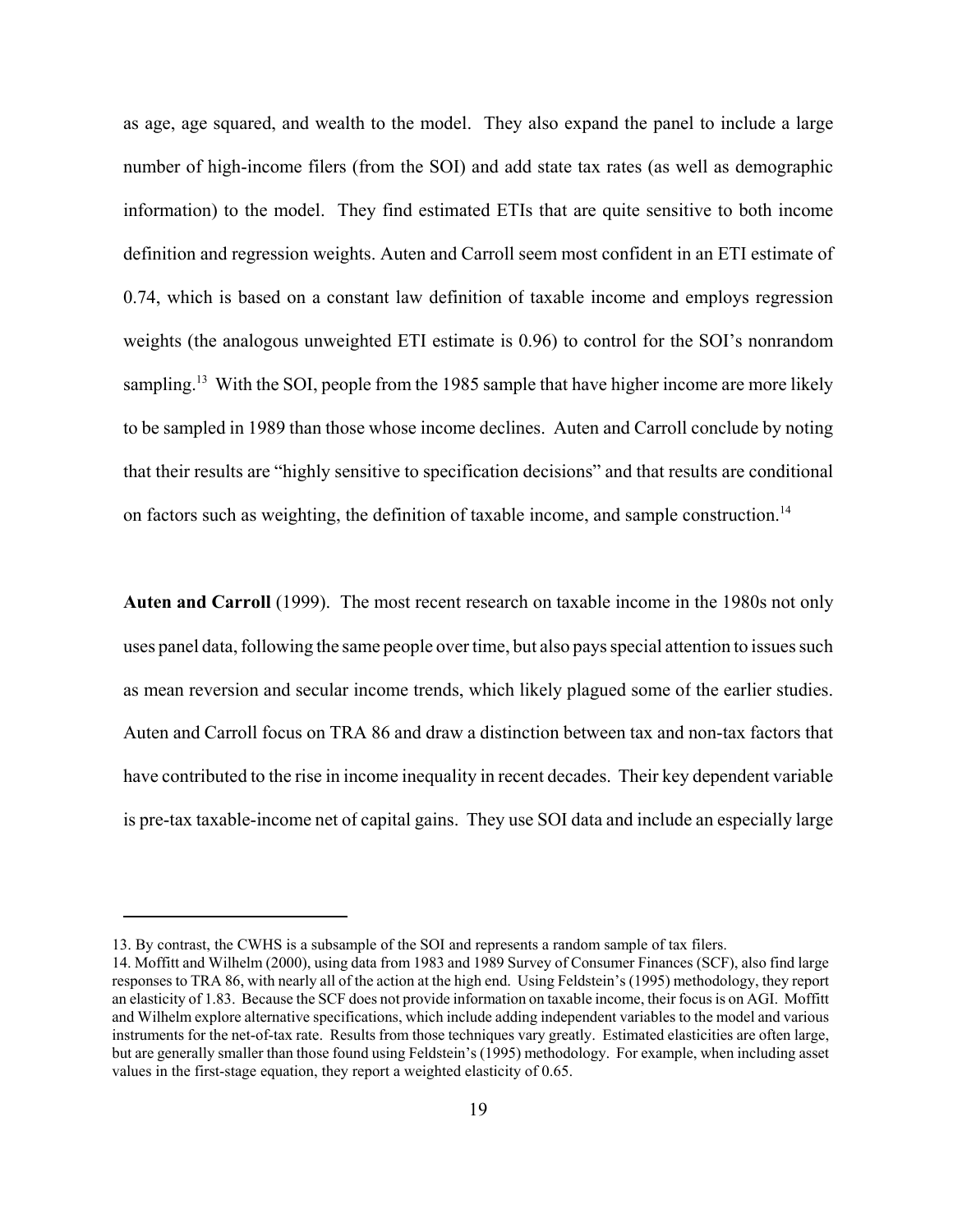as age, age squared, and wealth to the model. They also expand the panel to include a large number of high-income filers (from the SOI) and add state tax rates (as well as demographic information) to the model. They find estimated ETIs that are quite sensitive to both income definition and regression weights. Auten and Carroll seem most confident in an ETI estimate of 0.74, which is based on a constant law definition of taxable income and employs regression weights (the analogous unweighted ETI estimate is 0.96) to control for the SOI's nonrandom sampling.[13] With the SOI, people from the 1985 sample that have higher income are more likely to be sampled in 1989 than those whose income declines. Auten and Carroll conclude by noting that their results are "highly sensitive to specification decisions" and that results are conditional on factors such as weighting, the definition of taxable income, and sample construction.[14]

**Auten and Carroll** (1999). The most recent research on taxable income in the 1980s not only uses panel data, following the same people over time, but also pays special attention to issues such as mean reversion and secular income trends, which likely plagued some of the earlier studies. Auten and Carroll focus on TRA 86 and draw a distinction between tax and non-tax factors that have contributed to the rise in income inequality in recent decades. Their key dependent variable is pre-tax taxable-income net of capital gains. They use SOI data and include an especially large

---

13. By contrast, the CWHS is a subsample of the SOI and represents a random sample of tax filers.

14. Moffitt and Wilhelm (2000), using data from 1983 and 1989 Survey of Consumer Finances (SCF), also find large responses to TRA 86, with nearly all of the action at the high end. Using Feldstein's (1995) methodology, they report an elasticity of 1.83. Because the SCF does not provide information on taxable income, their focus is on AGI. Moffitt and Wilhelm explore alternative specifications, which include adding independent variables to the model and various instruments for the net-of-tax rate. Results from those techniques vary greatly. Estimated elasticities are often large, but are generally smaller than those found using Feldstein's (1995) methodology. For example, when including asset values in the first-stage equation, they report a weighted elasticity of 0.65.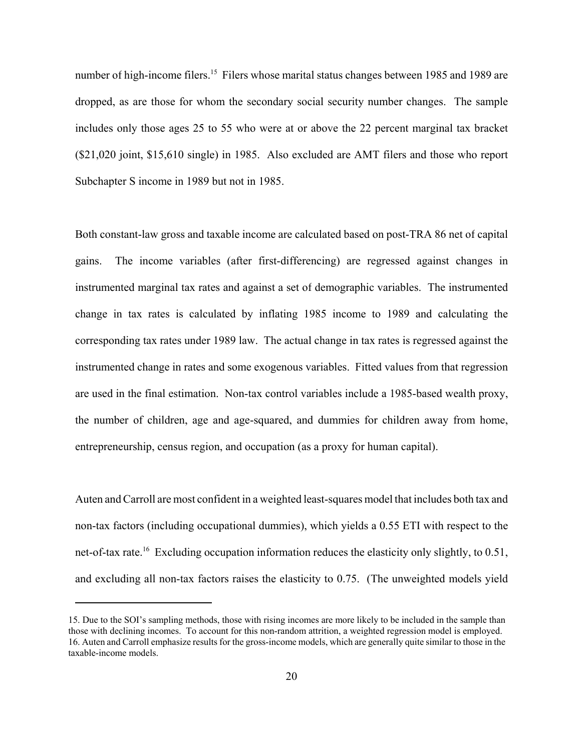number of high-income filers.[15] Filers whose marital status changes between 1985 and 1989 are dropped, as are those for whom the secondary social security number changes. The sample includes only those ages 25 to 55 who were at or above the 22 percent marginal tax bracket ($21,020 joint, $15,610 single) in 1985. Also excluded are AMT filers and those who report Subchapter S income in 1989 but not in 1985.

Both constant-law gross and taxable income are calculated based on post-TRA 86 net of capital gains. The income variables (after first-differencing) are regressed against changes in instrumented marginal tax rates and against a set of demographic variables. The instrumented change in tax rates is calculated by inflating 1985 income to 1989 and calculating the corresponding tax rates under 1989 law. The actual change in tax rates is regressed against the instrumented change in rates and some exogenous variables. Fitted values from that regression are used in the final estimation. Non-tax control variables include a 1985-based wealth proxy, the number of children, age and age-squared, and dummies for children away from home, entrepreneurship, census region, and occupation (as a proxy for human capital).

Auten and Carroll are most confident in a weighted least-squares model that includes both tax and non-tax factors (including occupational dummies), which yields a 0.55 ETI with respect to the net-of-tax rate.[16] Excluding occupation information reduces the elasticity only slightly, to 0.51, and excluding all non-tax factors raises the elasticity to 0.75. (The unweighted models yield

---

15. Due to the SOI's sampling methods, those with rising incomes are more likely to be included in the sample than those with declining incomes. To account for this non-random attrition, a weighted regression model is employed.

16. Auten and Carroll emphasize results for the gross-income models, which are generally quite similar to those in the taxable-income models.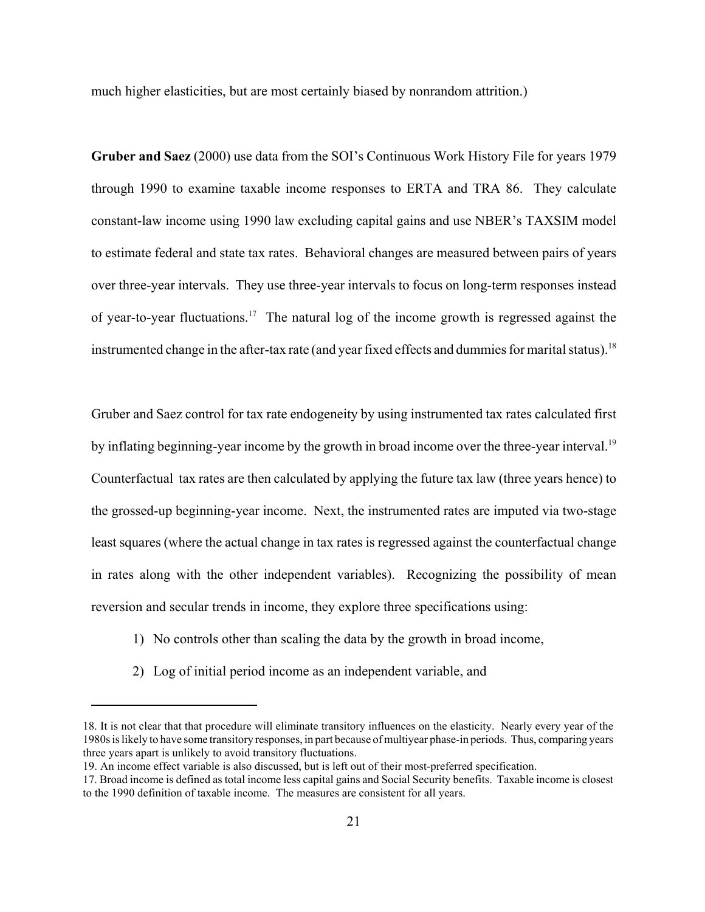much higher elasticities, but are most certainly biased by nonrandom attrition.)

**Gruber and Saez** (2000) use data from the SOI's Continuous Work History File for years 1979 through 1990 to examine taxable income responses to ERTA and TRA 86. They calculate constant-law income using 1990 law excluding capital gains and use NBER's TAXSIM model to estimate federal and state tax rates. Behavioral changes are measured between pairs of years over three-year intervals. They use three-year intervals to focus on long-term responses instead of year-to-year fluctuations.[17] The natural log of the income growth is regressed against the instrumented change in the after-tax rate (and year fixed effects and dummies for marital status).[18]

Gruber and Saez control for tax rate endogeneity by using instrumented tax rates calculated first by inflating beginning-year income by the growth in broad income over the three-year interval.[19] Counterfactual tax rates are then calculated by applying the future tax law (three years hence) to the grossed-up beginning-year income. Next, the instrumented rates are imputed via two-stage least squares (where the actual change in tax rates is regressed against the counterfactual change in rates along with the other independent variables). Recognizing the possibility of mean reversion and secular trends in income, they explore three specifications using:

1) No controls other than scaling the data by the growth in broad income,
2) Log of initial period income as an independent variable, and

---

18. It is not clear that that procedure will eliminate transitory influences on the elasticity. Nearly every year of the 1980s is likely to have some transitory responses, in part because of multiyear phase-in periods. Thus, comparing years three years apart is unlikely to avoid transitory fluctuations.

19. An income effect variable is also discussed, but is left out of their most-preferred specification.

17. Broad income is defined as total income less capital gains and Social Security benefits. Taxable income is closest to the 1990 definition of taxable income. The measures are consistent for all years.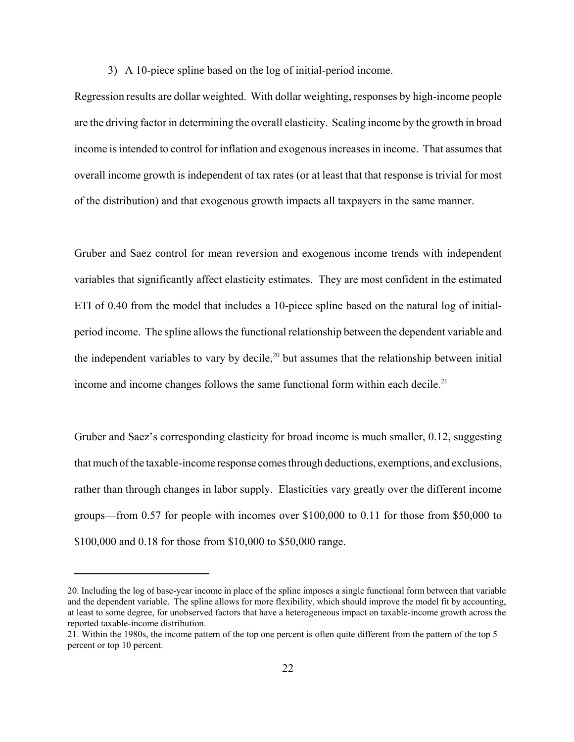3) A 10-piece spline based on the log of initial-period income.

Regression results are dollar weighted. With dollar weighting, responses by high-income people are the driving factor in determining the overall elasticity. Scaling income by the growth in broad income is intended to control for inflation and exogenous increases in income. That assumes that overall income growth is independent of tax rates (or at least that that response is trivial for most of the distribution) and that exogenous growth impacts all taxpayers in the same manner.

Gruber and Saez control for mean reversion and exogenous income trends with independent variables that significantly affect elasticity estimates. They are most confident in the estimated ETI of 0.40 from the model that includes a 10-piece spline based on the natural log of initial-period income. The spline allows the functional relationship between the dependent variable and the independent variables to vary by decile,[20] but assumes that the relationship between initial income and income changes follows the same functional form within each decile.[21]

Gruber and Saez's corresponding elasticity for broad income is much smaller, 0.12, suggesting that much of the taxable-income response comes through deductions, exemptions, and exclusions, rather than through changes in labor supply. Elasticities vary greatly over the different income groups—from 0.57 for people with incomes over $100,000 to 0.11 for those from $50,000 to $100,000 and 0.18 for those from $10,000 to $50,000 range.

---

20. Including the log of base-year income in place of the spline imposes a single functional form between that variable and the dependent variable. The spline allows for more flexibility, which should improve the model fit by accounting, at least to some degree, for unobserved factors that have a heterogeneous impact on taxable-income growth across the reported taxable-income distribution.

21. Within the 1980s, the income pattern of the top one percent is often quite different from the pattern of the top 5 percent or top 10 percent.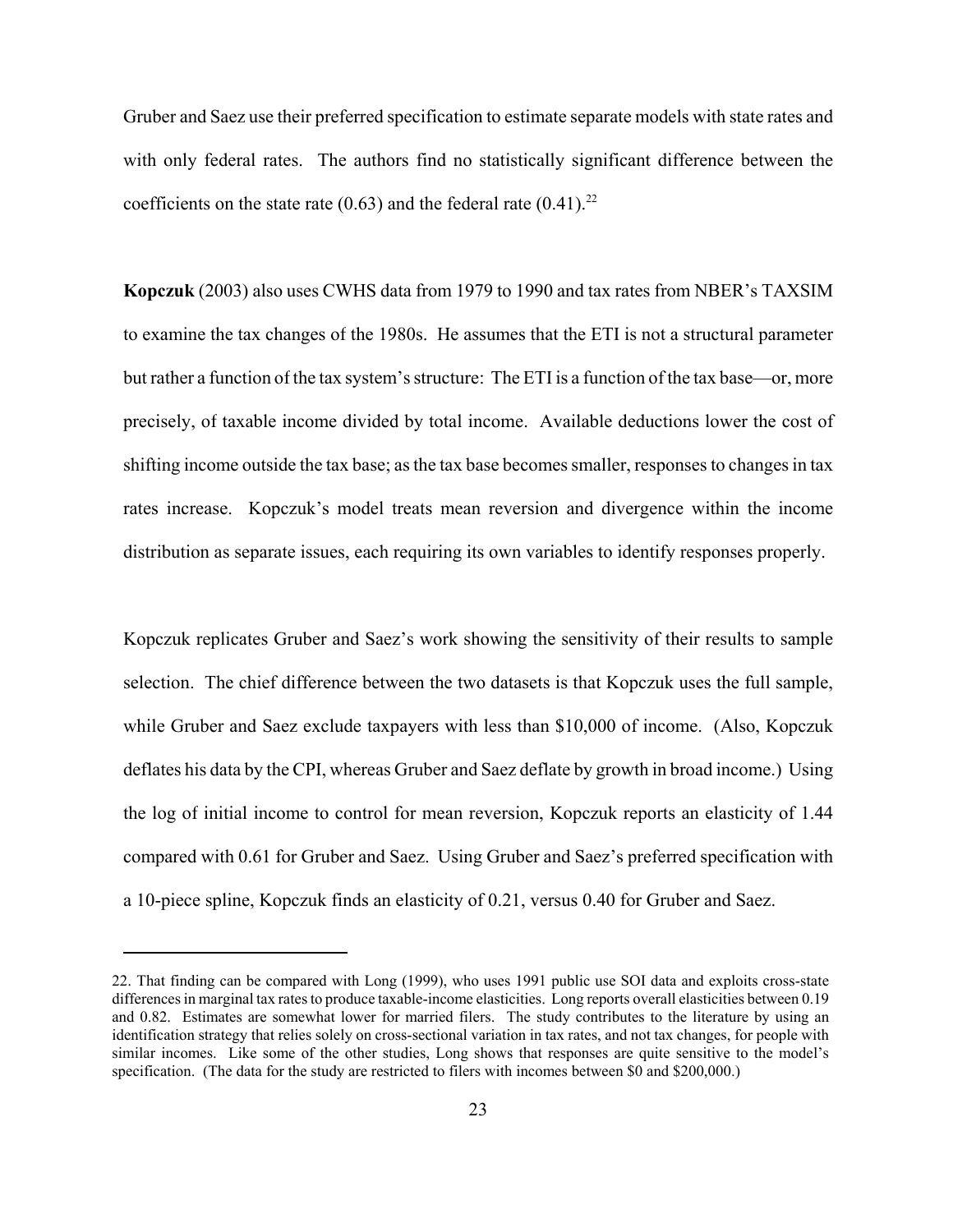Gruber and Saez use their preferred specification to estimate separate models with state rates and with only federal rates. The authors find no statistically significant difference between the coefficients on the state rate (0.63) and the federal rate (0.41).[22]

**Kopczuk** (2003) also uses CWHS data from 1979 to 1990 and tax rates from NBER's TAXSIM to examine the tax changes of the 1980s. He assumes that the ETI is not a structural parameter but rather a function of the tax system's structure: The ETI is a function of the tax base—or, more precisely, of taxable income divided by total income. Available deductions lower the cost of shifting income outside the tax base; as the tax base becomes smaller, responses to changes in tax rates increase. Kopczuk's model treats mean reversion and divergence within the income distribution as separate issues, each requiring its own variables to identify responses properly.

Kopczuk replicates Gruber and Saez's work showing the sensitivity of their results to sample selection. The chief difference between the two datasets is that Kopczuk uses the full sample, while Gruber and Saez exclude taxpayers with less than $10,000 of income. (Also, Kopczuk deflates his data by the CPI, whereas Gruber and Saez deflate by growth in broad income.) Using the log of initial income to control for mean reversion, Kopczuk reports an elasticity of 1.44 compared with 0.61 for Gruber and Saez. Using Gruber and Saez's preferred specification with a 10-piece spline, Kopczuk finds an elasticity of 0.21, versus 0.40 for Gruber and Saez.

---

22. That finding can be compared with Long (1999), who uses 1991 public use SOI data and exploits cross-state differences in marginal tax rates to produce taxable-income elasticities. Long reports overall elasticities between 0.19 and 0.82. Estimates are somewhat lower for married filers. The study contributes to the literature by using an identification strategy that relies solely on cross-sectional variation in tax rates, and not tax changes, for people with similar incomes. Like some of the other studies, Long shows that responses are quite sensitive to the model's specification. (The data for the study are restricted to filers with incomes between $0 and $200,000.)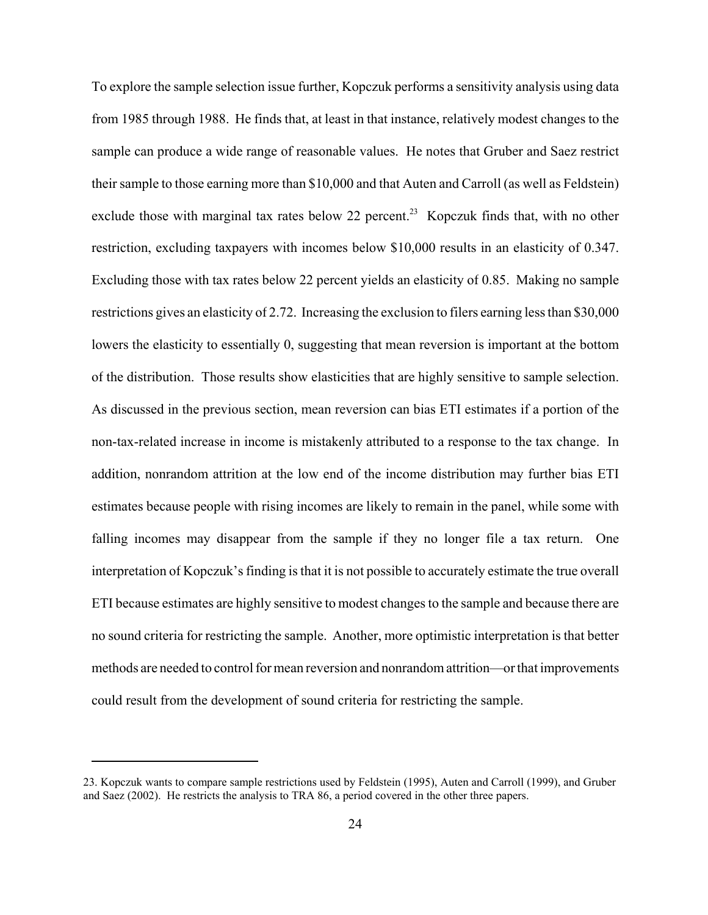To explore the sample selection issue further, Kopczuk performs a sensitivity analysis using data from 1985 through 1988. He finds that, at least in that instance, relatively modest changes to the sample can produce a wide range of reasonable values. He notes that Gruber and Saez restrict their sample to those earning more than $10,000 and that Auten and Carroll (as well as Feldstein) exclude those with marginal tax rates below 22 percent.[23] Kopczuk finds that, with no other restriction, excluding taxpayers with incomes below $10,000 results in an elasticity of 0.347. Excluding those with tax rates below 22 percent yields an elasticity of 0.85. Making no sample restrictions gives an elasticity of 2.72. Increasing the exclusion to filers earning less than $30,000 lowers the elasticity to essentially 0, suggesting that mean reversion is important at the bottom of the distribution. Those results show elasticities that are highly sensitive to sample selection. As discussed in the previous section, mean reversion can bias ETI estimates if a portion of the non-tax-related increase in income is mistakenly attributed to a response to the tax change. In addition, nonrandom attrition at the low end of the income distribution may further bias ETI estimates because people with rising incomes are likely to remain in the panel, while some with falling incomes may disappear from the sample if they no longer file a tax return. One interpretation of Kopczuk's finding is that it is not possible to accurately estimate the true overall ETI because estimates are highly sensitive to modest changes to the sample and because there are no sound criteria for restricting the sample. Another, more optimistic interpretation is that better methods are needed to control for mean reversion and nonrandom attrition—or that improvements could result from the development of sound criteria for restricting the sample.

---

23. Kopczuk wants to compare sample restrictions used by Feldstein (1995), Auten and Carroll (1999), and Gruber and Saez (2002). He restricts the analysis to TRA 86, a period covered in the other three papers.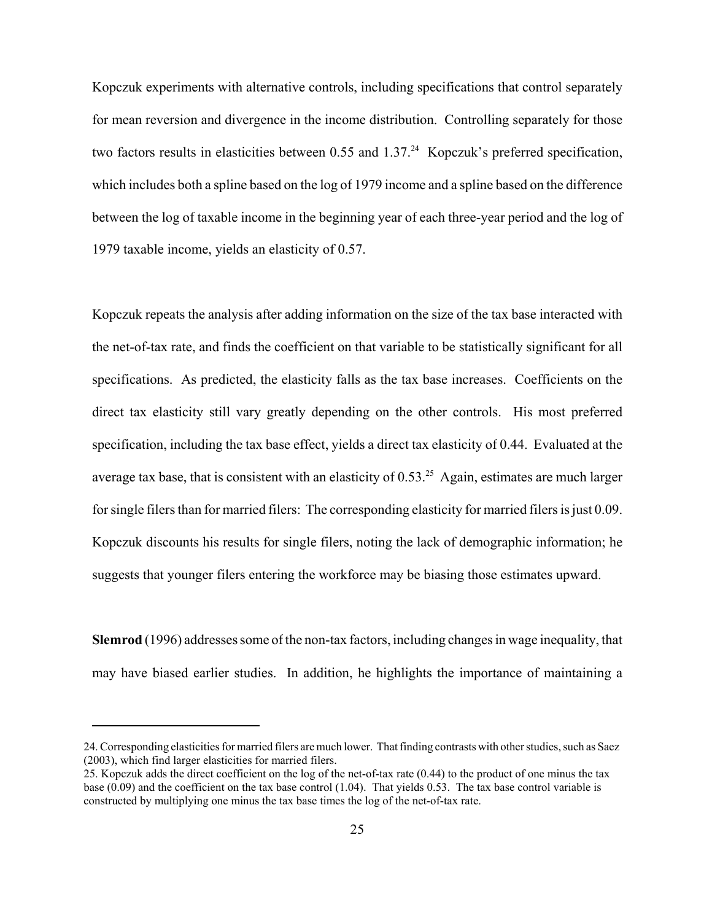Kopczuk experiments with alternative controls, including specifications that control separately for mean reversion and divergence in the income distribution. Controlling separately for those two factors results in elasticities between 0.55 and 1.37.[24] Kopczuk's preferred specification, which includes both a spline based on the log of 1979 income and a spline based on the difference between the log of taxable income in the beginning year of each three-year period and the log of 1979 taxable income, yields an elasticity of 0.57.

Kopczuk repeats the analysis after adding information on the size of the tax base interacted with the net-of-tax rate, and finds the coefficient on that variable to be statistically significant for all specifications. As predicted, the elasticity falls as the tax base increases. Coefficients on the direct tax elasticity still vary greatly depending on the other controls. His most preferred specification, including the tax base effect, yields a direct tax elasticity of 0.44. Evaluated at the average tax base, that is consistent with an elasticity of 0.53.[25] Again, estimates are much larger for single filers than for married filers: The corresponding elasticity for married filers is just 0.09. Kopczuk discounts his results for single filers, noting the lack of demographic information; he suggests that younger filers entering the workforce may be biasing those estimates upward.

**Slemrod** (1996) addresses some of the non-tax factors, including changes in wage inequality, that may have biased earlier studies. In addition, he highlights the importance of maintaining a

---

24. Corresponding elasticities for married filers are much lower. That finding contrasts with other studies, such as Saez (2003), which find larger elasticities for married filers.

25. Kopczuk adds the direct coefficient on the log of the net-of-tax rate (0.44) to the product of one minus the tax base (0.09) and the coefficient on the tax base control (1.04). That yields 0.53. The tax base control variable is constructed by multiplying one minus the tax base times the log of the net-of-tax rate.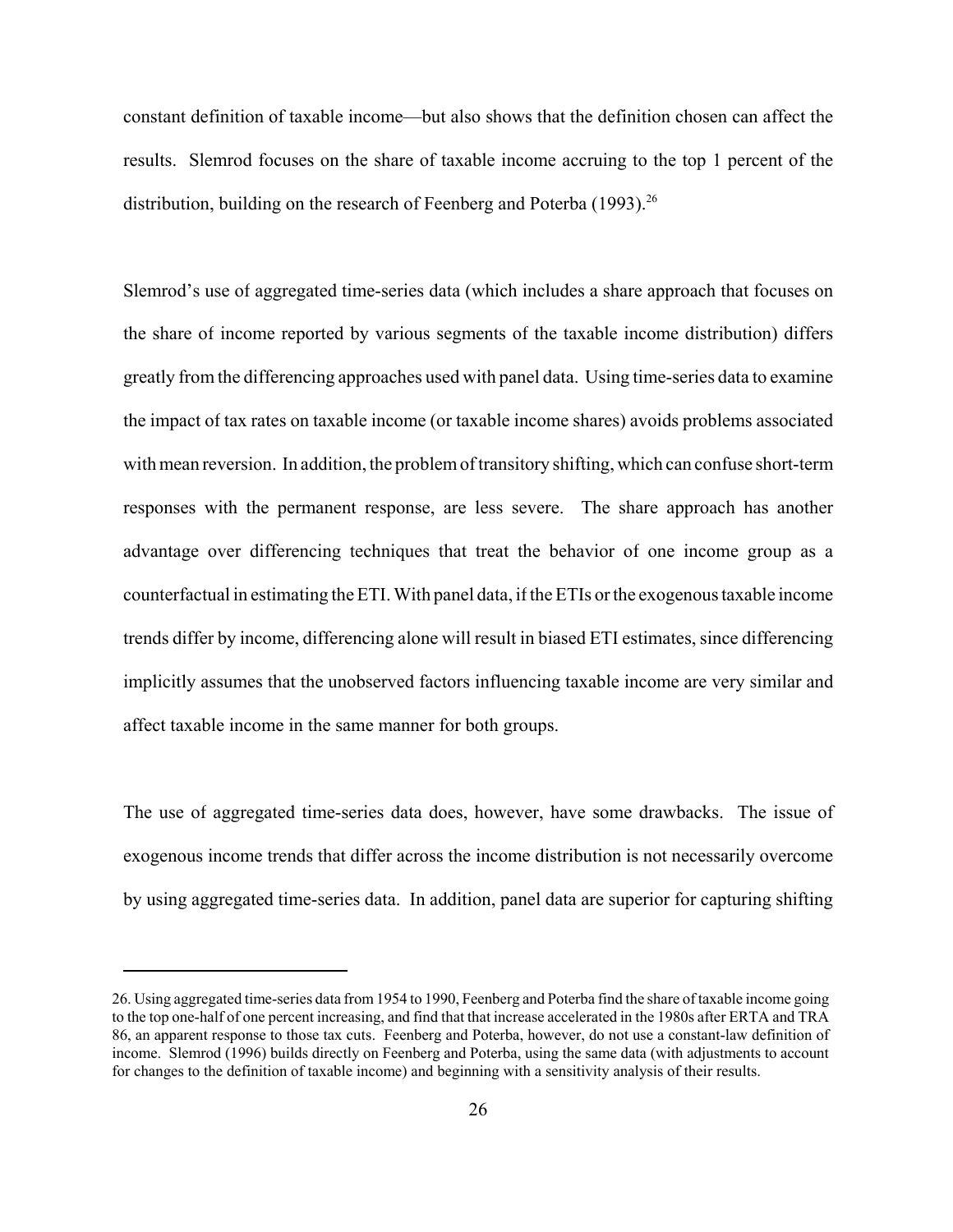constant definition of taxable income—but also shows that the definition chosen can affect the results. Slemrod focuses on the share of taxable income accruing to the top 1 percent of the distribution, building on the research of Feenberg and Poterba (1993).[26]

Slemrod's use of aggregated time-series data (which includes a share approach that focuses on the share of income reported by various segments of the taxable income distribution) differs greatly from the differencing approaches used with panel data. Using time-series data to examine the impact of tax rates on taxable income (or taxable income shares) avoids problems associated with mean reversion. In addition, the problem of transitory shifting, which can confuse short-term responses with the permanent response, are less severe. The share approach has another advantage over differencing techniques that treat the behavior of one income group as a counterfactual in estimating the ETI. With panel data, if the ETIs or the exogenous taxable income trends differ by income, differencing alone will result in biased ETI estimates, since differencing implicitly assumes that the unobserved factors influencing taxable income are very similar and affect taxable income in the same manner for both groups.

The use of aggregated time-series data does, however, have some drawbacks. The issue of exogenous income trends that differ across the income distribution is not necessarily overcome by using aggregated time-series data. In addition, panel data are superior for capturing shifting

---

26. Using aggregated time-series data from 1954 to 1990, Feenberg and Poterba find the share of taxable income going to the top one-half of one percent increasing, and find that that increase accelerated in the 1980s after ERTA and TRA 86, an apparent response to those tax cuts. Feenberg and Poterba, however, do not use a constant-law definition of income. Slemrod (1996) builds directly on Feenberg and Poterba, using the same data (with adjustments to account for changes to the definition of taxable income) and beginning with a sensitivity analysis of their results.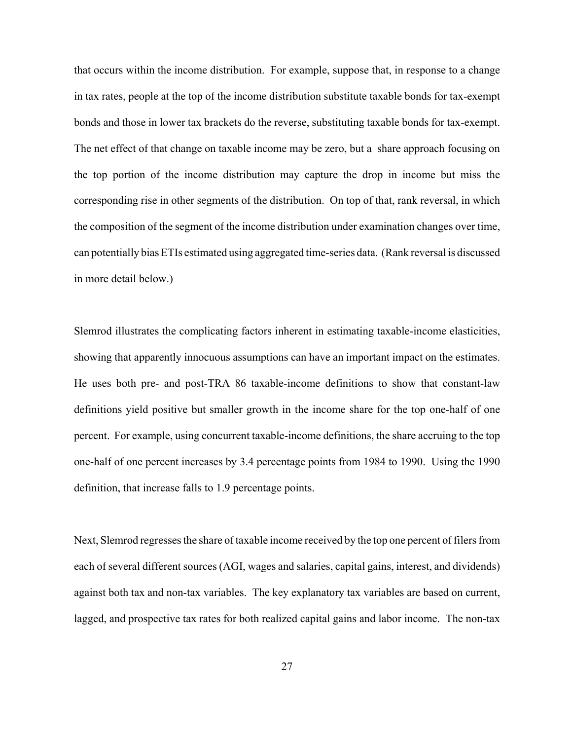that occurs within the income distribution. For example, suppose that, in response to a change in tax rates, people at the top of the income distribution substitute taxable bonds for tax-exempt bonds and those in lower tax brackets do the reverse, substituting taxable bonds for tax-exempt. The net effect of that change on taxable income may be zero, but a share approach focusing on the top portion of the income distribution may capture the drop in income but miss the corresponding rise in other segments of the distribution. On top of that, rank reversal, in which the composition of the segment of the income distribution under examination changes over time, can potentially bias ETIs estimated using aggregated time-series data. (Rank reversal is discussed in more detail below.)

Slemrod illustrates the complicating factors inherent in estimating taxable-income elasticities, showing that apparently innocuous assumptions can have an important impact on the estimates. He uses both pre- and post-TRA 86 taxable-income definitions to show that constant-law definitions yield positive but smaller growth in the income share for the top one-half of one percent. For example, using concurrent taxable-income definitions, the share accruing to the top one-half of one percent increases by 3.4 percentage points from 1984 to 1990. Using the 1990 definition, that increase falls to 1.9 percentage points.

Next, Slemrod regresses the share of taxable income received by the top one percent of filers from each of several different sources (AGI, wages and salaries, capital gains, interest, and dividends) against both tax and non-tax variables. The key explanatory tax variables are based on current, lagged, and prospective tax rates for both realized capital gains and labor income. The non-tax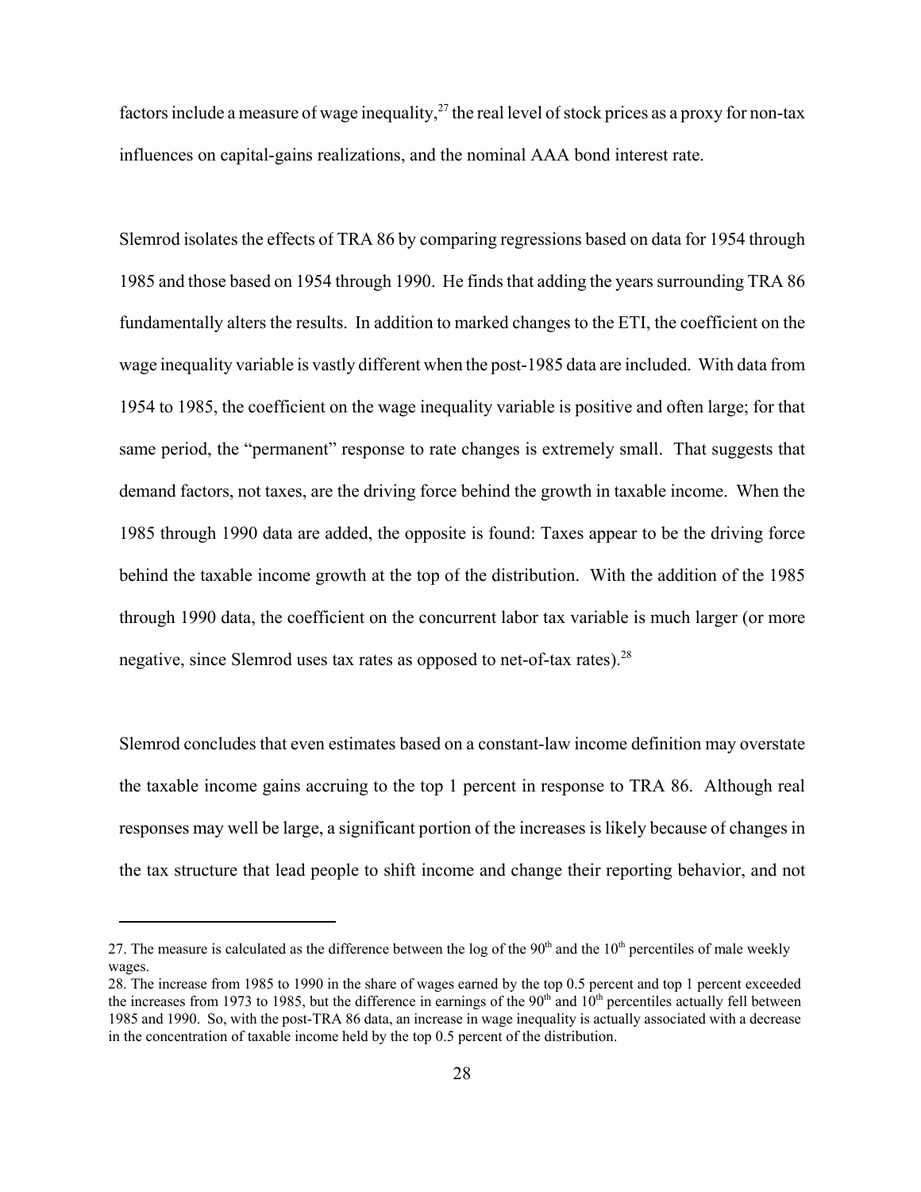factors include a measure of wage inequality,[27] the real level of stock prices as a proxy for non-tax influences on capital-gains realizations, and the nominal AAA bond interest rate.

Slemrod isolates the effects of TRA 86 by comparing regressions based on data for 1954 through 1985 and those based on 1954 through 1990. He finds that adding the years surrounding TRA 86 fundamentally alters the results. In addition to marked changes to the ETI, the coefficient on the wage inequality variable is vastly different when the post-1985 data are included. With data from 1954 to 1985, the coefficient on the wage inequality variable is positive and often large; for that same period, the "permanent" response to rate changes is extremely small. That suggests that demand factors, not taxes, are the driving force behind the growth in taxable income. When the 1985 through 1990 data are added, the opposite is found: Taxes appear to be the driving force behind the taxable income growth at the top of the distribution. With the addition of the 1985 through 1990 data, the coefficient on the concurrent labor tax variable is much larger (or more negative, since Slemrod uses tax rates as opposed to net-of-tax rates).[28]

Slemrod concludes that even estimates based on a constant-law income definition may overstate the taxable income gains accruing to the top 1 percent in response to TRA 86. Although real responses may well be large, a significant portion of the increases is likely because of changes in the tax structure that lead people to shift income and change their reporting behavior, and not

---

27. The measure is calculated as the difference between the log of the 90th and the 10th percentiles of male weekly wages.

28. The increase from 1985 to 1990 in the share of wages earned by the top 0.5 percent and top 1 percent exceeded the increases from 1973 to 1985, but the difference in earnings of the 90th and 10th percentiles actually fell between 1985 and 1990. So, with the post-TRA 86 data, an increase in wage inequality is actually associated with a decrease in the concentration of taxable income held by the top 0.5 percent of the distribution.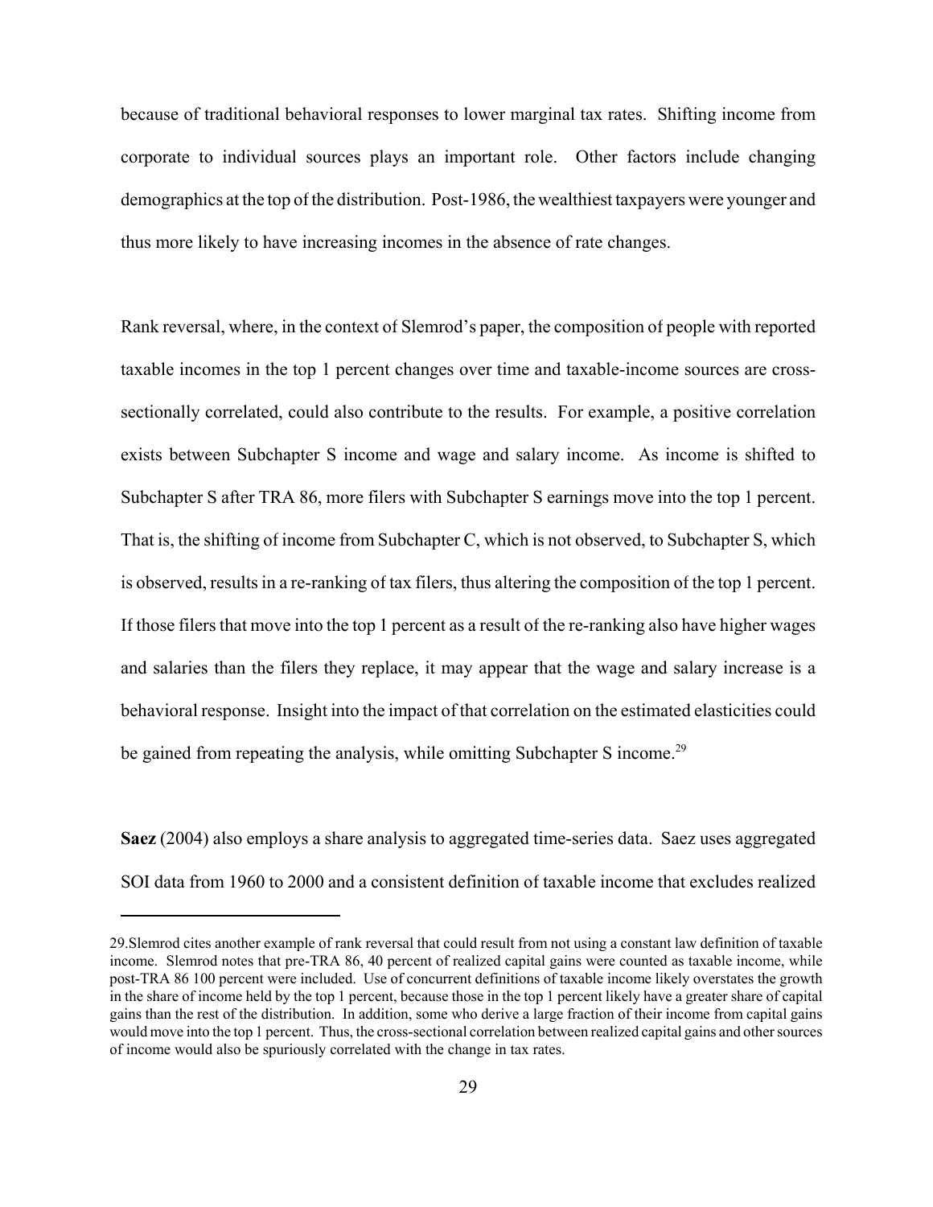because of traditional behavioral responses to lower marginal tax rates. Shifting income from corporate to individual sources plays an important role. Other factors include changing demographics at the top of the distribution. Post-1986, the wealthiest taxpayers were younger and thus more likely to have increasing incomes in the absence of rate changes.

Rank reversal, where, in the context of Slemrod's paper, the composition of people with reported taxable incomes in the top 1 percent changes over time and taxable-income sources are cross-sectionally correlated, could also contribute to the results. For example, a positive correlation exists between Subchapter S income and wage and salary income. As income is shifted to Subchapter S after TRA 86, more filers with Subchapter S earnings move into the top 1 percent. That is, the shifting of income from Subchapter C, which is not observed, to Subchapter S, which is observed, results in a re-ranking of tax filers, thus altering the composition of the top 1 percent. If those filers that move into the top 1 percent as a result of the re-ranking also have higher wages and salaries than the filers they replace, it may appear that the wage and salary increase is a behavioral response. Insight into the impact of that correlation on the estimated elasticities could be gained from repeating the analysis, while omitting Subchapter S income.[29]

**Saez** (2004) also employs a share analysis to aggregated time-series data. Saez uses aggregated SOI data from 1960 to 2000 and a consistent definition of taxable income that excludes realized

---

29.Slemrod cites another example of rank reversal that could result from not using a constant law definition of taxable income. Slemrod notes that pre-TRA 86, 40 percent of realized capital gains were counted as taxable income, while post-TRA 86 100 percent were included. Use of concurrent definitions of taxable income likely overstates the growth in the share of income held by the top 1 percent, because those in the top 1 percent likely have a greater share of capital gains than the rest of the distribution. In addition, some who derive a large fraction of their income from capital gains would move into the top 1 percent. Thus, the cross-sectional correlation between realized capital gains and other sources of income would also be spuriously correlated with the change in tax rates.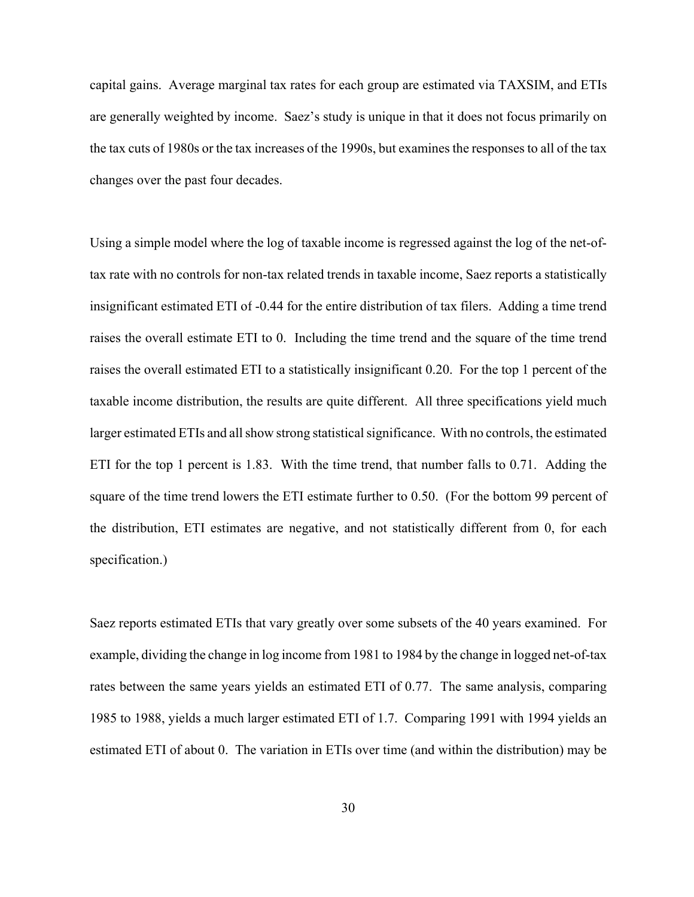capital gains. Average marginal tax rates for each group are estimated via TAXSIM, and ETIs are generally weighted by income. Saez's study is unique in that it does not focus primarily on the tax cuts of 1980s or the tax increases of the 1990s, but examines the responses to all of the tax changes over the past four decades.

Using a simple model where the log of taxable income is regressed against the log of the net-of-tax rate with no controls for non-tax related trends in taxable income, Saez reports a statistically insignificant estimated ETI of -0.44 for the entire distribution of tax filers. Adding a time trend raises the overall estimate ETI to 0. Including the time trend and the square of the time trend raises the overall estimated ETI to a statistically insignificant 0.20. For the top 1 percent of the taxable income distribution, the results are quite different. All three specifications yield much larger estimated ETIs and all show strong statistical significance. With no controls, the estimated ETI for the top 1 percent is 1.83. With the time trend, that number falls to 0.71. Adding the square of the time trend lowers the ETI estimate further to 0.50. (For the bottom 99 percent of the distribution, ETI estimates are negative, and not statistically different from 0, for each specification.)

Saez reports estimated ETIs that vary greatly over some subsets of the 40 years examined. For example, dividing the change in log income from 1981 to 1984 by the change in logged net-of-tax rates between the same years yields an estimated ETI of 0.77. The same analysis, comparing 1985 to 1988, yields a much larger estimated ETI of 1.7. Comparing 1991 with 1994 yields an estimated ETI of about 0. The variation in ETIs over time (and within the distribution) may be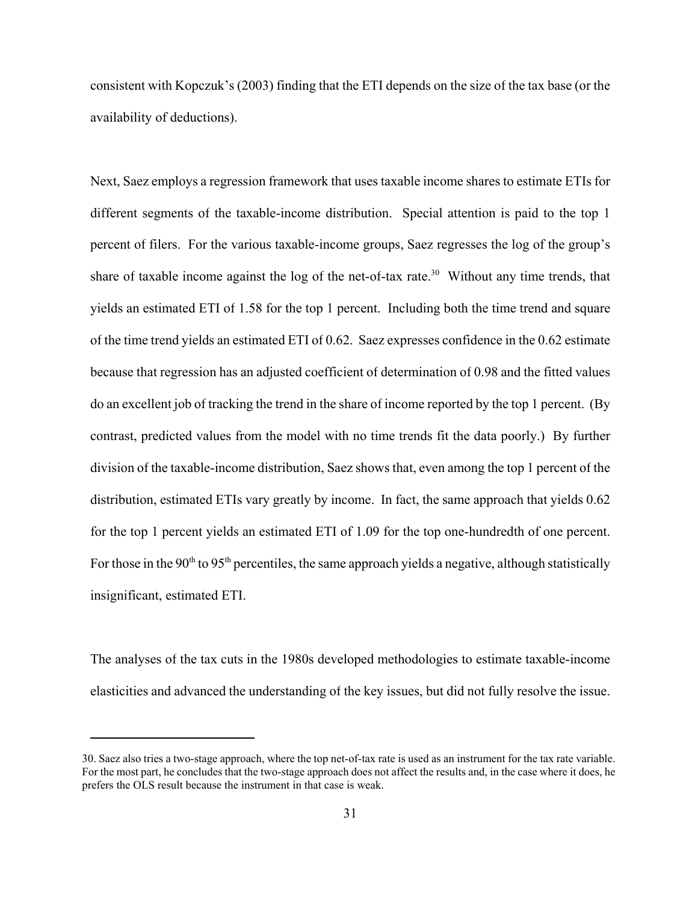consistent with Kopczuk's (2003) finding that the ETI depends on the size of the tax base (or the availability of deductions).

Next, Saez employs a regression framework that uses taxable income shares to estimate ETIs for different segments of the taxable-income distribution. Special attention is paid to the top 1 percent of filers. For the various taxable-income groups, Saez regresses the log of the group's share of taxable income against the log of the net-of-tax rate.[30] Without any time trends, that yields an estimated ETI of 1.58 for the top 1 percent. Including both the time trend and square of the time trend yields an estimated ETI of 0.62. Saez expresses confidence in the 0.62 estimate because that regression has an adjusted coefficient of determination of 0.98 and the fitted values do an excellent job of tracking the trend in the share of income reported by the top 1 percent. (By contrast, predicted values from the model with no time trends fit the data poorly.) By further division of the taxable-income distribution, Saez shows that, even among the top 1 percent of the distribution, estimated ETIs vary greatly by income. In fact, the same approach that yields 0.62 for the top 1 percent yields an estimated ETI of 1.09 for the top one-hundredth of one percent. For those in the 90th to 95th percentiles, the same approach yields a negative, although statistically insignificant, estimated ETI.

The analyses of the tax cuts in the 1980s developed methodologies to estimate taxable-income elasticities and advanced the understanding of the key issues, but did not fully resolve the issue.

---

30. Saez also tries a two-stage approach, where the top net-of-tax rate is used as an instrument for the tax rate variable. For the most part, he concludes that the two-stage approach does not affect the results and, in the case where it does, he prefers the OLS result because the instrument in that case is weak.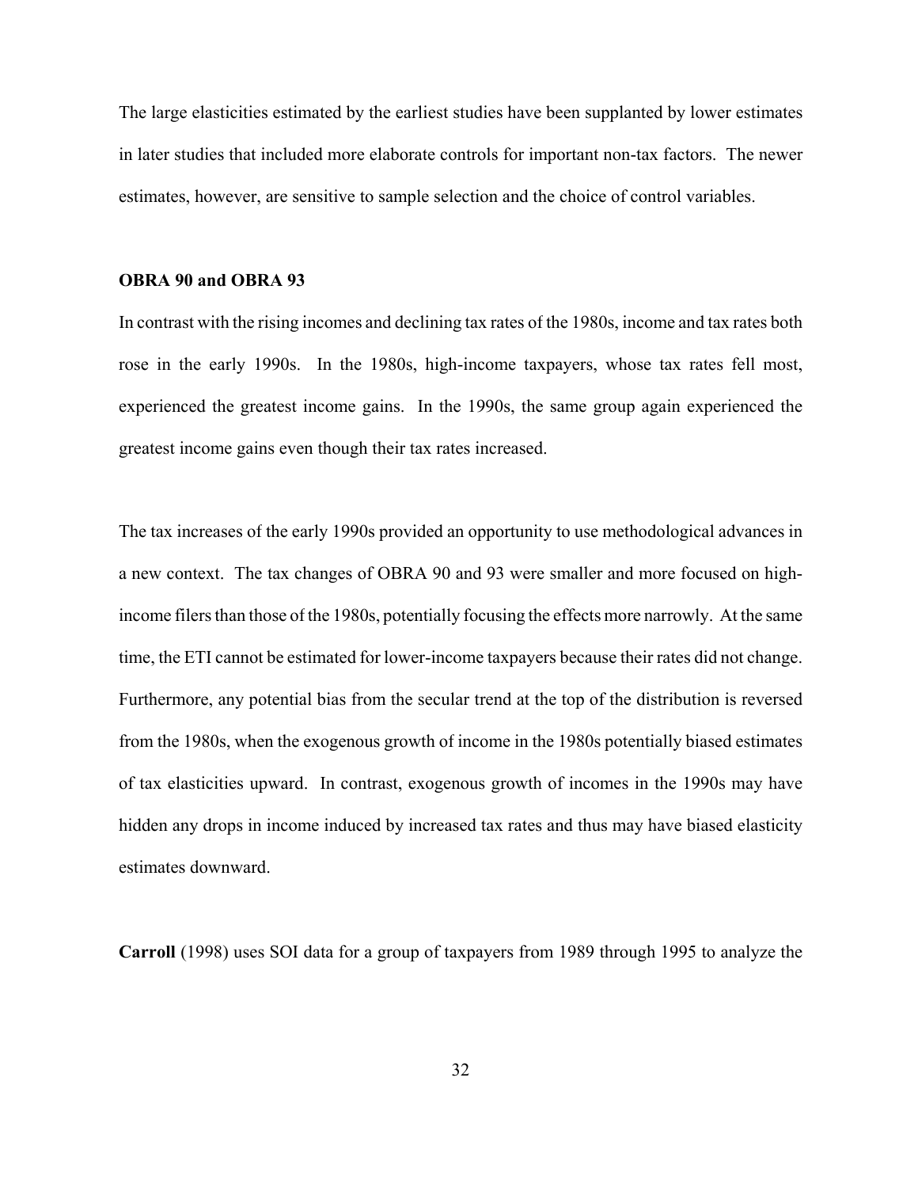The large elasticities estimated by the earliest studies have been supplanted by lower estimates in later studies that included more elaborate controls for important non-tax factors. The newer estimates, however, are sensitive to sample selection and the choice of control variables.

### OBRA 90 and OBRA 93

In contrast with the rising incomes and declining tax rates of the 1980s, income and tax rates both rose in the early 1990s. In the 1980s, high-income taxpayers, whose tax rates fell most, experienced the greatest income gains. In the 1990s, the same group again experienced the greatest income gains even though their tax rates increased.

The tax increases of the early 1990s provided an opportunity to use methodological advances in a new context. The tax changes of OBRA 90 and 93 were smaller and more focused on high-income filers than those of the 1980s, potentially focusing the effects more narrowly. At the same time, the ETI cannot be estimated for lower-income taxpayers because their rates did not change. Furthermore, any potential bias from the secular trend at the top of the distribution is reversed from the 1980s, when the exogenous growth of income in the 1980s potentially biased estimates of tax elasticities upward. In contrast, exogenous growth of incomes in the 1990s may have hidden any drops in income induced by increased tax rates and thus may have biased elasticity estimates downward.

**Carroll** (1998) uses SOI data for a group of taxpayers from 1989 through 1995 to analyze the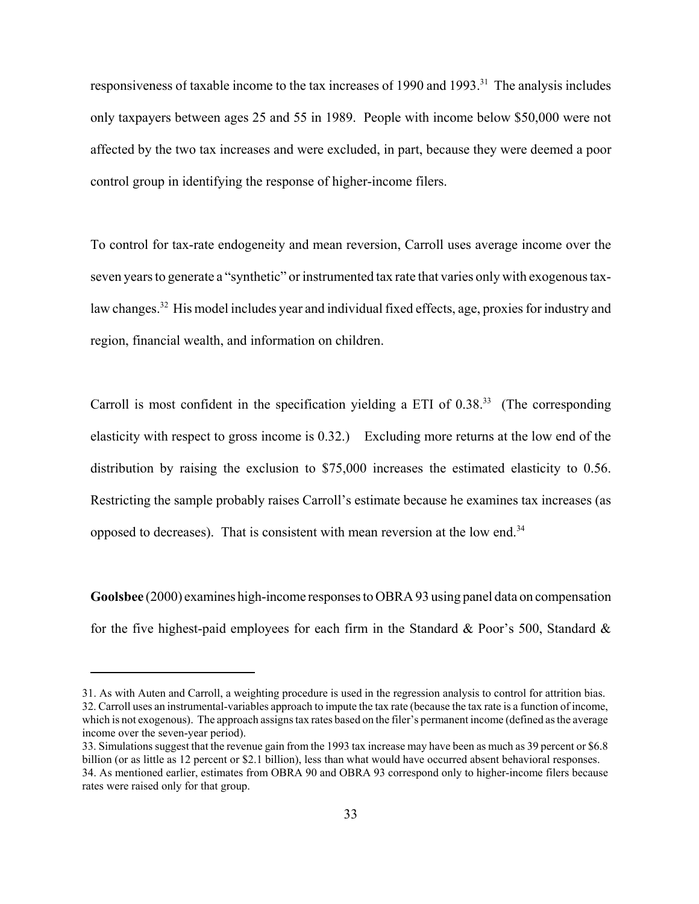responsiveness of taxable income to the tax increases of 1990 and 1993.[31] The analysis includes only taxpayers between ages 25 and 55 in 1989. People with income below $50,000 were not affected by the two tax increases and were excluded, in part, because they were deemed a poor control group in identifying the response of higher-income filers.

To control for tax-rate endogeneity and mean reversion, Carroll uses average income over the seven years to generate a "synthetic" or instrumented tax rate that varies only with exogenous tax-law changes.[32] His model includes year and individual fixed effects, age, proxies for industry and region, financial wealth, and information on children.

Carroll is most confident in the specification yielding a ETI of 0.38.[33] (The corresponding elasticity with respect to gross income is 0.32.) Excluding more returns at the low end of the distribution by raising the exclusion to $75,000 increases the estimated elasticity to 0.56. Restricting the sample probably raises Carroll's estimate because he examines tax increases (as opposed to decreases). That is consistent with mean reversion at the low end.[34]

**Goolsbee** (2000) examines high-income responses to OBRA 93 using panel data on compensation for the five highest-paid employees for each firm in the Standard & Poor's 500, Standard &

---

31. As with Auten and Carroll, a weighting procedure is used in the regression analysis to control for attrition bias.
32. Carroll uses an instrumental-variables approach to impute the tax rate (because the tax rate is a function of income, which is not exogenous). The approach assigns tax rates based on the filer's permanent income (defined as the average income over the seven-year period).
33. Simulations suggest that the revenue gain from the 1993 tax increase may have been as much as 39 percent or $6.8 billion (or as little as 12 percent or $2.1 billion), less than what would have occurred absent behavioral responses.
34. As mentioned earlier, estimates from OBRA 90 and OBRA 93 correspond only to higher-income filers because rates were raised only for that group.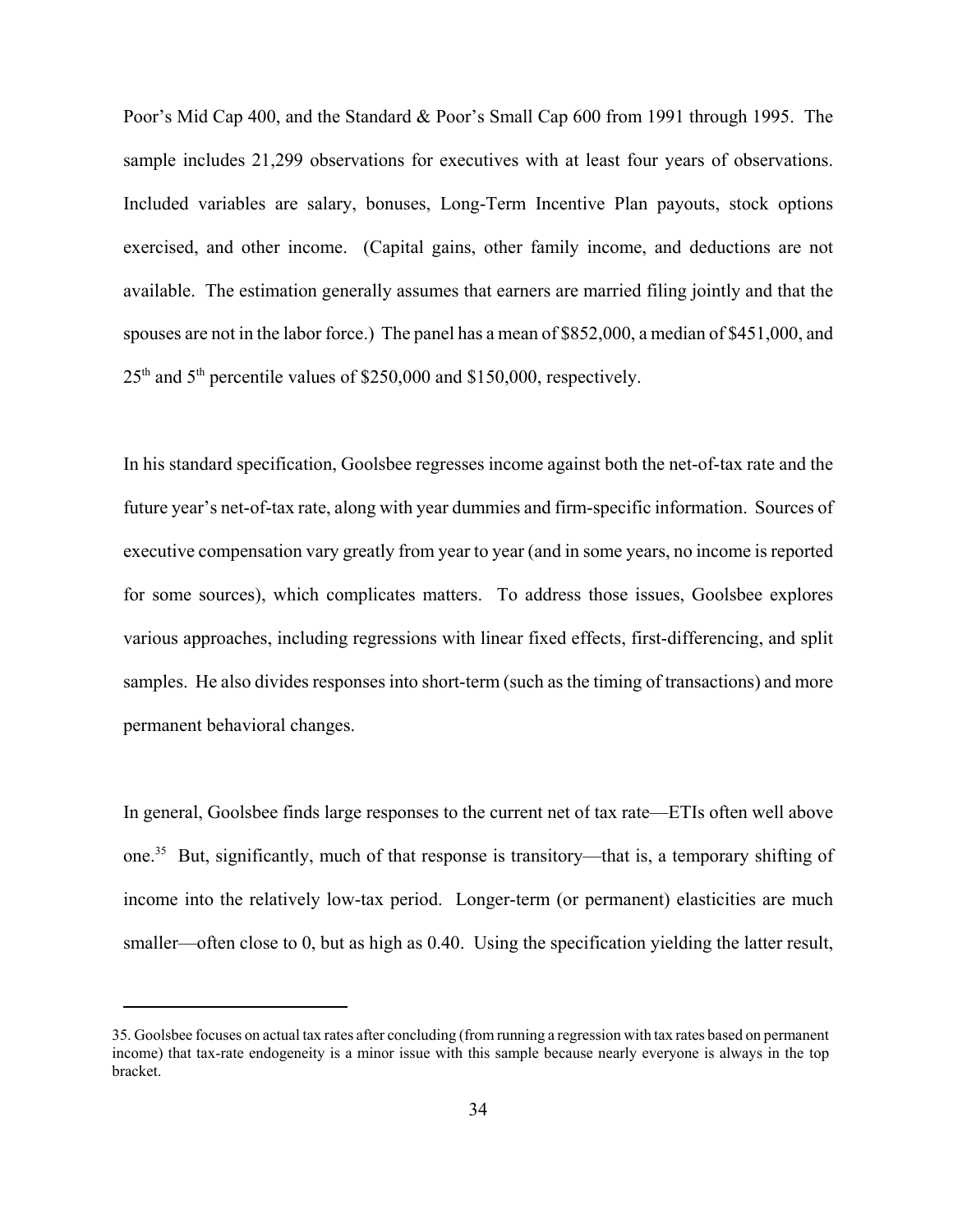Poor's Mid Cap 400, and the Standard & Poor's Small Cap 600 from 1991 through 1995. The sample includes 21,299 observations for executives with at least four years of observations. Included variables are salary, bonuses, Long-Term Incentive Plan payouts, stock options exercised, and other income. (Capital gains, other family income, and deductions are not available. The estimation generally assumes that earners are married filing jointly and that the spouses are not in the labor force.) The panel has a mean of $852,000, a median of $451,000, and 25th and 5th percentile values of $250,000 and $150,000, respectively.

In his standard specification, Goolsbee regresses income against both the net-of-tax rate and the future year's net-of-tax rate, along with year dummies and firm-specific information. Sources of executive compensation vary greatly from year to year (and in some years, no income is reported for some sources), which complicates matters. To address those issues, Goolsbee explores various approaches, including regressions with linear fixed effects, first-differencing, and split samples. He also divides responses into short-term (such as the timing of transactions) and more permanent behavioral changes.

In general, Goolsbee finds large responses to the current net of tax rate—ETIs often well above one.[35] But, significantly, much of that response is transitory—that is, a temporary shifting of income into the relatively low-tax period. Longer-term (or permanent) elasticities are much smaller—often close to 0, but as high as 0.40. Using the specification yielding the latter result,

---

35. Goolsbee focuses on actual tax rates after concluding (from running a regression with tax rates based on permanent income) that tax-rate endogeneity is a minor issue with this sample because nearly everyone is always in the top bracket.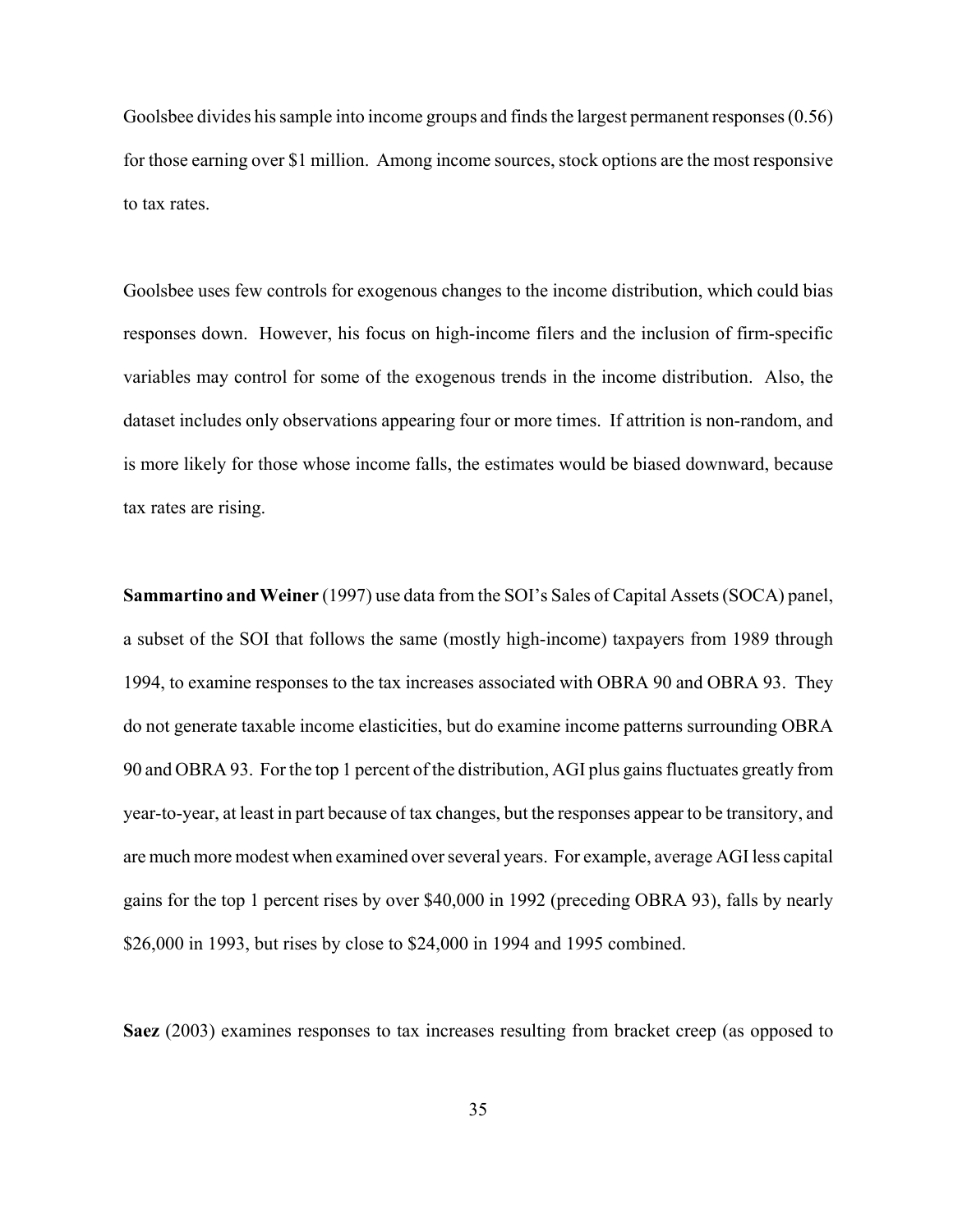Goolsbee divides his sample into income groups and finds the largest permanent responses (0.56) for those earning over $1 million. Among income sources, stock options are the most responsive to tax rates.

Goolsbee uses few controls for exogenous changes to the income distribution, which could bias responses down. However, his focus on high-income filers and the inclusion of firm-specific variables may control for some of the exogenous trends in the income distribution. Also, the dataset includes only observations appearing four or more times. If attrition is non-random, and is more likely for those whose income falls, the estimates would be biased downward, because tax rates are rising.

**Sammartino and Weiner** (1997) use data from the SOI's Sales of Capital Assets (SOCA) panel, a subset of the SOI that follows the same (mostly high-income) taxpayers from 1989 through 1994, to examine responses to the tax increases associated with OBRA 90 and OBRA 93. They do not generate taxable income elasticities, but do examine income patterns surrounding OBRA 90 and OBRA 93. For the top 1 percent of the distribution, AGI plus gains fluctuates greatly from year-to-year, at least in part because of tax changes, but the responses appear to be transitory, and are much more modest when examined over several years. For example, average AGI less capital gains for the top 1 percent rises by over $40,000 in 1992 (preceding OBRA 93), falls by nearly $26,000 in 1993, but rises by close to $24,000 in 1994 and 1995 combined.

**Saez** (2003) examines responses to tax increases resulting from bracket creep (as opposed to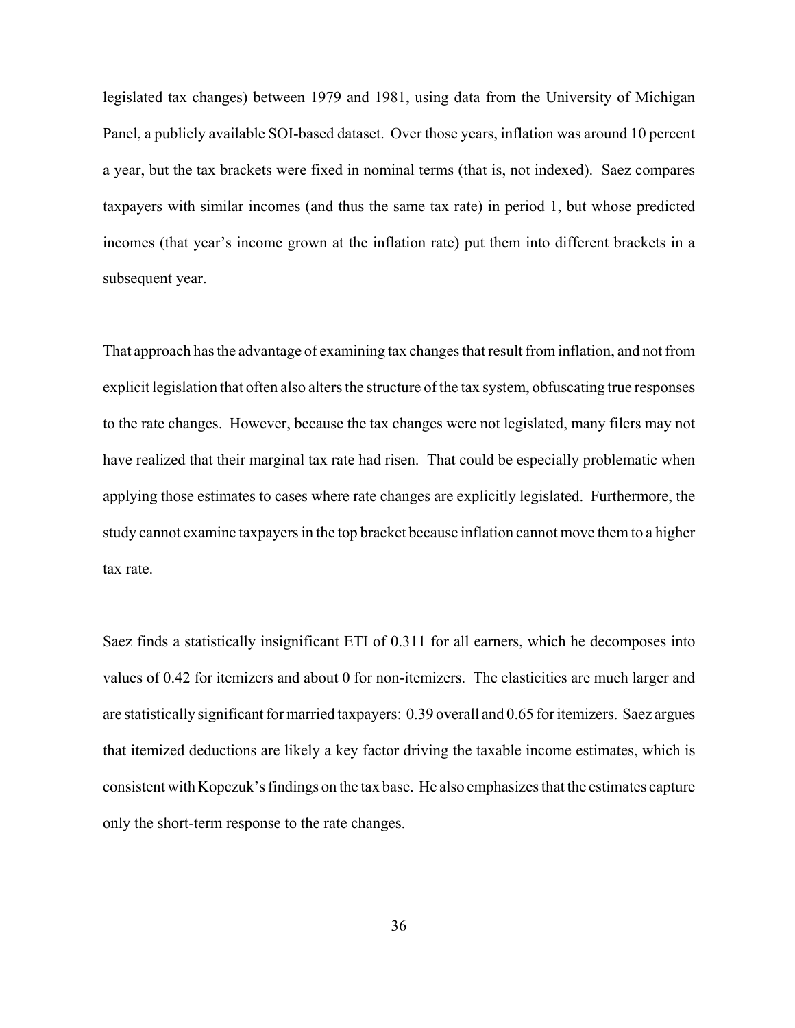legislated tax changes) between 1979 and 1981, using data from the University of Michigan Panel, a publicly available SOI-based dataset. Over those years, inflation was around 10 percent a year, but the tax brackets were fixed in nominal terms (that is, not indexed). Saez compares taxpayers with similar incomes (and thus the same tax rate) in period 1, but whose predicted incomes (that year's income grown at the inflation rate) put them into different brackets in a subsequent year.

That approach has the advantage of examining tax changes that result from inflation, and not from explicit legislation that often also alters the structure of the tax system, obfuscating true responses to the rate changes. However, because the tax changes were not legislated, many filers may not have realized that their marginal tax rate had risen. That could be especially problematic when applying those estimates to cases where rate changes are explicitly legislated. Furthermore, the study cannot examine taxpayers in the top bracket because inflation cannot move them to a higher tax rate.

Saez finds a statistically insignificant ETI of 0.311 for all earners, which he decomposes into values of 0.42 for itemizers and about 0 for non-itemizers. The elasticities are much larger and are statistically significant for married taxpayers: 0.39 overall and 0.65 for itemizers. Saez argues that itemized deductions are likely a key factor driving the taxable income estimates, which is consistent with Kopczuk's findings on the tax base. He also emphasizes that the estimates capture only the short-term response to the rate changes.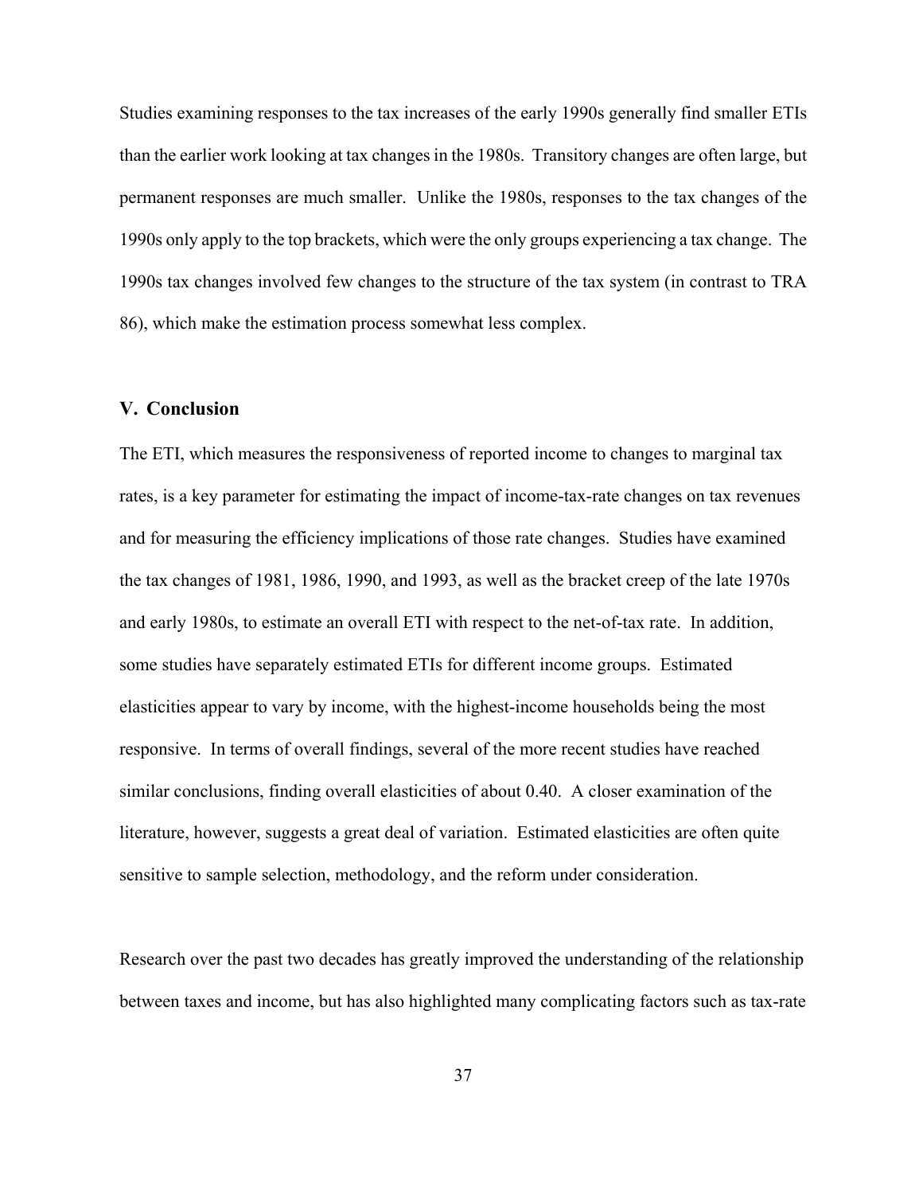Studies examining responses to the tax increases of the early 1990s generally find smaller ETIs than the earlier work looking at tax changes in the 1980s. Transitory changes are often large, but permanent responses are much smaller. Unlike the 1980s, responses to the tax changes of the 1990s only apply to the top brackets, which were the only groups experiencing a tax change. The 1990s tax changes involved few changes to the structure of the tax system (in contrast to TRA 86), which make the estimation process somewhat less complex.

## V. Conclusion

The ETI, which measures the responsiveness of reported income to changes to marginal tax rates, is a key parameter for estimating the impact of income-tax-rate changes on tax revenues and for measuring the efficiency implications of those rate changes. Studies have examined the tax changes of 1981, 1986, 1990, and 1993, as well as the bracket creep of the late 1970s and early 1980s, to estimate an overall ETI with respect to the net-of-tax rate. In addition, some studies have separately estimated ETIs for different income groups. Estimated elasticities appear to vary by income, with the highest-income households being the most responsive. In terms of overall findings, several of the more recent studies have reached similar conclusions, finding overall elasticities of about 0.40. A closer examination of the literature, however, suggests a great deal of variation. Estimated elasticities are often quite sensitive to sample selection, methodology, and the reform under consideration.

Research over the past two decades has greatly improved the understanding of the relationship between taxes and income, but has also highlighted many complicating factors such as tax-rate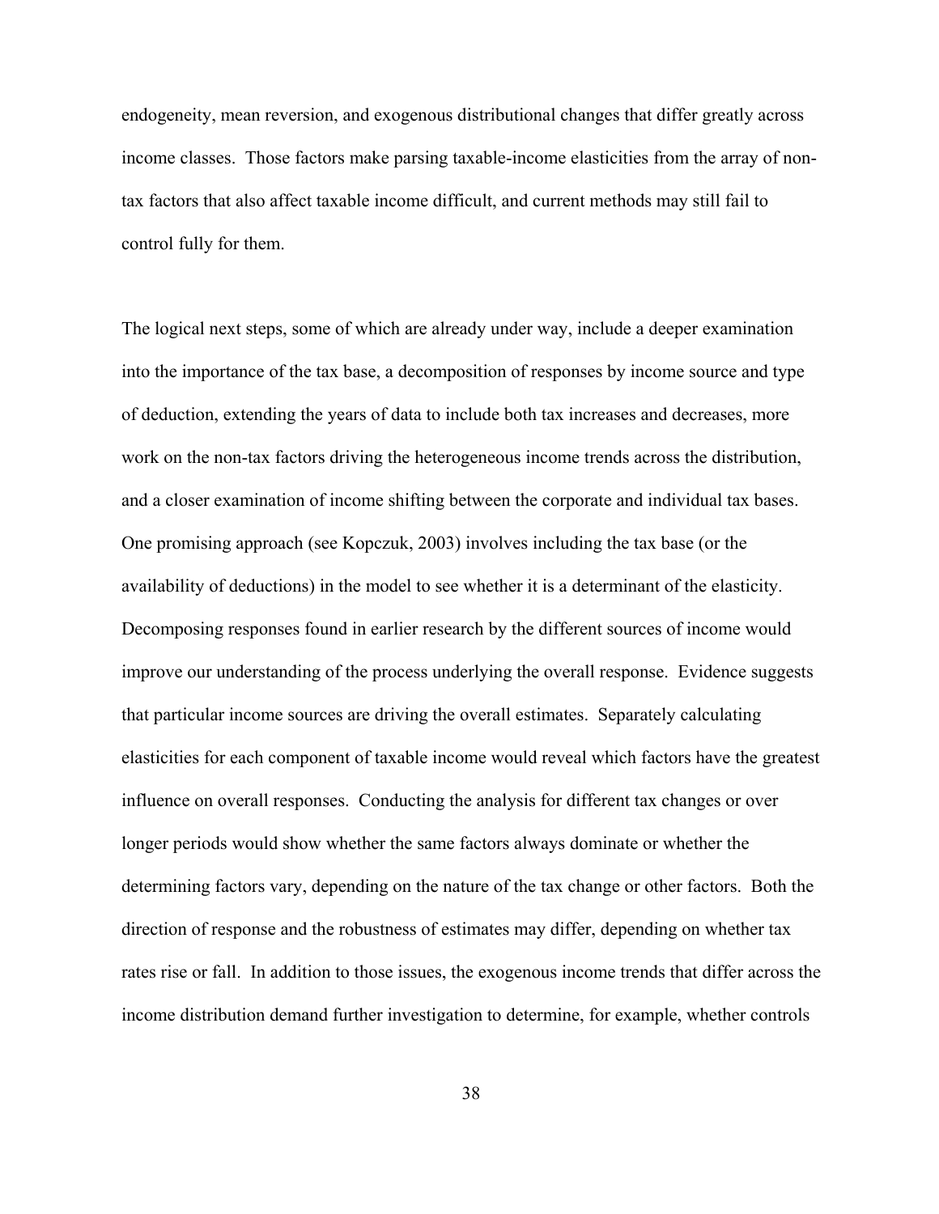endogeneity, mean reversion, and exogenous distributional changes that differ greatly across income classes. Those factors make parsing taxable-income elasticities from the array of non-tax factors that also affect taxable income difficult, and current methods may still fail to control fully for them.

The logical next steps, some of which are already under way, include a deeper examination into the importance of the tax base, a decomposition of responses by income source and type of deduction, extending the years of data to include both tax increases and decreases, more work on the non-tax factors driving the heterogeneous income trends across the distribution, and a closer examination of income shifting between the corporate and individual tax bases. One promising approach (see Kopczuk, 2003) involves including the tax base (or the availability of deductions) in the model to see whether it is a determinant of the elasticity. Decomposing responses found in earlier research by the different sources of income would improve our understanding of the process underlying the overall response. Evidence suggests that particular income sources are driving the overall estimates. Separately calculating elasticities for each component of taxable income would reveal which factors have the greatest influence on overall responses. Conducting the analysis for different tax changes or over longer periods would show whether the same factors always dominate or whether the determining factors vary, depending on the nature of the tax change or other factors. Both the direction of response and the robustness of estimates may differ, depending on whether tax rates rise or fall. In addition to those issues, the exogenous income trends that differ across the income distribution demand further investigation to determine, for example, whether controls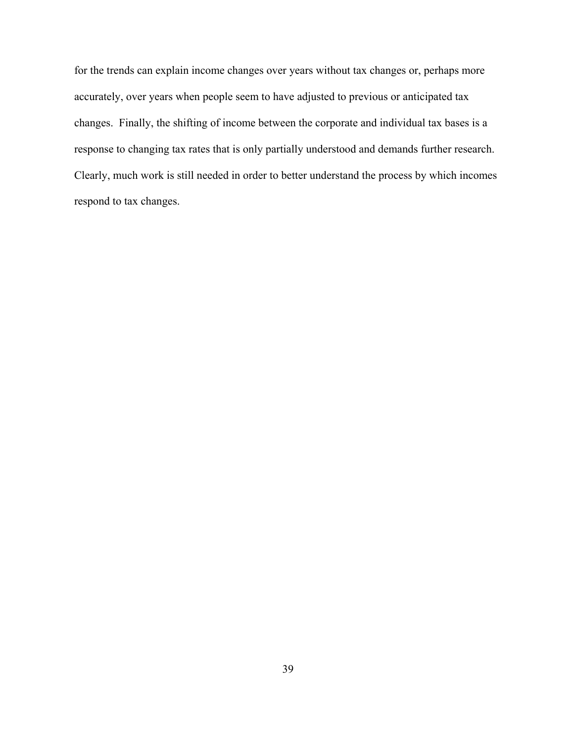for the trends can explain income changes over years without tax changes or, perhaps more accurately, over years when people seem to have adjusted to previous or anticipated tax changes. Finally, the shifting of income between the corporate and individual tax bases is a response to changing tax rates that is only partially understood and demands further research. Clearly, much work is still needed in order to better understand the process by which incomes respond to tax changes.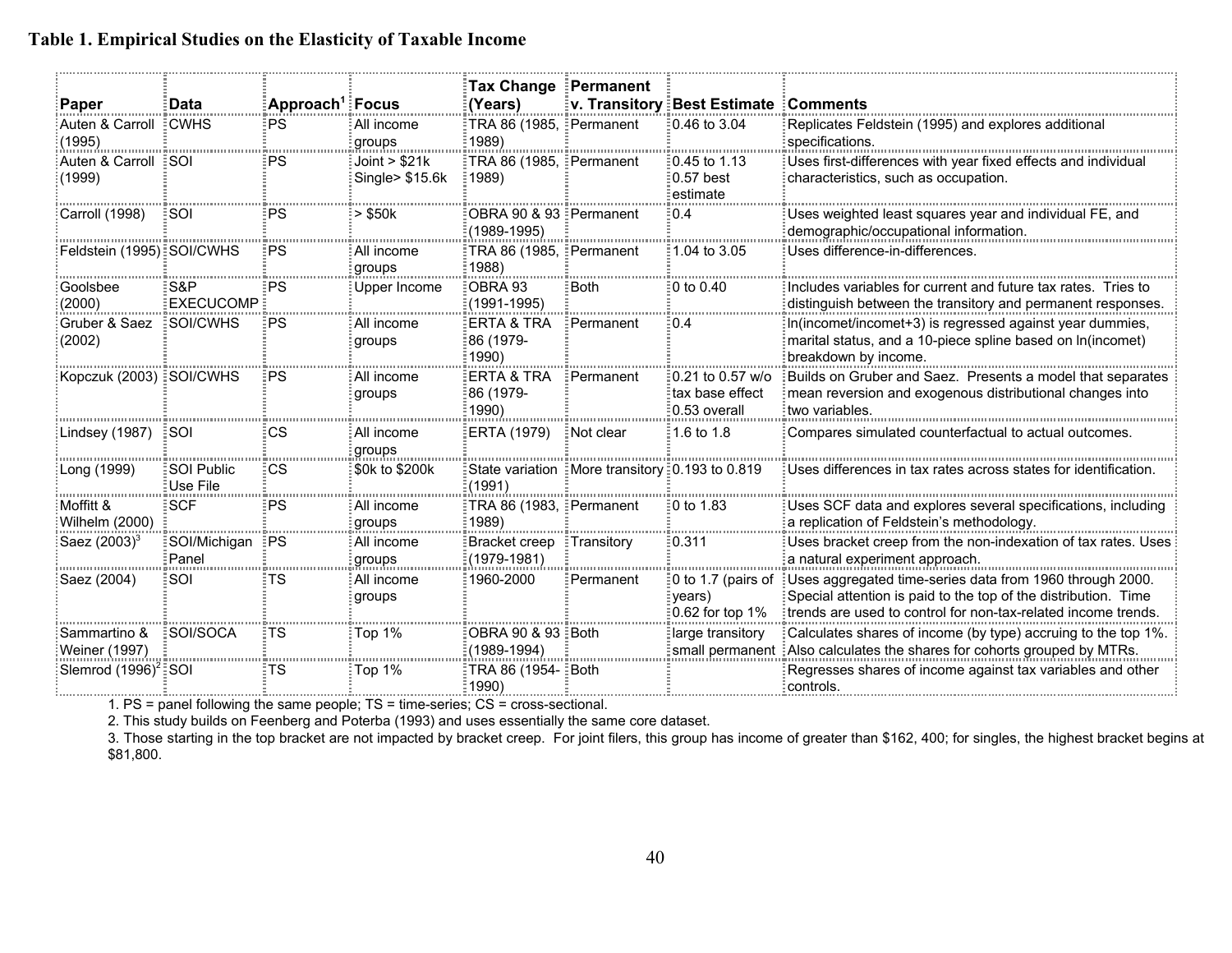**Table 1. Empirical Studies on the Elasticity of Taxable Income**

| Paper | Data | Approach[1] | Focus | Tax Change (Years) | Permanent v. Transitory | Best Estimate | Comments |
|---|---|---|---|---|---|---|---|
| Auten & Carroll (1995) | CWHS | PS | All income groups | TRA 86 (1985, 1989) | Permanent | 0.46 to 3.04 | Replicates Feldstein (1995) and explores additional specifications. |
| Auten & Carroll (1999) | SOI | PS | Joint > $21k Single> $15.6k | TRA 86 (1985, 1989) | Permanent | 0.45 to 1.13 0.57 best estimate | Uses first-differences with year fixed effects and individual characteristics, such as occupation. |
| Carroll (1998) | SOI | PS | > $50k | OBRA 90 & 93 (1989-1995) | Permanent | 0.4 | Uses weighted least squares year and individual FE, and demographic/occupational information. |
| Feldstein (1995) | SOI/CWHS | PS | All income groups | TRA 86 (1985, 1988) | Permanent | 1.04 to 3.05 | Uses difference-in-differences. |
| Goolsbee (2000) | S&P EXECUCOMP | PS | Upper Income | OBRA 93 (1991-1995) | Both | 0 to 0.40 | Includes variables for current and future tax rates. Tries to distinguish between the transitory and permanent responses. |
| Gruber & Saez (2002) | SOI/CWHS | PS | All income groups | ERTA & TRA 86 (1979-1990) | Permanent | 0.4 | ln(incomet/incomet+3) is regressed against year dummies, marital status, and a 10-piece spline based on ln(incomet) breakdown by income. |
| Kopczuk (2003) | SOI/CWHS | PS | All income groups | ERTA & TRA 86 (1979-1990) | Permanent | 0.21 to 0.57 w/o tax base effect 0.53 overall | Builds on Gruber and Saez. Presents a model that separates mean reversion and exogenous distributional changes into two variables. |
| Lindsey (1987) | SOI | CS | All income groups | ERTA (1979) | Not clear | 1.6 to 1.8 | Compares simulated counterfactual to actual outcomes. |
| Long (1999) | SOI Public Use File | CS | $0k to $200k | State variation (1991) | More transitory | 0.193 to 0.819 | Uses differences in tax rates across states for identification. |
| Moffitt & Wilhelm (2000) | SCF | PS | All income groups | TRA 86 (1983, 1989) | Permanent | 0 to 1.83 | Uses SCF data and explores several specifications, including a replication of Feldstein's methodology. |
| Saez (2003)[3] | SOI/Michigan Panel | PS | All income groups | Bracket creep (1979-1981) | Transitory | 0.311 | Uses bracket creep from the non-indexation of tax rates. Uses a natural experiment approach. |
| Saez (2004) | SOI | TS | All income groups | 1960-2000 | Permanent | 0 to 1.7 (pairs of years) 0.62 for top 1% | Uses aggregated time-series data from 1960 through 2000. Special attention is paid to the top of the distribution. Time trends are used to control for non-tax-related income trends. |
| Sammartino & Weiner (1997) | SOI/SOCA | TS | Top 1% | OBRA 90 & 93 (1989-1994) | Both | large transitory small permanent | Calculates shares of income (by type) accruing to the top 1%. Also calculates the shares for cohorts grouped by MTRs. |
| Slemrod (1996)[2] | SOI | TS | Top 1% | TRA 86 (1954-1990) | Both | | Regresses shares of income against tax variables and other controls. |

1. PS = panel following the same people; TS = time-series; CS = cross-sectional.
2. This study builds on Feenberg and Poterba (1993) and uses essentially the same core dataset.
3. Those starting in the top bracket are not impacted by bracket creep. For joint filers, this group has income of greater than $162, 400; for singles, the highest bracket begins at $81,800.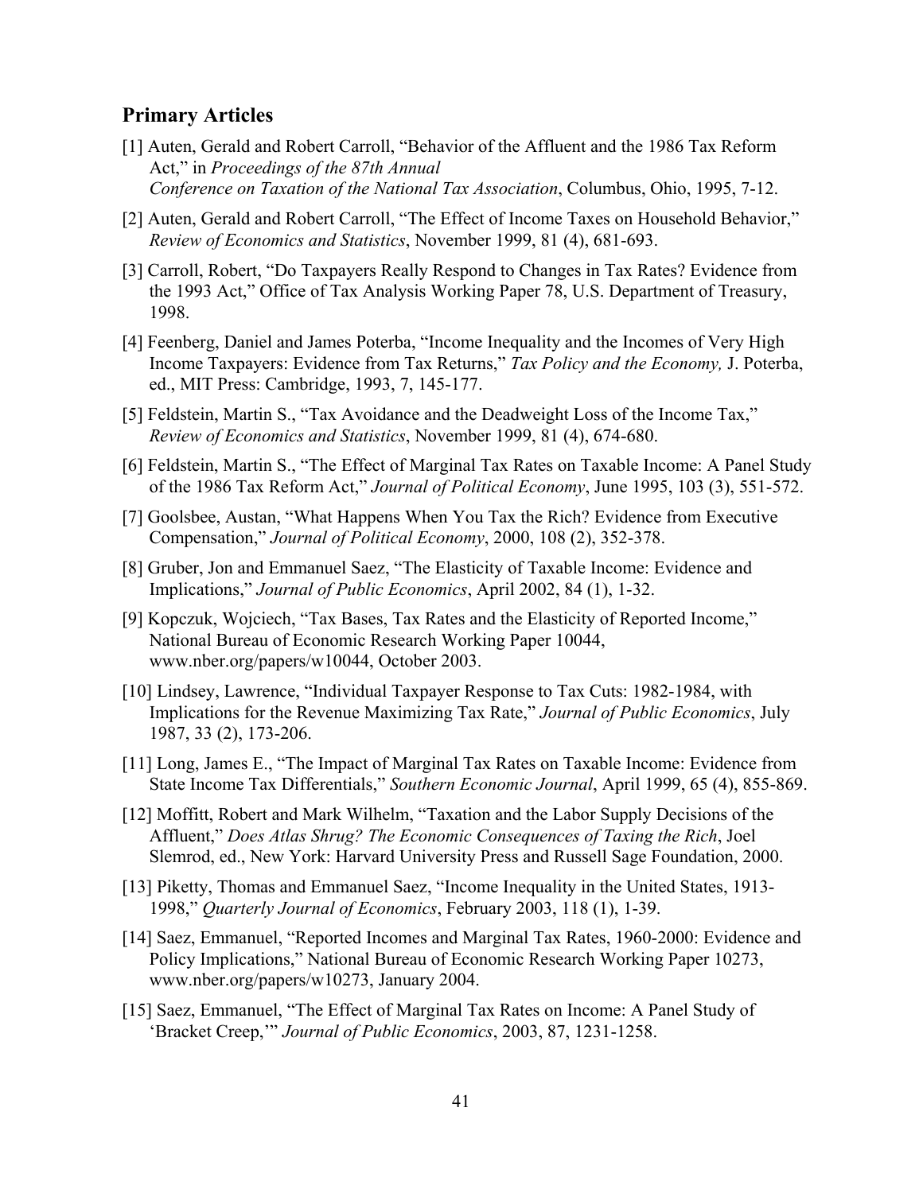## Primary Articles

[1] Auten, Gerald and Robert Carroll, "Behavior of the Affluent and the 1986 Tax Reform Act," in *Proceedings of the 87th Annual Conference on Taxation of the National Tax Association*, Columbus, Ohio, 1995, 7-12.

[2] Auten, Gerald and Robert Carroll, "The Effect of Income Taxes on Household Behavior," *Review of Economics and Statistics*, November 1999, 81 (4), 681-693.

[3] Carroll, Robert, "Do Taxpayers Really Respond to Changes in Tax Rates? Evidence from the 1993 Act," Office of Tax Analysis Working Paper 78, U.S. Department of Treasury, 1998.

[4] Feenberg, Daniel and James Poterba, "Income Inequality and the Incomes of Very High Income Taxpayers: Evidence from Tax Returns," *Tax Policy and the Economy,* J. Poterba, ed., MIT Press: Cambridge, 1993, 7, 145-177.

[5] Feldstein, Martin S., "Tax Avoidance and the Deadweight Loss of the Income Tax," *Review of Economics and Statistics*, November 1999, 81 (4), 674-680.

[6] Feldstein, Martin S., "The Effect of Marginal Tax Rates on Taxable Income: A Panel Study of the 1986 Tax Reform Act," *Journal of Political Economy*, June 1995, 103 (3), 551-572.

[7] Goolsbee, Austan, "What Happens When You Tax the Rich? Evidence from Executive Compensation," *Journal of Political Economy*, 2000, 108 (2), 352-378.

[8] Gruber, Jon and Emmanuel Saez, "The Elasticity of Taxable Income: Evidence and Implications," *Journal of Public Economics*, April 2002, 84 (1), 1-32.

[9] Kopczuk, Wojciech, "Tax Bases, Tax Rates and the Elasticity of Reported Income," National Bureau of Economic Research Working Paper 10044, www.nber.org/papers/w10044, October 2003.

[10] Lindsey, Lawrence, "Individual Taxpayer Response to Tax Cuts: 1982-1984, with Implications for the Revenue Maximizing Tax Rate," *Journal of Public Economics*, July 1987, 33 (2), 173-206.

[11] Long, James E., "The Impact of Marginal Tax Rates on Taxable Income: Evidence from State Income Tax Differentials," *Southern Economic Journal*, April 1999, 65 (4), 855-869.

[12] Moffitt, Robert and Mark Wilhelm, "Taxation and the Labor Supply Decisions of the Affluent," *Does Atlas Shrug? The Economic Consequences of Taxing the Rich*, Joel Slemrod, ed., New York: Harvard University Press and Russell Sage Foundation, 2000.

[13] Piketty, Thomas and Emmanuel Saez, "Income Inequality in the United States, 1913-1998," *Quarterly Journal of Economics*, February 2003, 118 (1), 1-39.

[14] Saez, Emmanuel, "Reported Incomes and Marginal Tax Rates, 1960-2000: Evidence and Policy Implications," National Bureau of Economic Research Working Paper 10273, www.nber.org/papers/w10273, January 2004.

[15] Saez, Emmanuel, "The Effect of Marginal Tax Rates on Income: A Panel Study of 'Bracket Creep,'" *Journal of Public Economics*, 2003, 87, 1231-1258.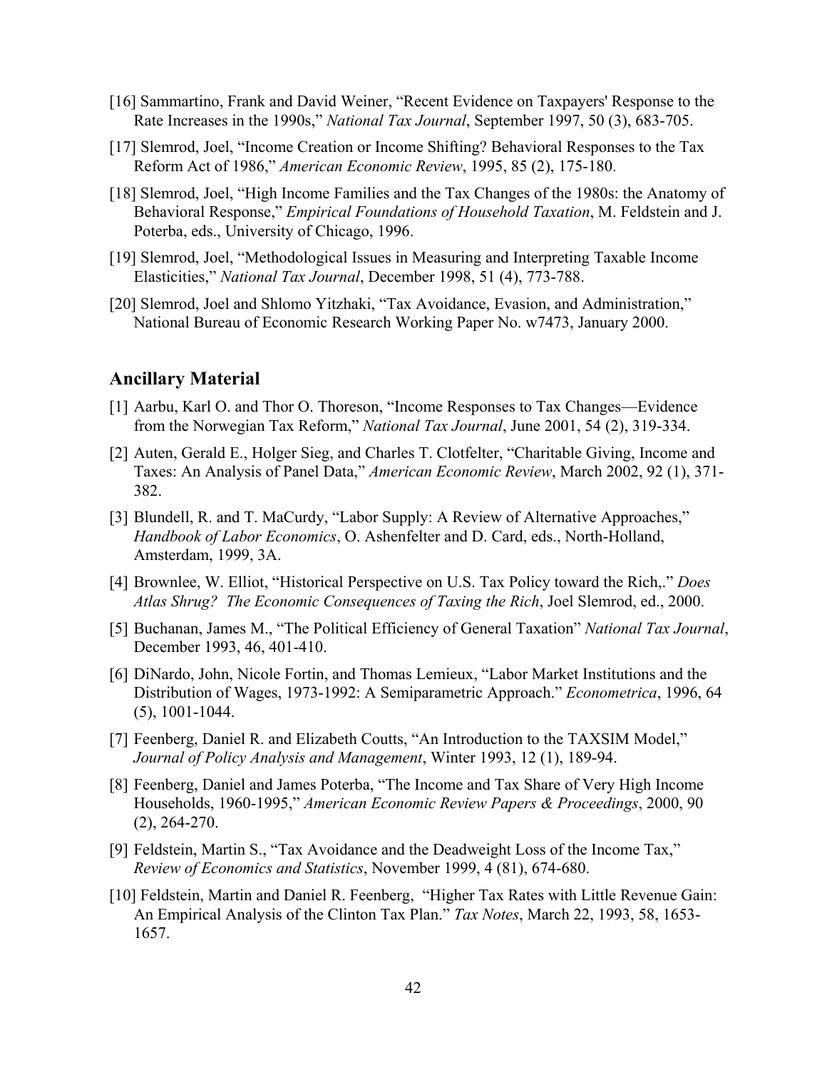[16] Sammartino, Frank and David Weiner, "Recent Evidence on Taxpayers' Response to the Rate Increases in the 1990s," *National Tax Journal*, September 1997, 50 (3), 683-705.

[17] Slemrod, Joel, "Income Creation or Income Shifting? Behavioral Responses to the Tax Reform Act of 1986," *American Economic Review*, 1995, 85 (2), 175-180.

[18] Slemrod, Joel, "High Income Families and the Tax Changes of the 1980s: the Anatomy of Behavioral Response," *Empirical Foundations of Household Taxation*, M. Feldstein and J. Poterba, eds., University of Chicago, 1996.

[19] Slemrod, Joel, "Methodological Issues in Measuring and Interpreting Taxable Income Elasticities," *National Tax Journal*, December 1998, 51 (4), 773-788.

[20] Slemrod, Joel and Shlomo Yitzhaki, "Tax Avoidance, Evasion, and Administration," National Bureau of Economic Research Working Paper No. w7473, January 2000.

## Ancillary Material

[1] Aarbu, Karl O. and Thor O. Thoreson, "Income Responses to Tax Changes—Evidence from the Norwegian Tax Reform," *National Tax Journal*, June 2001, 54 (2), 319-334.

[2] Auten, Gerald E., Holger Sieg, and Charles T. Clotfelter, "Charitable Giving, Income and Taxes: An Analysis of Panel Data," *American Economic Review*, March 2002, 92 (1), 371-382.

[3] Blundell, R. and T. MaCurdy, "Labor Supply: A Review of Alternative Approaches," *Handbook of Labor Economics*, O. Ashenfelter and D. Card, eds., North-Holland, Amsterdam, 1999, 3A.

[4] Brownlee, W. Elliot, "Historical Perspective on U.S. Tax Policy toward the Rich,." *Does Atlas Shrug? The Economic Consequences of Taxing the Rich*, Joel Slemrod, ed., 2000.

[5] Buchanan, James M., "The Political Efficiency of General Taxation" *National Tax Journal*, December 1993, 46, 401-410.

[6] DiNardo, John, Nicole Fortin, and Thomas Lemieux, "Labor Market Institutions and the Distribution of Wages, 1973-1992: A Semiparametric Approach." *Econometrica*, 1996, 64 (5), 1001-1044.

[7] Feenberg, Daniel R. and Elizabeth Coutts, "An Introduction to the TAXSIM Model," *Journal of Policy Analysis and Management*, Winter 1993, 12 (1), 189-94.

[8] Feenberg, Daniel and James Poterba, "The Income and Tax Share of Very High Income Households, 1960-1995," *American Economic Review Papers & Proceedings*, 2000, 90 (2), 264-270.

[9] Feldstein, Martin S., "Tax Avoidance and the Deadweight Loss of the Income Tax," *Review of Economics and Statistics*, November 1999, 4 (81), 674-680.

[10] Feldstein, Martin and Daniel R. Feenberg, "Higher Tax Rates with Little Revenue Gain: An Empirical Analysis of the Clinton Tax Plan." *Tax Notes*, March 22, 1993, 58, 1653-1657.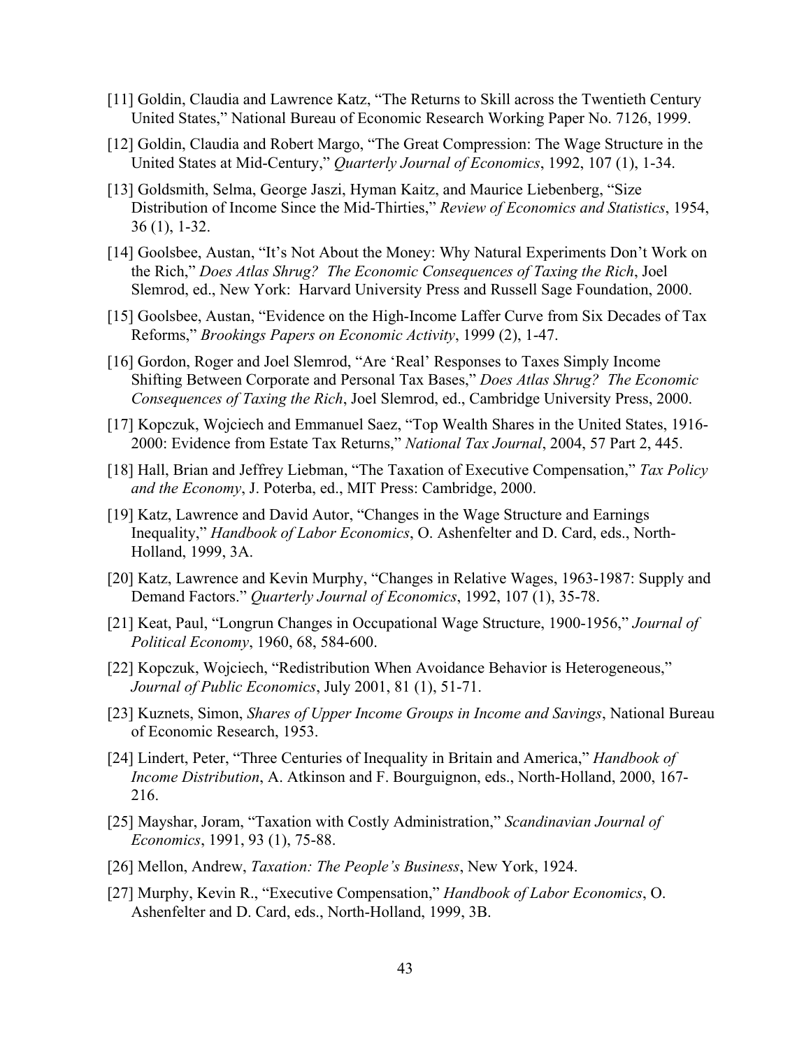[11] Goldin, Claudia and Lawrence Katz, "The Returns to Skill across the Twentieth Century United States," National Bureau of Economic Research Working Paper No. 7126, 1999.

[12] Goldin, Claudia and Robert Margo, "The Great Compression: The Wage Structure in the United States at Mid-Century," *Quarterly Journal of Economics*, 1992, 107 (1), 1-34.

[13] Goldsmith, Selma, George Jaszi, Hyman Kaitz, and Maurice Liebenberg, "Size Distribution of Income Since the Mid-Thirties," *Review of Economics and Statistics*, 1954, 36 (1), 1-32.

[14] Goolsbee, Austan, "It's Not About the Money: Why Natural Experiments Don't Work on the Rich," *Does Atlas Shrug? The Economic Consequences of Taxing the Rich*, Joel Slemrod, ed., New York: Harvard University Press and Russell Sage Foundation, 2000.

[15] Goolsbee, Austan, "Evidence on the High-Income Laffer Curve from Six Decades of Tax Reforms," *Brookings Papers on Economic Activity*, 1999 (2), 1-47.

[16] Gordon, Roger and Joel Slemrod, "Are 'Real' Responses to Taxes Simply Income Shifting Between Corporate and Personal Tax Bases," *Does Atlas Shrug? The Economic Consequences of Taxing the Rich*, Joel Slemrod, ed., Cambridge University Press, 2000.

[17] Kopczuk, Wojciech and Emmanuel Saez, "Top Wealth Shares in the United States, 1916-2000: Evidence from Estate Tax Returns," *National Tax Journal*, 2004, 57 Part 2, 445.

[18] Hall, Brian and Jeffrey Liebman, "The Taxation of Executive Compensation," *Tax Policy and the Economy*, J. Poterba, ed., MIT Press: Cambridge, 2000.

[19] Katz, Lawrence and David Autor, "Changes in the Wage Structure and Earnings Inequality," *Handbook of Labor Economics*, O. Ashenfelter and D. Card, eds., North-Holland, 1999, 3A.

[20] Katz, Lawrence and Kevin Murphy, "Changes in Relative Wages, 1963-1987: Supply and Demand Factors." *Quarterly Journal of Economics*, 1992, 107 (1), 35-78.

[21] Keat, Paul, "Longrun Changes in Occupational Wage Structure, 1900-1956," *Journal of Political Economy*, 1960, 68, 584-600.

[22] Kopczuk, Wojciech, "Redistribution When Avoidance Behavior is Heterogeneous," *Journal of Public Economics*, July 2001, 81 (1), 51-71.

[23] Kuznets, Simon, *Shares of Upper Income Groups in Income and Savings*, National Bureau of Economic Research, 1953.

[24] Lindert, Peter, "Three Centuries of Inequality in Britain and America," *Handbook of Income Distribution*, A. Atkinson and F. Bourguignon, eds., North-Holland, 2000, 167-216.

[25] Mayshar, Joram, "Taxation with Costly Administration," *Scandinavian Journal of Economics*, 1991, 93 (1), 75-88.

[26] Mellon, Andrew, *Taxation: The People's Business*, New York, 1924.

[27] Murphy, Kevin R., "Executive Compensation," *Handbook of Labor Economics*, O. Ashenfelter and D. Card, eds., North-Holland, 1999, 3B.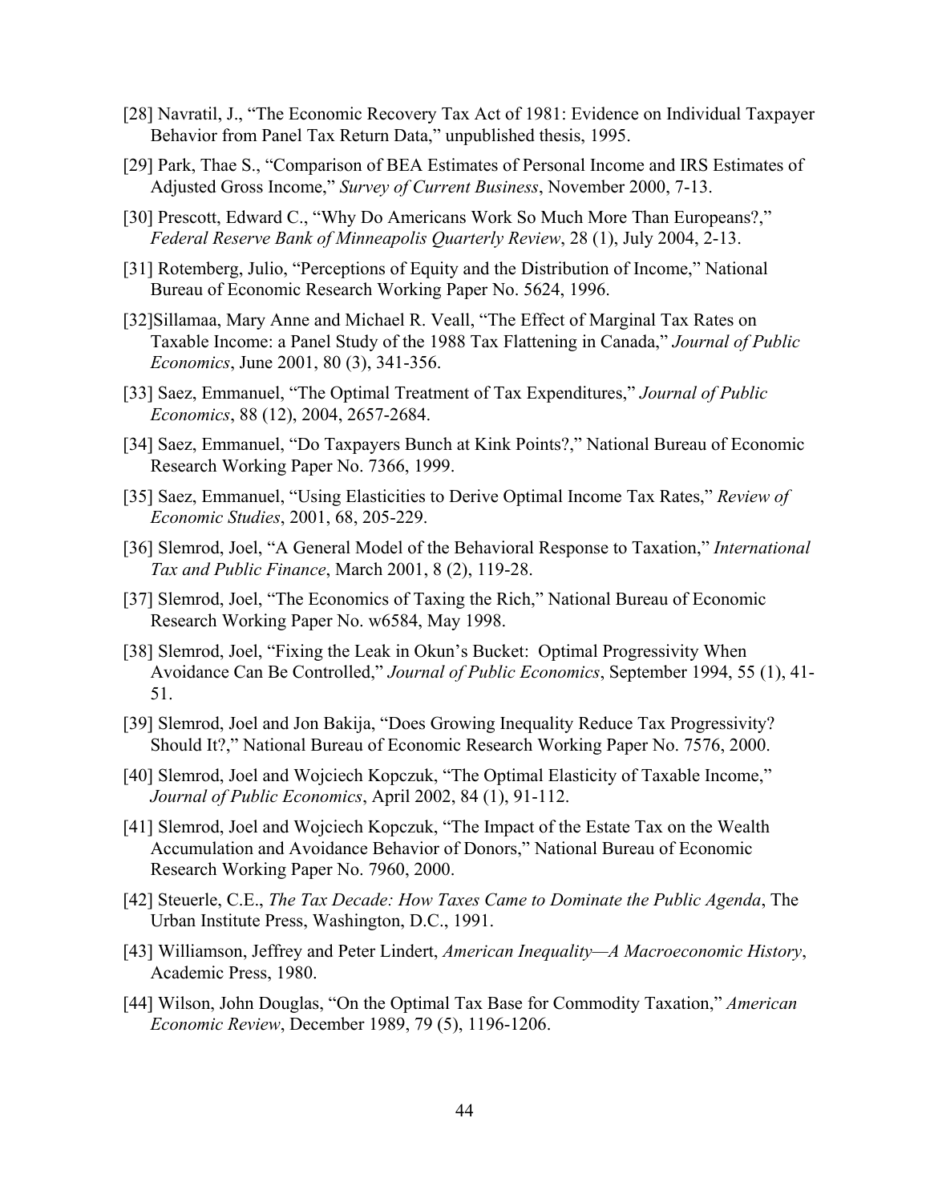[28] Navratil, J., "The Economic Recovery Tax Act of 1981: Evidence on Individual Taxpayer Behavior from Panel Tax Return Data," unpublished thesis, 1995.

[29] Park, Thae S., "Comparison of BEA Estimates of Personal Income and IRS Estimates of Adjusted Gross Income," *Survey of Current Business*, November 2000, 7-13.

[30] Prescott, Edward C., "Why Do Americans Work So Much More Than Europeans?," *Federal Reserve Bank of Minneapolis Quarterly Review*, 28 (1), July 2004, 2-13.

[31] Rotemberg, Julio, "Perceptions of Equity and the Distribution of Income," National Bureau of Economic Research Working Paper No. 5624, 1996.

[32]Sillamaa, Mary Anne and Michael R. Veall, "The Effect of Marginal Tax Rates on Taxable Income: a Panel Study of the 1988 Tax Flattening in Canada," *Journal of Public Economics*, June 2001, 80 (3), 341-356.

[33] Saez, Emmanuel, "The Optimal Treatment of Tax Expenditures," *Journal of Public Economics*, 88 (12), 2004, 2657-2684.

[34] Saez, Emmanuel, "Do Taxpayers Bunch at Kink Points?," National Bureau of Economic Research Working Paper No. 7366, 1999.

[35] Saez, Emmanuel, "Using Elasticities to Derive Optimal Income Tax Rates," *Review of Economic Studies*, 2001, 68, 205-229.

[36] Slemrod, Joel, "A General Model of the Behavioral Response to Taxation," *International Tax and Public Finance*, March 2001, 8 (2), 119-28.

[37] Slemrod, Joel, "The Economics of Taxing the Rich," National Bureau of Economic Research Working Paper No. w6584, May 1998.

[38] Slemrod, Joel, "Fixing the Leak in Okun's Bucket: Optimal Progressivity When Avoidance Can Be Controlled," *Journal of Public Economics*, September 1994, 55 (1), 41-51.

[39] Slemrod, Joel and Jon Bakija, "Does Growing Inequality Reduce Tax Progressivity? Should It?," National Bureau of Economic Research Working Paper No. 7576, 2000.

[40] Slemrod, Joel and Wojciech Kopczuk, "The Optimal Elasticity of Taxable Income," *Journal of Public Economics*, April 2002, 84 (1), 91-112.

[41] Slemrod, Joel and Wojciech Kopczuk, "The Impact of the Estate Tax on the Wealth Accumulation and Avoidance Behavior of Donors," National Bureau of Economic Research Working Paper No. 7960, 2000.

[42] Steuerle, C.E., *The Tax Decade: How Taxes Came to Dominate the Public Agenda*, The Urban Institute Press, Washington, D.C., 1991.

[43] Williamson, Jeffrey and Peter Lindert, *American Inequality—A Macroeconomic History*, Academic Press, 1980.

[44] Wilson, John Douglas, "On the Optimal Tax Base for Commodity Taxation," *American Economic Review*, December 1989, 79 (5), 1196-1206.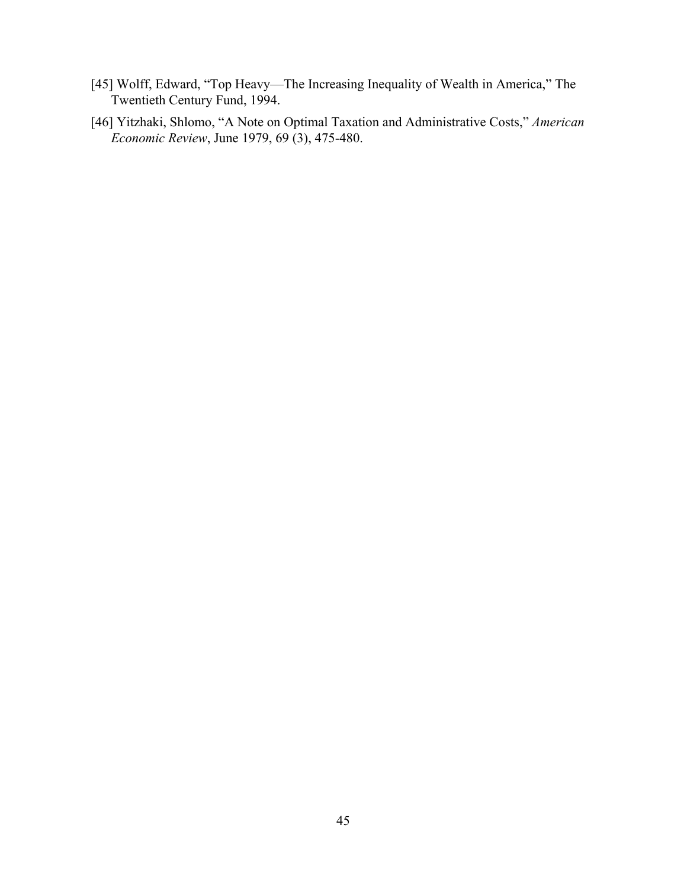[45] Wolff, Edward, "Top Heavy—The Increasing Inequality of Wealth in America," The Twentieth Century Fund, 1994.

[46] Yitzhaki, Shlomo, "A Note on Optimal Taxation and Administrative Costs," *American Economic Review*, June 1979, 69 (3), 475-480.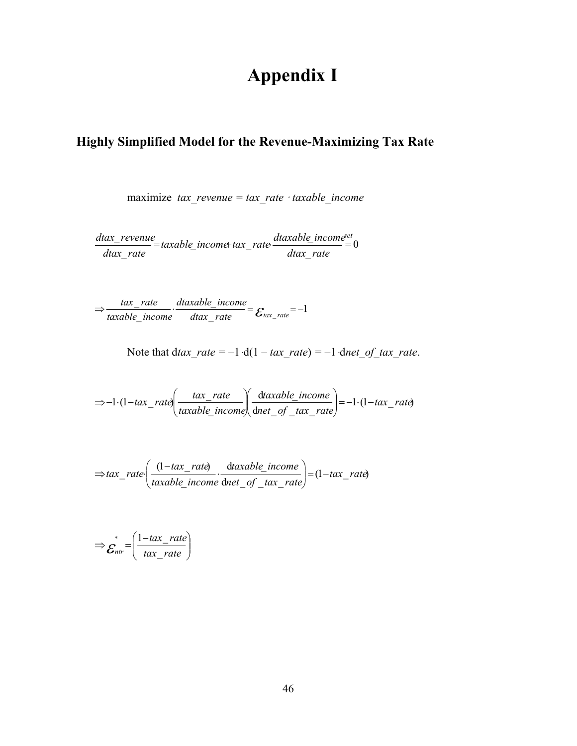# Appendix I

## Highly Simplified Model for the Revenue-Maximizing Tax Rate

maximize $tax\_revenue = tax\_rate \cdot taxable\_income$

$$\frac{dtax\_revenue}{dtax\_rate} = taxable\_income + tax\_rate \cdot \frac{dtaxable\_income}{dtax\_rate} \overset{set}{=} 0$$

$$\Rightarrow \frac{tax\_rate}{taxable\_income} \cdot \frac{dtaxable\_income}{dtax\_rate} = \varepsilon_{tax\_rate} = -1$$

Note that d$tax\_rate$ = –1 ·d(1 – $tax\_rate$) = –1 ·d$net\_of\_tax\_rate$.

$$\Rightarrow -1 \cdot (1 - tax\_rate)\left(\frac{tax\_rate}{taxable\_income}\right)\left(\frac{\mathrm{d}taxable\_income}{\mathrm{d}net\_of\_tax\_rate}\right) = -1 \cdot (1 - tax\_rate)$$

$$\Rightarrow tax\_rate \cdot \left(\frac{(1 - tax\_rate)}{taxable\_income} \cdot \frac{\mathrm{d}taxable\_income}{\mathrm{d}net\_of\_tax\_rate}\right) = (1 - tax\_rate)$$

$$\Rightarrow \overset{*}{\varepsilon}_{ntr} = \left(\frac{1 - tax\_rate}{tax\_rate}\right)$$